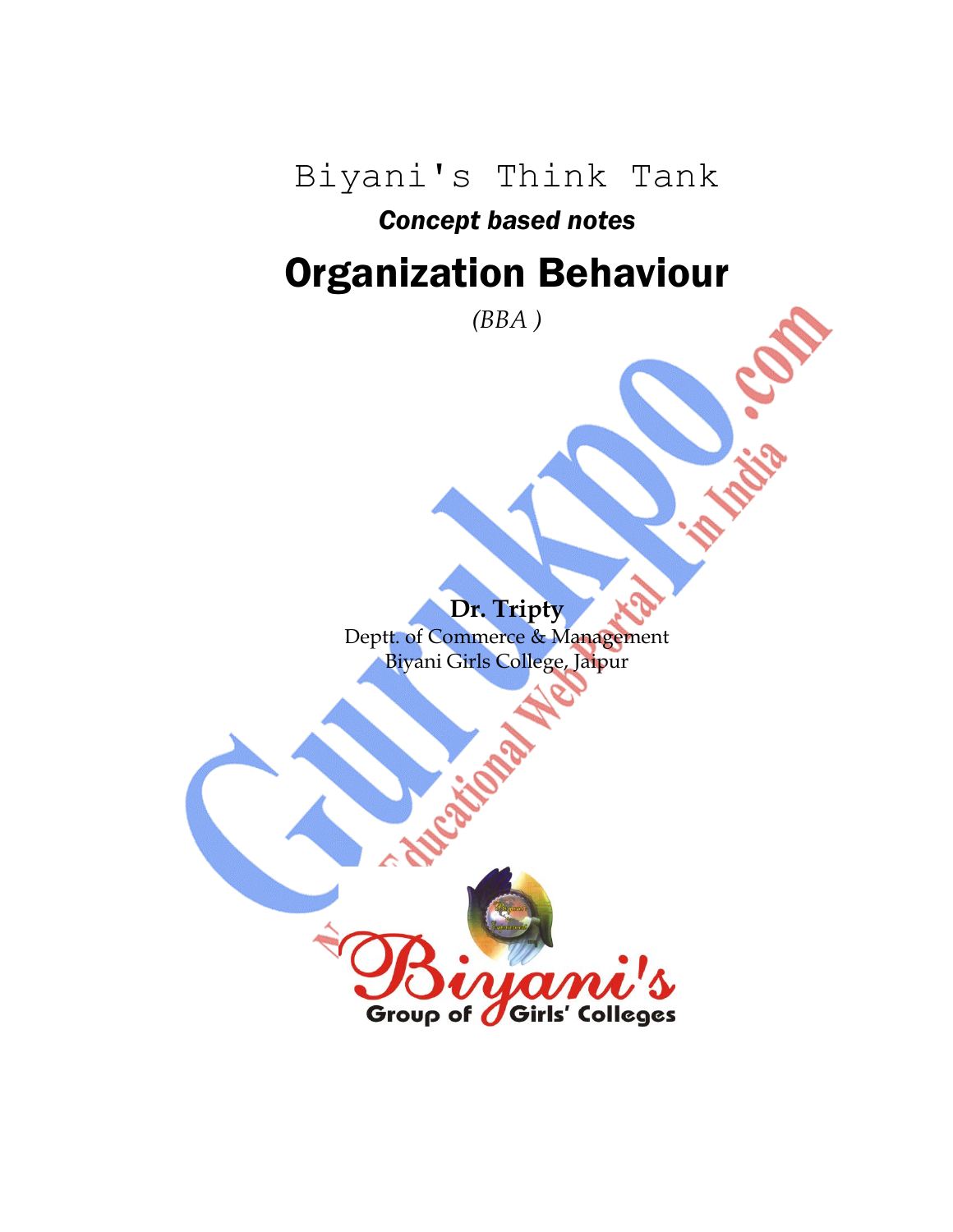Biyani's Think Tank

***Concept based notes***

# Organization Behaviour

*(BBA )*

**Dr. Tripty**

Deptt. of Commerce & Management

Biyani Girls College, Jaipur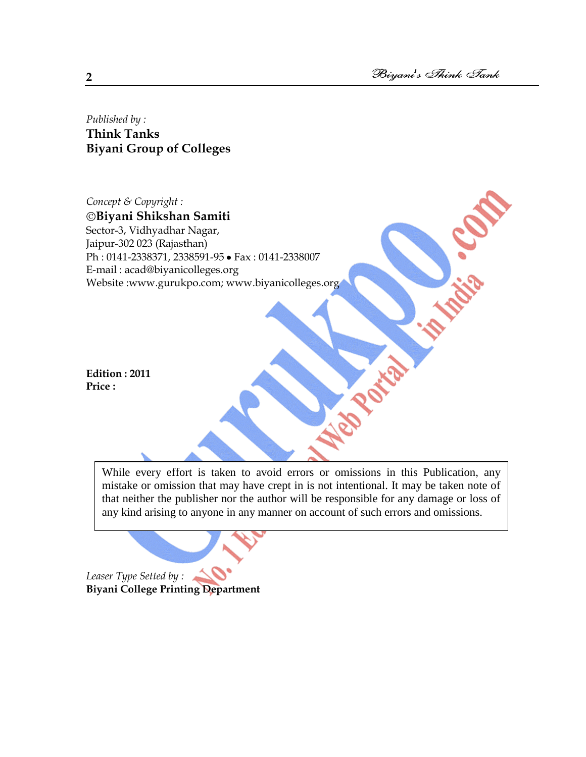*Published by :*
**Think Tanks**
**Biyani Group of Colleges**

*Concept & Copyright :*
**©Biyani Shikshan Samiti**
Sector-3, Vidhyadhar Nagar,
Jaipur-302 023 (Rajasthan)
Ph : 0141-2338371, 2338591-95 • Fax : 0141-2338007
E-mail : acad@biyanicolleges.org
Website :www.gurukpo.com; www.biyanicolleges.org

**Edition : 2011**
**Price :**

While every effort is taken to avoid errors or omissions in this Publication, any mistake or omission that may have crept in is not intentional. It may be taken note of that neither the publisher nor the author will be responsible for any damage or loss of any kind arising to anyone in any manner on account of such errors and omissions.

*Leaser Type Setted by :*
**Biyani College Printing Department**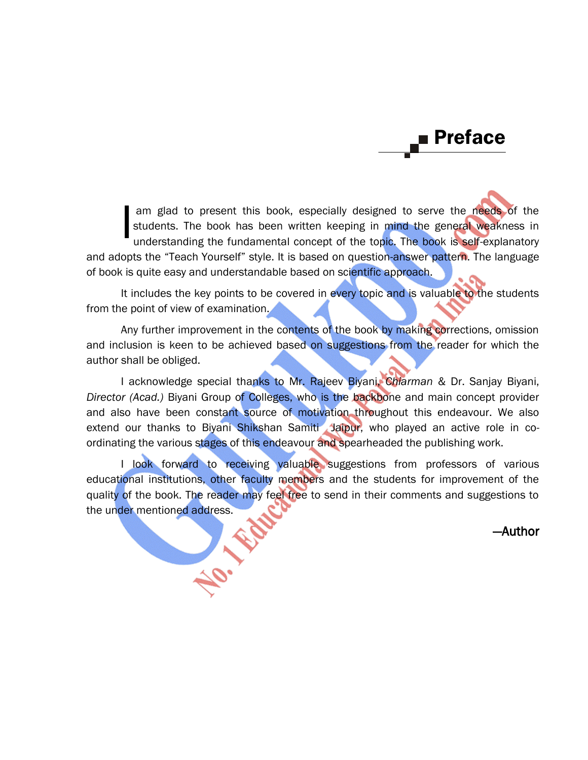# Preface

I am glad to present this book, especially designed to serve the needs of the students. The book has been written keeping in mind the general weakness in understanding the fundamental concept of the topic. The book is self-explanatory and adopts the "Teach Yourself" style. It is based on question-answer pattern. The language of book is quite easy and understandable based on scientific approach.

It includes the key points to be covered in every topic and is valuable to the students from the point of view of examination.

Any further improvement in the contents of the book by making corrections, omission and inclusion is keen to be achieved based on suggestions from the reader for which the author shall be obliged.

I acknowledge special thanks to Mr. Rajeev Biyani, *Chiarman* & Dr. Sanjay Biyani, *Director (Acad.)* Biyani Group of Colleges, who is the backbone and main concept provider and also have been constant source of motivation throughout this endeavour. We also extend our thanks to Biyani Shikshan Samiti, Jaipur, who played an active role in co-ordinating the various stages of this endeavour and spearheaded the publishing work.

I look forward to receiving valuable suggestions from professors of various educational institutions, other faculty members and the students for improvement of the quality of the book. The reader may feel free to send in their comments and suggestions to the under mentioned address.

**—Author**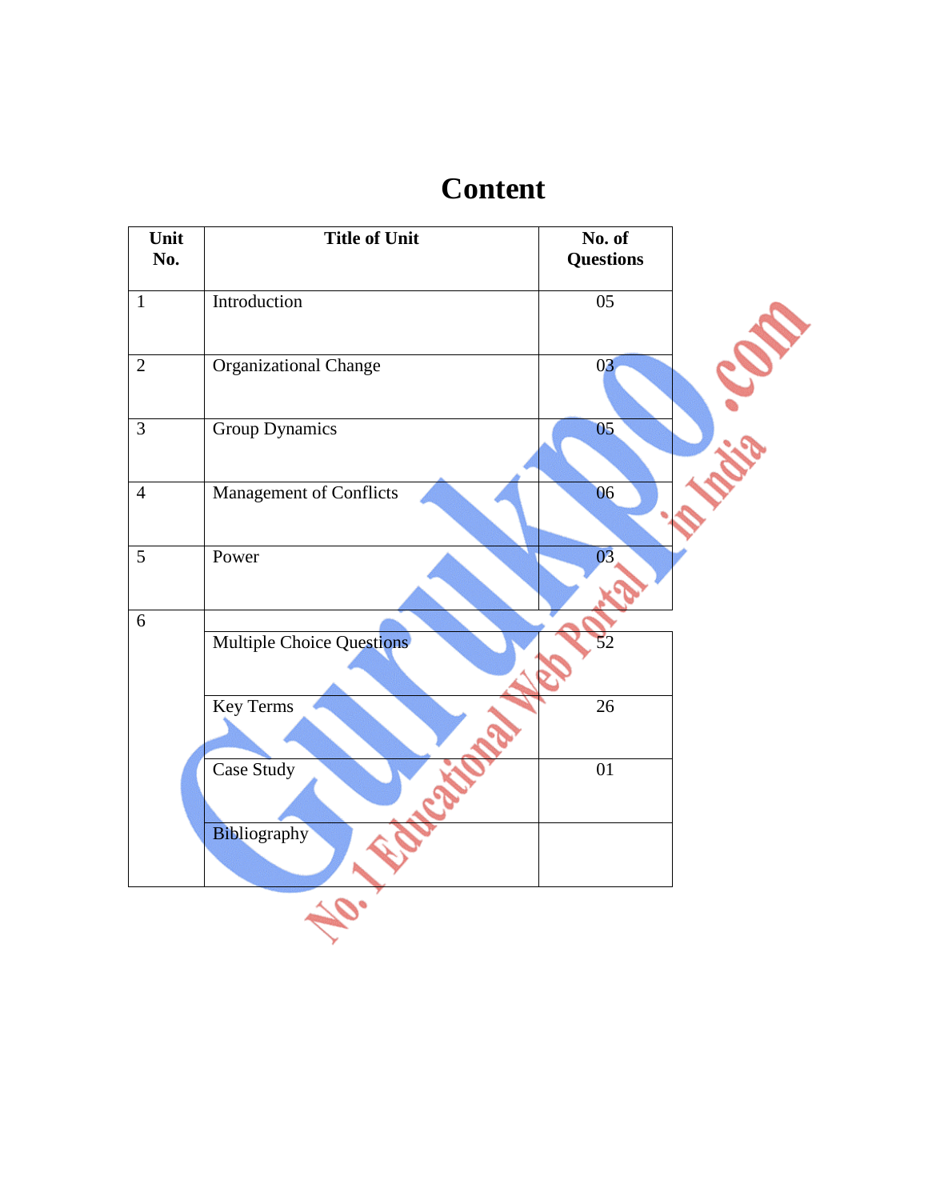# Content

| Unit No. | Title of Unit | No. of Questions |
|---|---|---|
| 1 | Introduction | 05 |
| 2 | Organizational Change | 03 |
| 3 | Group Dynamics | 05 |
| 4 | Management of Conflicts | 06 |
| 5 | Power | 03 |
| 6 | | |
| | Multiple Choice Questions | 52 |
| | Key Terms | 26 |
| | Case Study | 01 |
| | Bibliography | |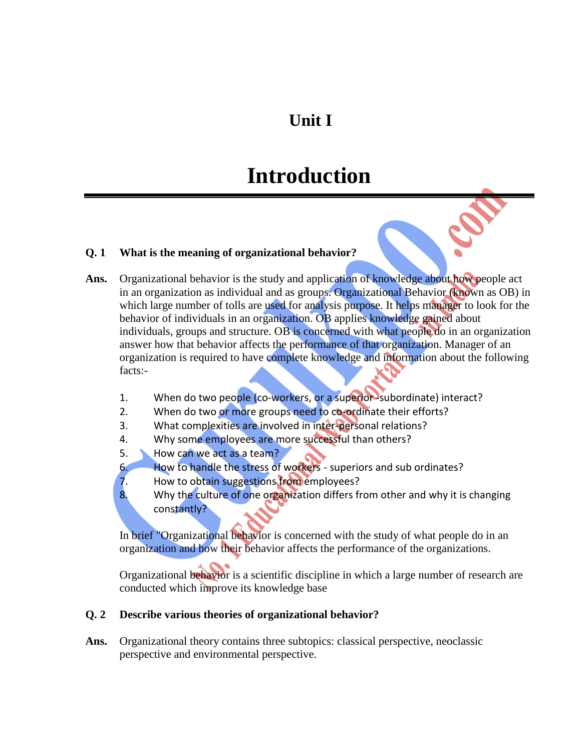# Unit I

# Introduction

**Q. 1 What is the meaning of organizational behavior?**

**Ans.** Organizational behavior is the study and application of knowledge about how people act in an organization as individual and as groups. Organizational Behavior (known as OB) in which large number of tolls are used for analysis purpose. It helps manager to look for the behavior of individuals in an organization. OB applies knowledge gained about individuals, groups and structure. OB is concerned with what people do in an organization answer how that behavior affects the performance of that organization. Manager of an organization is required to have complete knowledge and information about the following facts:-

1. When do two people (co-workers, or a superior -subordinate) interact?
2. When do two or more groups need to co-ordinate their efforts?
3. What complexities are involved in inter-personal relations?
4. Why some employees are more successful than others?
5. How can we act as a team?
6. How to handle the stress of workers - superiors and sub ordinates?
7. How to obtain suggestions from employees?
8. Why the culture of one organization differs from other and why it is changing constantly?

In brief "Organizational behavior is concerned with the study of what people do in an organization and how their behavior affects the performance of the organizations.

Organizational behavior is a scientific discipline in which a large number of research are conducted which improve its knowledge base

**Q. 2 Describe various theories of organizational behavior?**

**Ans.** Organizational theory contains three subtopics: classical perspective, neoclassic perspective and environmental perspective.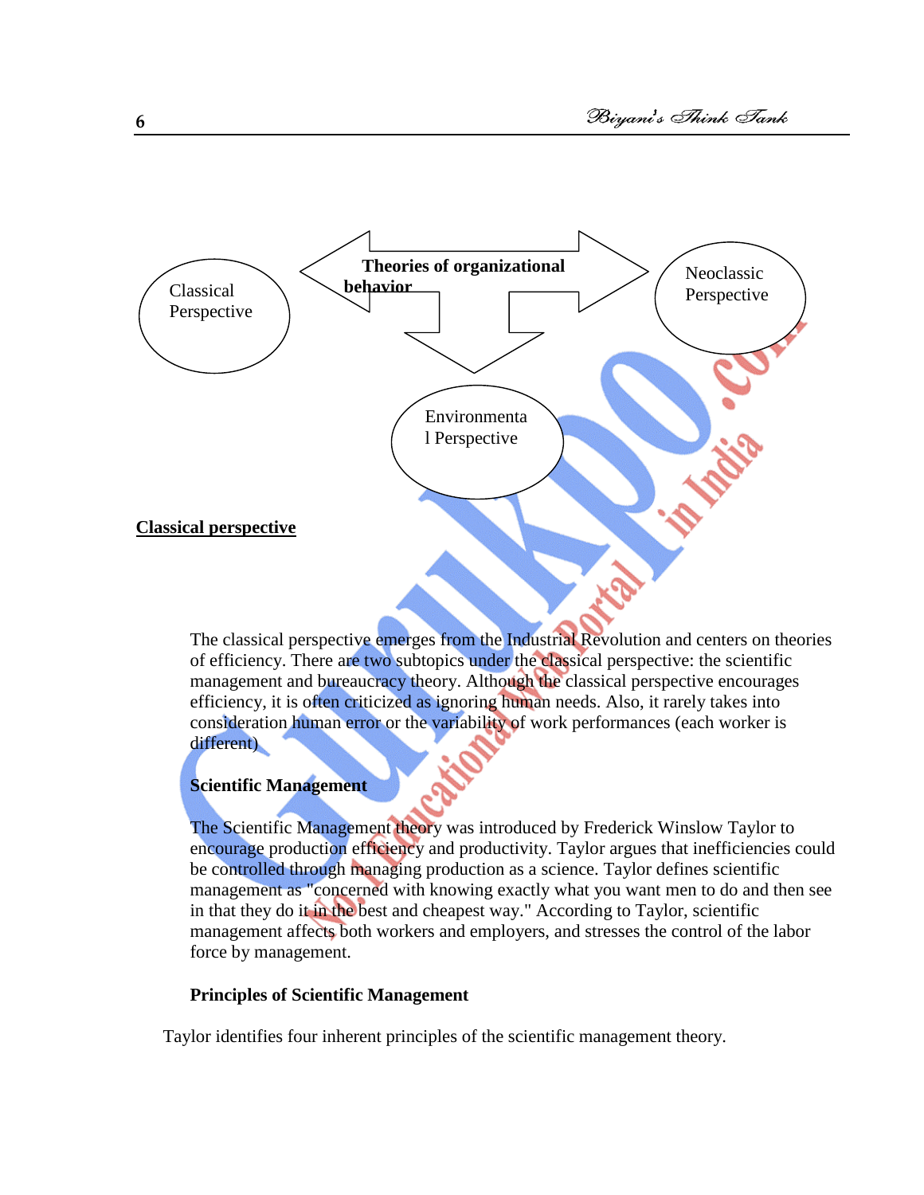Theories of organizational behavior

Classical Perspective

Neoclassic Perspective

Environmental Perspective

## Classical perspective

The classical perspective emerges from the Industrial Revolution and centers on theories of efficiency. There are two subtopics under the classical perspective: the scientific management and bureaucracy theory. Although the classical perspective encourages efficiency, it is often criticized as ignoring human needs. Also, it rarely takes into consideration human error or the variability of work performances (each worker is different)

### Scientific Management

The Scientific Management theory was introduced by Frederick Winslow Taylor to encourage production efficiency and productivity. Taylor argues that inefficiencies could be controlled through managing production as a science. Taylor defines scientific management as "concerned with knowing exactly what you want men to do and then see in that they do it in the best and cheapest way." According to Taylor, scientific management affects both workers and employers, and stresses the control of the labor force by management.

#### Principles of Scientific Management

Taylor identifies four inherent principles of the scientific management theory.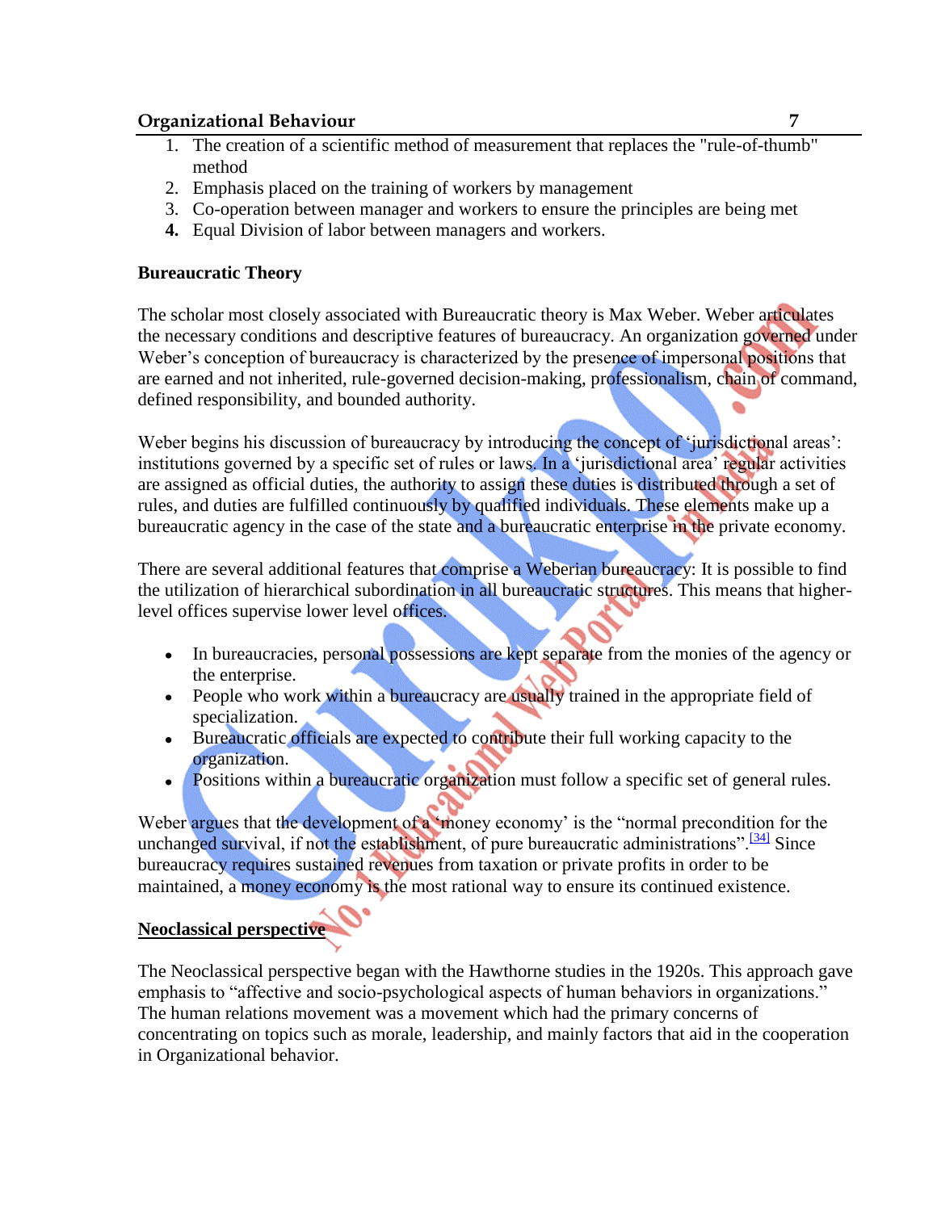1. The creation of a scientific method of measurement that replaces the "rule-of-thumb" method
2. Emphasis placed on the training of workers by management
3. Co-operation between manager and workers to ensure the principles are being met
4. Equal Division of labor between managers and workers.

**Bureaucratic Theory**

The scholar most closely associated with Bureaucratic theory is Max Weber. Weber articulates the necessary conditions and descriptive features of bureaucracy. An organization governed under Weber's conception of bureaucracy is characterized by the presence of impersonal positions that are earned and not inherited, rule-governed decision-making, professionalism, chain of command, defined responsibility, and bounded authority.

Weber begins his discussion of bureaucracy by introducing the concept of 'jurisdictional areas': institutions governed by a specific set of rules or laws. In a 'jurisdictional area' regular activities are assigned as official duties, the authority to assign these duties is distributed through a set of rules, and duties are fulfilled continuously by qualified individuals. These elements make up a bureaucratic agency in the case of the state and a bureaucratic enterprise in the private economy.

There are several additional features that comprise a Weberian bureaucracy: It is possible to find the utilization of hierarchical subordination in all bureaucratic structures. This means that higher-level offices supervise lower level offices.

- In bureaucracies, personal possessions are kept separate from the monies of the agency or the enterprise.
- People who work within a bureaucracy are usually trained in the appropriate field of specialization.
- Bureaucratic officials are expected to contribute their full working capacity to the organization.
- Positions within a bureaucratic organization must follow a specific set of general rules.

Weber argues that the development of a 'money economy' is the "normal precondition for the unchanged survival, if not the establishment, of pure bureaucratic administrations".[34] Since bureaucracy requires sustained revenues from taxation or private profits in order to be maintained, a money economy is the most rational way to ensure its continued existence.

**Neoclassical perspective**

The Neoclassical perspective began with the Hawthorne studies in the 1920s. This approach gave emphasis to "affective and socio-psychological aspects of human behaviors in organizations." The human relations movement was a movement which had the primary concerns of concentrating on topics such as morale, leadership, and mainly factors that aid in the cooperation in Organizational behavior.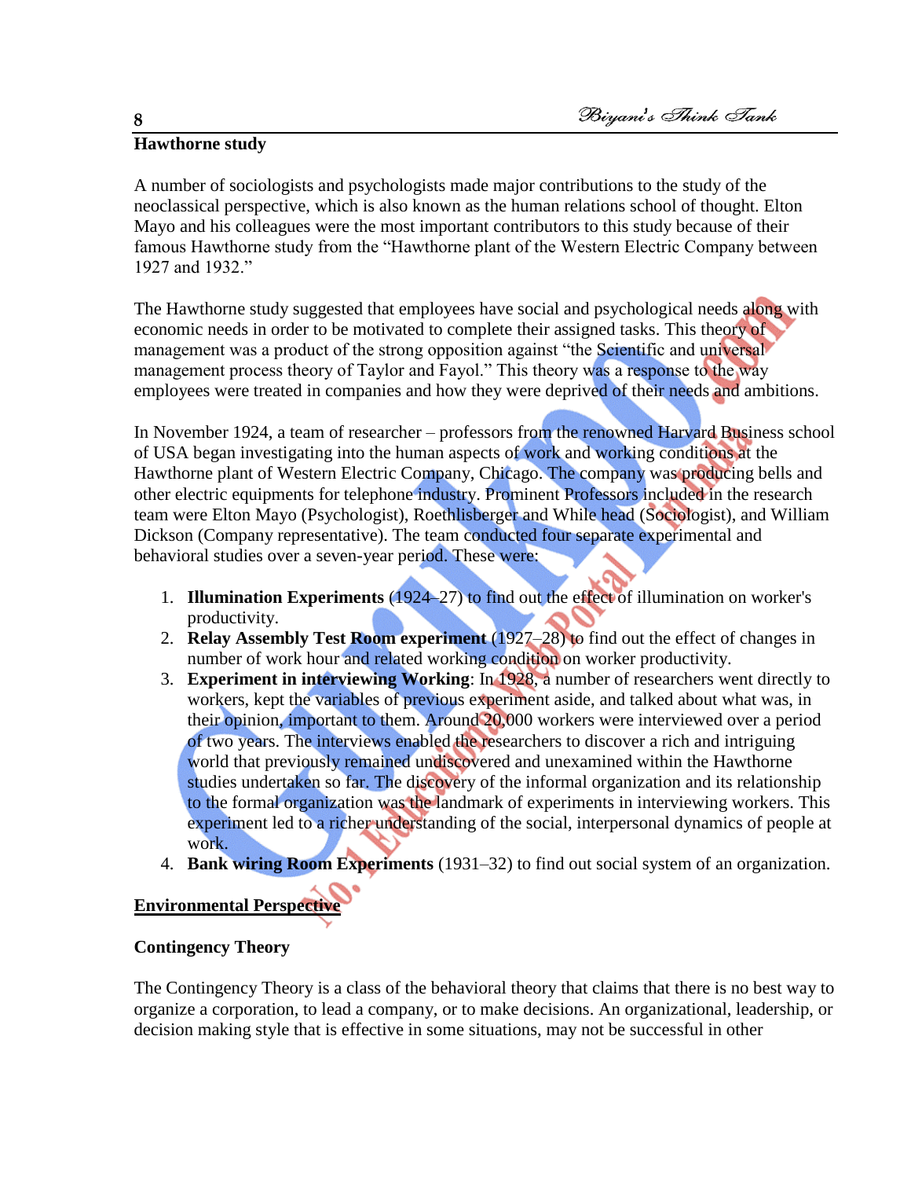### Hawthorne study

A number of sociologists and psychologists made major contributions to the study of the neoclassical perspective, which is also known as the human relations school of thought. Elton Mayo and his colleagues were the most important contributors to this study because of their famous Hawthorne study from the "Hawthorne plant of the Western Electric Company between 1927 and 1932."

The Hawthorne study suggested that employees have social and psychological needs along with economic needs in order to be motivated to complete their assigned tasks. This theory of management was a product of the strong opposition against "the Scientific and universal management process theory of Taylor and Fayol." This theory was a response to the way employees were treated in companies and how they were deprived of their needs and ambitions.

In November 1924, a team of researcher – professors from the renowned Harvard Business school of USA began investigating into the human aspects of work and working conditions at the Hawthorne plant of Western Electric Company, Chicago. The company was producing bells and other electric equipments for telephone industry. Prominent Professors included in the research team were Elton Mayo (Psychologist), Roethlisberger and While head (Sociologist), and William Dickson (Company representative). The team conducted four separate experimental and behavioral studies over a seven-year period. These were:

1. **Illumination Experiments** (1924–27) to find out the effect of illumination on worker's productivity.
2. **Relay Assembly Test Room experiment** (1927–28) to find out the effect of changes in number of work hour and related working condition on worker productivity.
3. **Experiment in interviewing Working**: In 1928, a number of researchers went directly to workers, kept the variables of previous experiment aside, and talked about what was, in their opinion, important to them. Around 20,000 workers were interviewed over a period of two years. The interviews enabled the researchers to discover a rich and intriguing world that previously remained undiscovered and unexamined within the Hawthorne studies undertaken so far. The discovery of the informal organization and its relationship to the formal organization was the landmark of experiments in interviewing workers. This experiment led to a richer understanding of the social, interpersonal dynamics of people at work.
4. **Bank wiring Room Experiments** (1931–32) to find out social system of an organization.

## Environmental Perspective

### Contingency Theory

The Contingency Theory is a class of the behavioral theory that claims that there is no best way to organize a corporation, to lead a company, or to make decisions. An organizational, leadership, or decision making style that is effective in some situations, may not be successful in other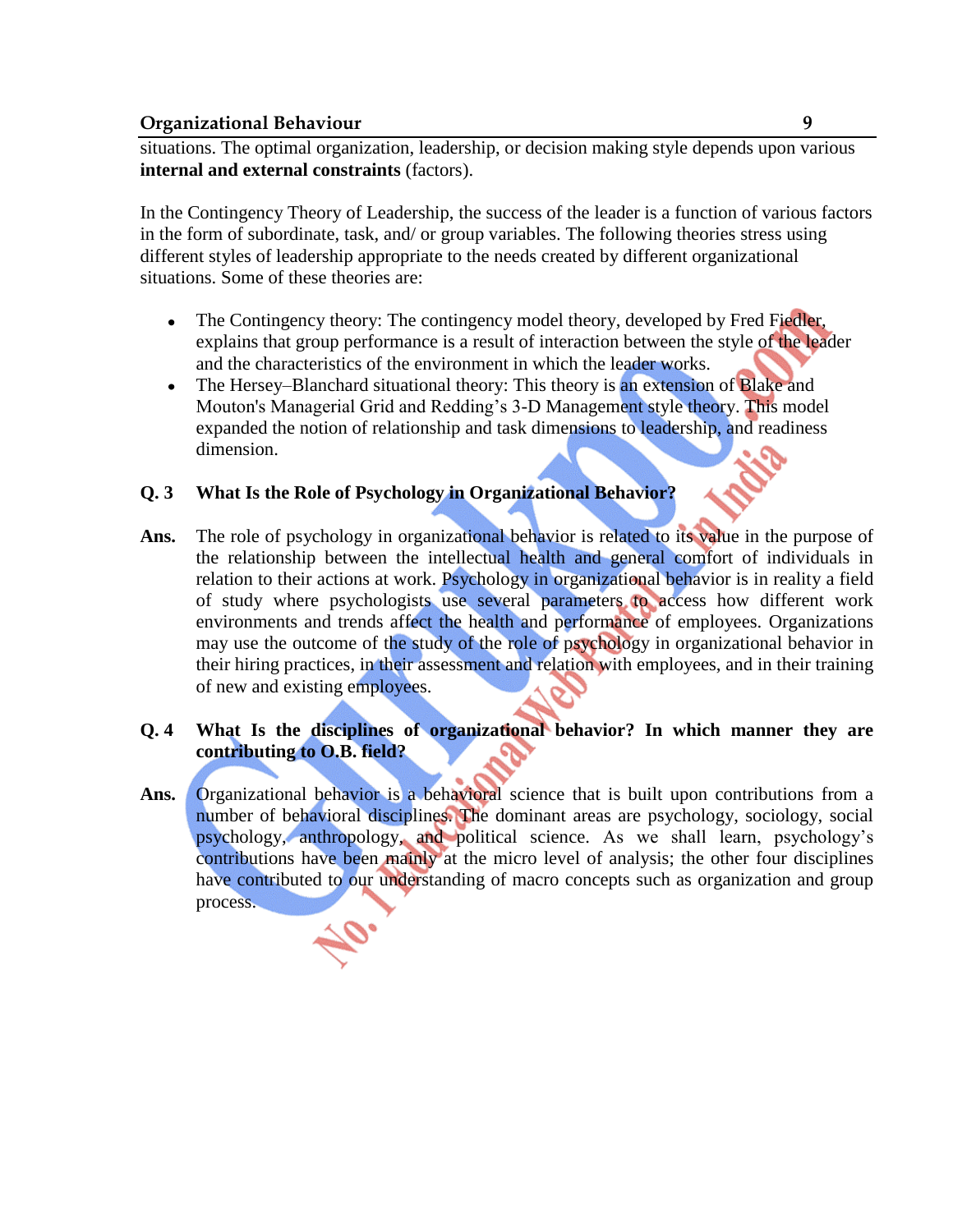situations. The optimal organization, leadership, or decision making style depends upon various **internal and external constraints** (factors).

In the Contingency Theory of Leadership, the success of the leader is a function of various factors in the form of subordinate, task, and/ or group variables. The following theories stress using different styles of leadership appropriate to the needs created by different organizational situations. Some of these theories are:

- The Contingency theory: The contingency model theory, developed by Fred Fiedler, explains that group performance is a result of interaction between the style of the leader and the characteristics of the environment in which the leader works.
- The Hersey–Blanchard situational theory: This theory is an extension of Blake and Mouton's Managerial Grid and Redding's 3-D Management style theory. This model expanded the notion of relationship and task dimensions to leadership, and readiness dimension.

**Q. 3 What Is the Role of Psychology in Organizational Behavior?**

**Ans.** The role of psychology in organizational behavior is related to its value in the purpose of the relationship between the intellectual health and general comfort of individuals in relation to their actions at work. Psychology in organizational behavior is in reality a field of study where psychologists use several parameters to access how different work environments and trends affect the health and performance of employees. Organizations may use the outcome of the study of the role of psychology in organizational behavior in their hiring practices, in their assessment and relation with employees, and in their training of new and existing employees.

**Q. 4 What Is the disciplines of organizational behavior? In which manner they are contributing to O.B. field?**

**Ans.** Organizational behavior is a behavioral science that is built upon contributions from a number of behavioral disciplines. The dominant areas are psychology, sociology, social psychology, anthropology, and political science. As we shall learn, psychology's contributions have been mainly at the micro level of analysis; the other four disciplines have contributed to our understanding of macro concepts such as organization and group process.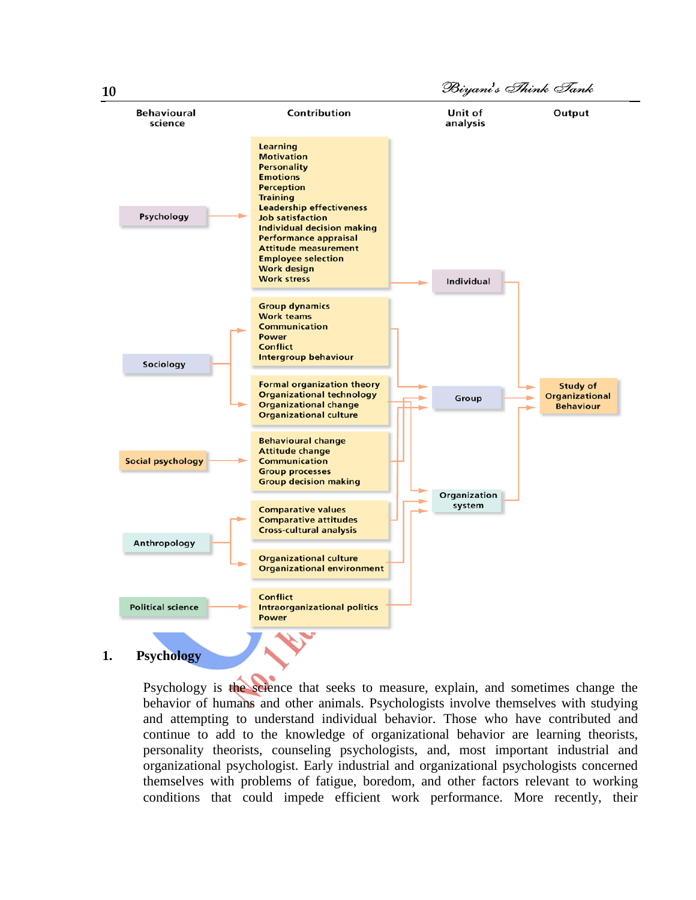| Behavioural science | Contribution | Unit of analysis | Output |
|---|---|---|---|
| Psychology | Learning, Motivation, Personality, Emotions, Perception, Training, Leadership effectiveness, Job satisfaction, Individual decision making, Performance appraisal, Attitude measurement, Employee selection, Work design, Work stress | Individual | Study of Organizational Behaviour |
| Sociology | Group dynamics, Work teams, Communication, Power, Conflict, Intergroup behaviour | Group | |
| | Formal organization theory, Organizational technology, Organizational change, Organizational culture | | |
| Social psychology | Behavioural change, Attitude change, Communication, Group processes, Group decision making | | |
| Anthropology | Comparative values, Comparative attitudes, Cross-cultural analysis | Organization system | |
| | Organizational culture, Organizational environment | | |
| Political science | Conflict, Intraorganizational politics, Power | | |

## 1. Psychology

Psychology is the science that seeks to measure, explain, and sometimes change the behavior of humans and other animals. Psychologists involve themselves with studying and attempting to understand individual behavior. Those who have contributed and continue to add to the knowledge of organizational behavior are learning theorists, personality theorists, counseling psychologists, and, most important industrial and organizational psychologist. Early industrial and organizational psychologists concerned themselves with problems of fatigue, boredom, and other factors relevant to working conditions that could impede efficient work performance. More recently, their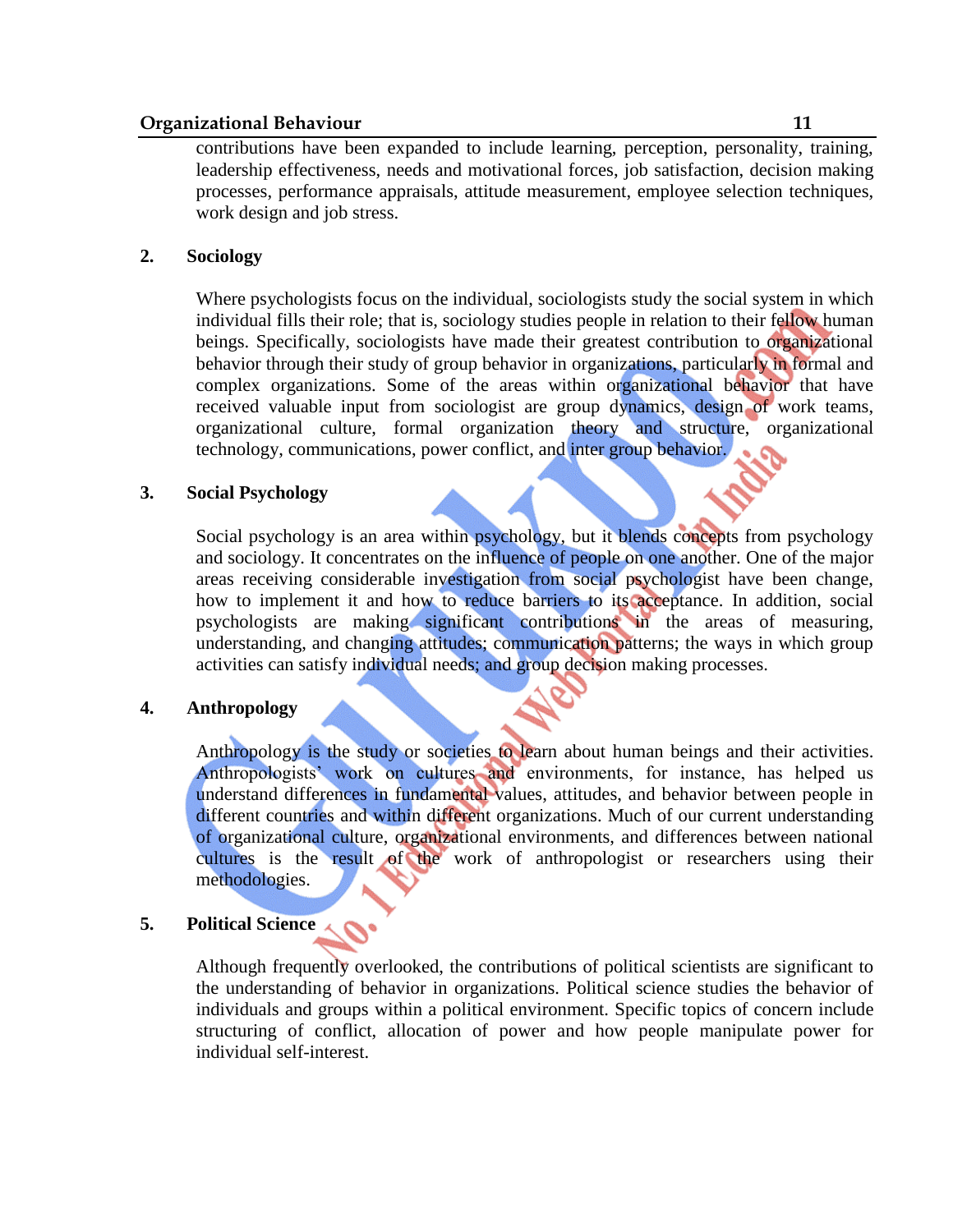contributions have been expanded to include learning, perception, personality, training, leadership effectiveness, needs and motivational forces, job satisfaction, decision making processes, performance appraisals, attitude measurement, employee selection techniques, work design and job stress.

## 2. Sociology

Where psychologists focus on the individual, sociologists study the social system in which individual fills their role; that is, sociology studies people in relation to their fellow human beings. Specifically, sociologists have made their greatest contribution to organizational behavior through their study of group behavior in organizations, particularly in formal and complex organizations. Some of the areas within organizational behavior that have received valuable input from sociologist are group dynamics, design of work teams, organizational culture, formal organization theory and structure, organizational technology, communications, power conflict, and inter group behavior.

## 3. Social Psychology

Social psychology is an area within psychology, but it blends concepts from psychology and sociology. It concentrates on the influence of people on one another. One of the major areas receiving considerable investigation from social psychologist have been change, how to implement it and how to reduce barriers to its acceptance. In addition, social psychologists are making significant contributions in the areas of measuring, understanding, and changing attitudes; communication patterns; the ways in which group activities can satisfy individual needs; and group decision making processes.

## 4. Anthropology

Anthropology is the study or societies to learn about human beings and their activities. Anthropologists' work on cultures and environments, for instance, has helped us understand differences in fundamental values, attitudes, and behavior between people in different countries and within different organizations. Much of our current understanding of organizational culture, organizational environments, and differences between national cultures is the result of the work of anthropologist or researchers using their methodologies.

## 5. Political Science

Although frequently overlooked, the contributions of political scientists are significant to the understanding of behavior in organizations. Political science studies the behavior of individuals and groups within a political environment. Specific topics of concern include structuring of conflict, allocation of power and how people manipulate power for individual self-interest.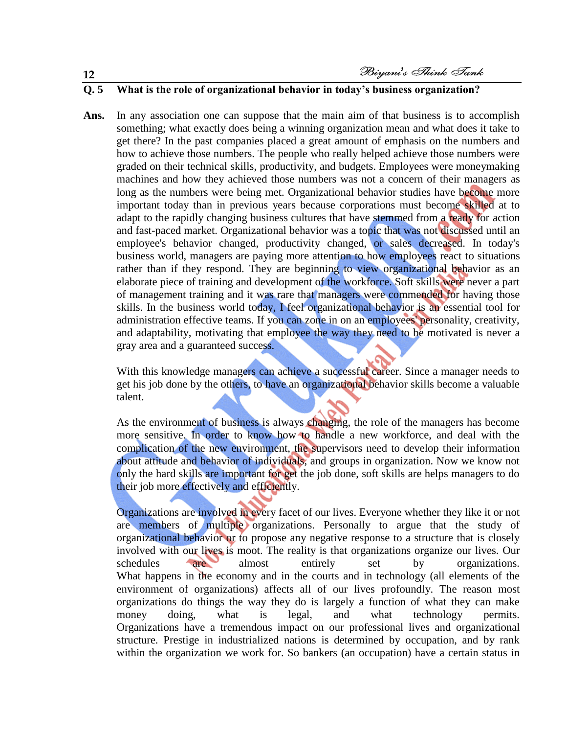**Q. 5 What is the role of organizational behavior in today's business organization?**

**Ans.** In any association one can suppose that the main aim of that business is to accomplish something; what exactly does being a winning organization mean and what does it take to get there? In the past companies placed a great amount of emphasis on the numbers and how to achieve those numbers. The people who really helped achieve those numbers were graded on their technical skills, productivity, and budgets. Employees were moneymaking machines and how they achieved those numbers was not a concern of their managers as long as the numbers were being met. Organizational behavior studies have become more important today than in previous years because corporations must become skilled at to adapt to the rapidly changing business cultures that have stemmed from a ready for action and fast-paced market. Organizational behavior was a topic that was not discussed until an employee's behavior changed, productivity changed, or sales decreased. In today's business world, managers are paying more attention to how employees react to situations rather than if they respond. They are beginning to view organizational behavior as an elaborate piece of training and development of the workforce. Soft skills were never a part of management training and it was rare that managers were commended for having those skills. In the business world today, I feel organizational behavior is an essential tool for administration effective teams. If you can zone in on an employees' personality, creativity, and adaptability, motivating that employee the way they need to be motivated is never a gray area and a guaranteed success.

With this knowledge managers can achieve a successful career. Since a manager needs to get his job done by the others, to have an organizational behavior skills become a valuable talent.

As the environment of business is always changing, the role of the managers has become more sensitive. In order to know how to handle a new workforce, and deal with the complication of the new environment, the supervisors need to develop their information about attitude and behavior of individuals, and groups in organization. Now we know not only the hard skills are important for get the job done, soft skills are helps managers to do their job more effectively and efficiently.

Organizations are involved in every facet of our lives. Everyone whether they like it or not are members of multiple organizations. Personally to argue that the study of organizational behavior or to propose any negative response to a structure that is closely involved with our lives is moot. The reality is that organizations organize our lives. Our schedules are almost entirely set by organizations. What happens in the economy and in the courts and in technology (all elements of the environment of organizations) affects all of our lives profoundly. The reason most organizations do things the way they do is largely a function of what they can make money doing, what is legal, and what technology permits. Organizations have a tremendous impact on our professional lives and organizational structure. Prestige in industrialized nations is determined by occupation, and by rank within the organization we work for. So bankers (an occupation) have a certain status in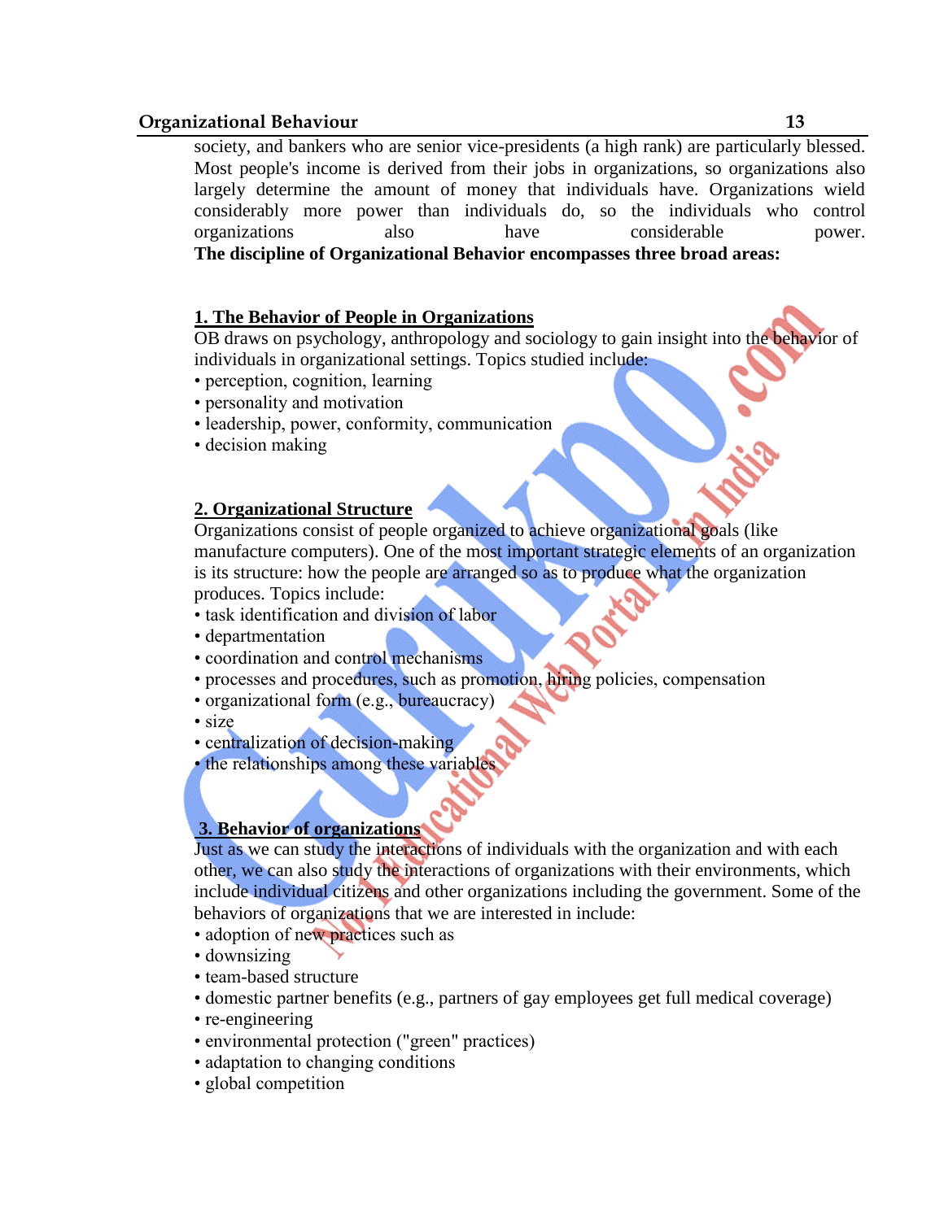society, and bankers who are senior vice-presidents (a high rank) are particularly blessed. Most people's income is derived from their jobs in organizations, so organizations also largely determine the amount of money that individuals have. Organizations wield considerably more power than individuals do, so the individuals who control organizations also have considerable power.

**The discipline of Organizational Behavior encompasses three broad areas:**

## 1. The Behavior of People in Organizations

OB draws on psychology, anthropology and sociology to gain insight into the behavior of individuals in organizational settings. Topics studied include:

- perception, cognition, learning
- personality and motivation
- leadership, power, conformity, communication
- decision making

## 2. Organizational Structure

Organizations consist of people organized to achieve organizational goals (like manufacture computers). One of the most important strategic elements of an organization is its structure: how the people are arranged so as to produce what the organization produces. Topics include:

- task identification and division of labor
- departmentation
- coordination and control mechanisms
- processes and procedures, such as promotion, hiring policies, compensation
- organizational form (e.g., bureaucracy)
- size
- centralization of decision-making
- the relationships among these variables

## 3. Behavior of organizations

Just as we can study the interactions of individuals with the organization and with each other, we can also study the interactions of organizations with their environments, which include individual citizens and other organizations including the government. Some of the behaviors of organizations that we are interested in include:

- adoption of new practices such as
- downsizing
- team-based structure
- domestic partner benefits (e.g., partners of gay employees get full medical coverage)
- re-engineering
- environmental protection ("green" practices)
- adaptation to changing conditions
- global competition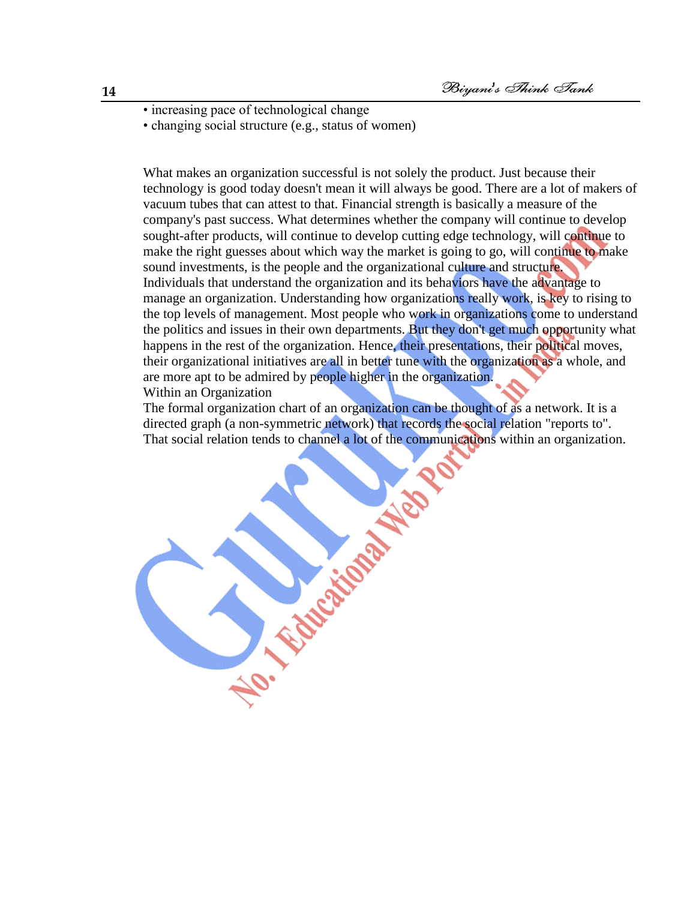- increasing pace of technological change
- changing social structure (e.g., status of women)

What makes an organization successful is not solely the product. Just because their technology is good today doesn't mean it will always be good. There are a lot of makers of vacuum tubes that can attest to that. Financial strength is basically a measure of the company's past success. What determines whether the company will continue to develop sought-after products, will continue to develop cutting edge technology, will continue to make the right guesses about which way the market is going to go, will continue to make sound investments, is the people and the organizational culture and structure.
Individuals that understand the organization and its behaviors have the advantage to manage an organization. Understanding how organizations really work, is key to rising to the top levels of management. Most people who work in organizations come to understand the politics and issues in their own departments. But they don't get much opportunity what happens in the rest of the organization. Hence, their presentations, their political moves, their organizational initiatives are all in better tune with the organization as a whole, and are more apt to be admired by people higher in the organization.
Within an Organization
The formal organization chart of an organization can be thought of as a network. It is a directed graph (a non-symmetric network) that records the social relation "reports to". That social relation tends to channel a lot of the communications within an organization.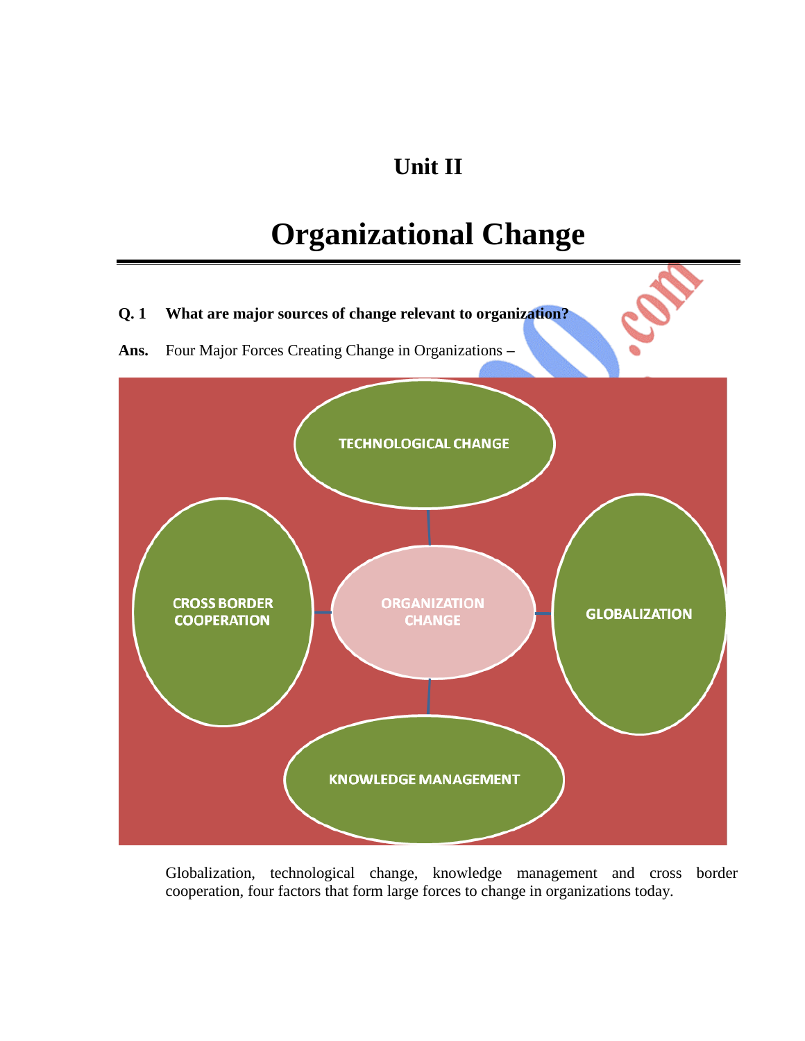# Unit II

# Organizational Change

**Q. 1 What are major sources of change relevant to organization?**

**Ans.** Four Major Forces Creating Change in Organizations –

TECHNOLOGICAL CHANGE

CROSS BORDER COOPERATION

ORGANIZATION CHANGE

GLOBALIZATION

KNOWLEDGE MANAGEMENT

Globalization, technological change, knowledge management and cross border cooperation, four factors that form large forces to change in organizations today.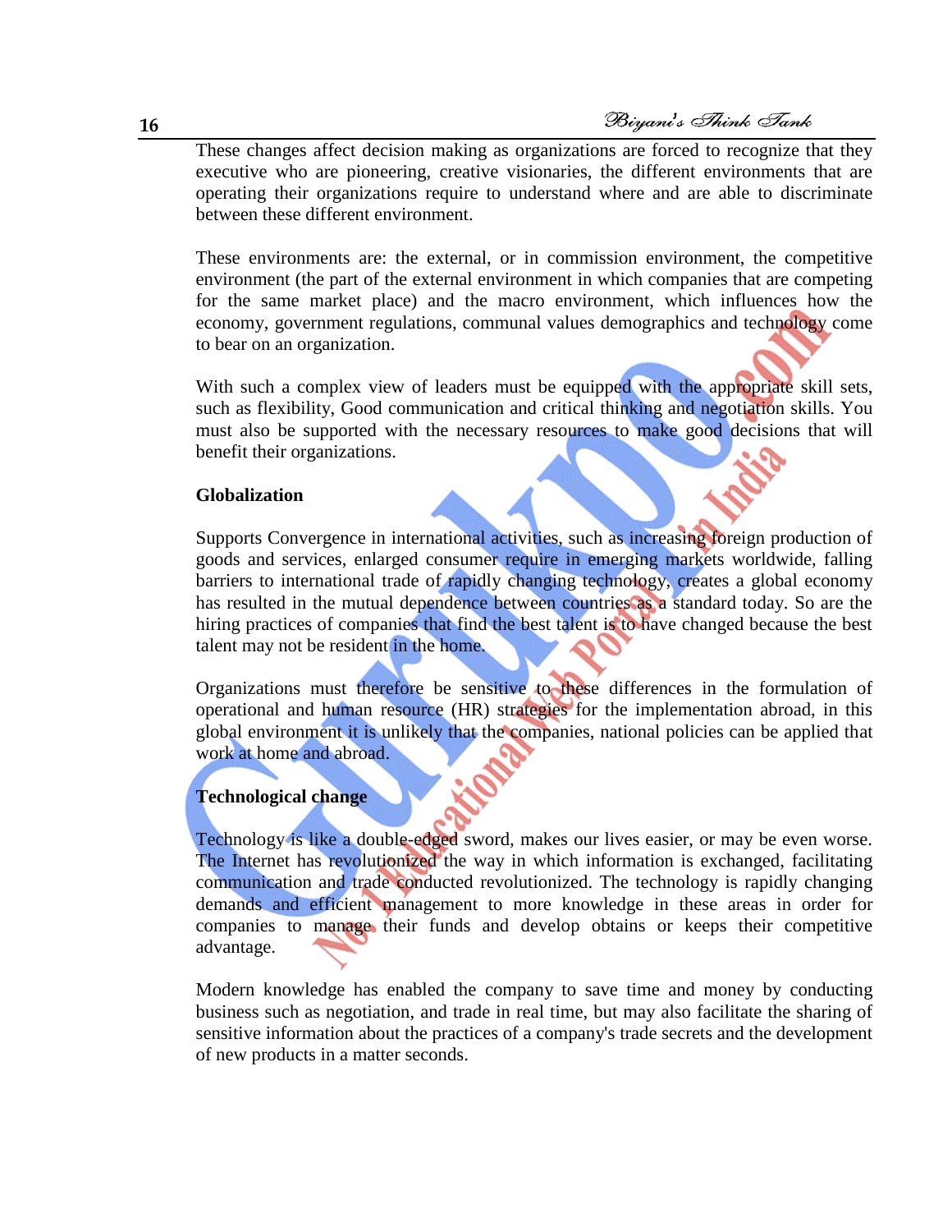These changes affect decision making as organizations are forced to recognize that they executive who are pioneering, creative visionaries, the different environments that are operating their organizations require to understand where and are able to discriminate between these different environment.

These environments are: the external, or in commission environment, the competitive environment (the part of the external environment in which companies that are competing for the same market place) and the macro environment, which influences how the economy, government regulations, communal values demographics and technology come to bear on an organization.

With such a complex view of leaders must be equipped with the appropriate skill sets, such as flexibility, Good communication and critical thinking and negotiation skills. You must also be supported with the necessary resources to make good decisions that will benefit their organizations.

**Globalization**

Supports Convergence in international activities, such as increasing foreign production of goods and services, enlarged consumer require in emerging markets worldwide, falling barriers to international trade of rapidly changing technology, creates a global economy has resulted in the mutual dependence between countries as a standard today. So are the hiring practices of companies that find the best talent is to have changed because the best talent may not be resident in the home.

Organizations must therefore be sensitive to these differences in the formulation of operational and human resource (HR) strategies for the implementation abroad, in this global environment it is unlikely that the companies, national policies can be applied that work at home and abroad.

**Technological change**

Technology is like a double-edged sword, makes our lives easier, or may be even worse. The Internet has revolutionized the way in which information is exchanged, facilitating communication and trade conducted revolutionized. The technology is rapidly changing demands and efficient management to more knowledge in these areas in order for companies to manage their funds and develop obtains or keeps their competitive advantage.

Modern knowledge has enabled the company to save time and money by conducting business such as negotiation, and trade in real time, but may also facilitate the sharing of sensitive information about the practices of a company's trade secrets and the development of new products in a matter seconds.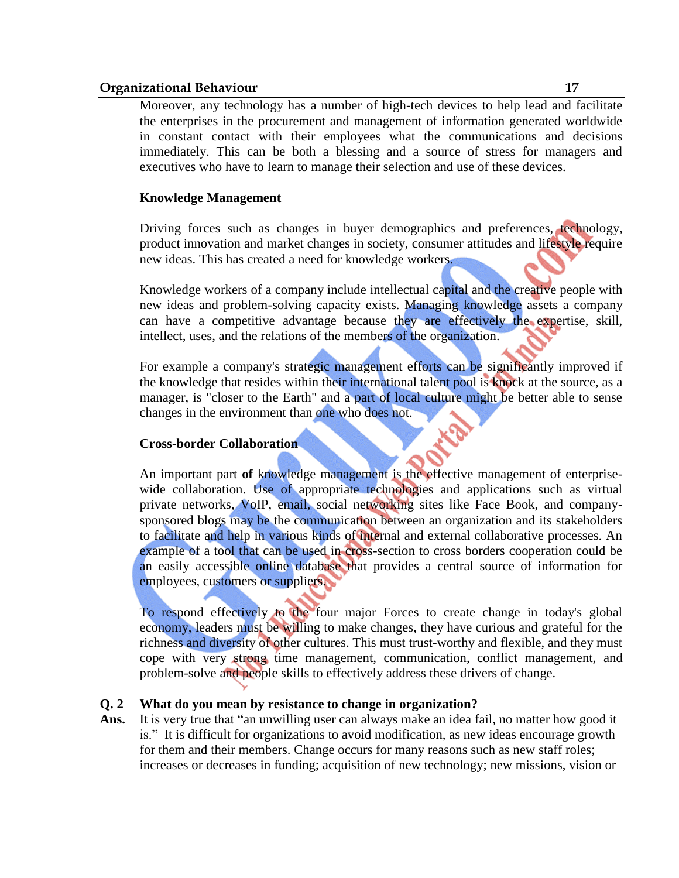Moreover, any technology has a number of high-tech devices to help lead and facilitate the enterprises in the procurement and management of information generated worldwide in constant contact with their employees what the communications and decisions immediately. This can be both a blessing and a source of stress for managers and executives who have to learn to manage their selection and use of these devices.

**Knowledge Management**

Driving forces such as changes in buyer demographics and preferences, technology, product innovation and market changes in society, consumer attitudes and lifestyle require new ideas. This has created a need for knowledge workers.

Knowledge workers of a company include intellectual capital and the creative people with new ideas and problem-solving capacity exists. Managing knowledge assets a company can have a competitive advantage because they are effectively the expertise, skill, intellect, uses, and the relations of the members of the organization.

For example a company's strategic management efforts can be significantly improved if the knowledge that resides within their international talent pool is knock at the source, as a manager, is "closer to the Earth" and a part of local culture might be better able to sense changes in the environment than one who does not.

**Cross-border Collaboration**

An important part **of** knowledge management is the effective management of enterprise-wide collaboration. Use of appropriate technologies and applications such as virtual private networks, VoIP, email, social networking sites like Face Book, and company-sponsored blogs may be the communication between an organization and its stakeholders to facilitate and help in various kinds of internal and external collaborative processes. An example of a tool that can be used in cross-section to cross borders cooperation could be an easily accessible online database that provides a central source of information for employees, customers or suppliers.

To respond effectively to the four major Forces to create change in today's global economy, leaders must be willing to make changes, they have curious and grateful for the richness and diversity of other cultures. This must trust-worthy and flexible, and they must cope with very strong time management, communication, conflict management, and problem-solve and people skills to effectively address these drivers of change.

**Q. 2 What do you mean by resistance to change in organization?**

**Ans.** It is very true that "an unwilling user can always make an idea fail, no matter how good it is." It is difficult for organizations to avoid modification, as new ideas encourage growth for them and their members. Change occurs for many reasons such as new staff roles; increases or decreases in funding; acquisition of new technology; new missions, vision or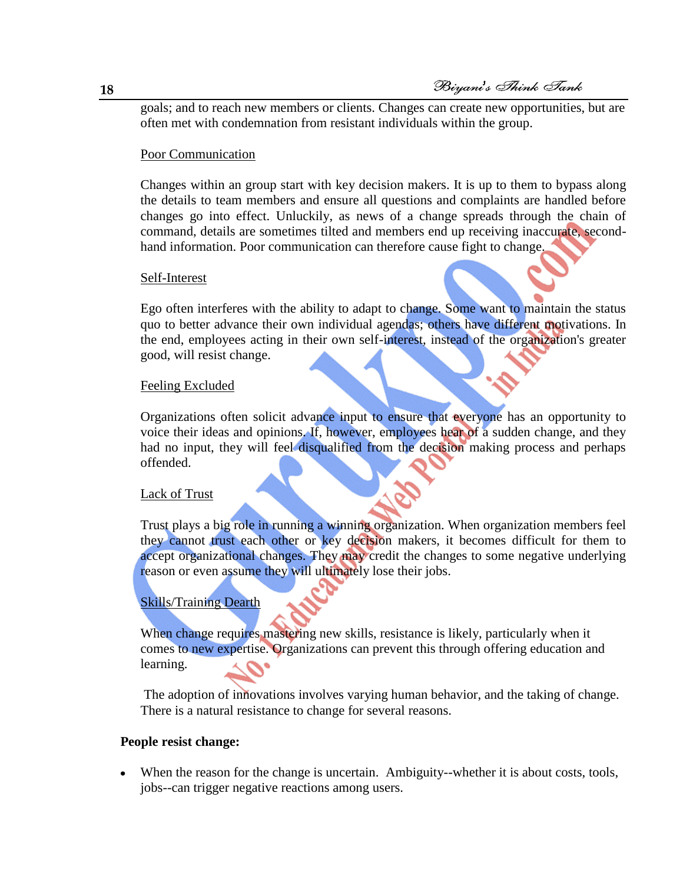goals; and to reach new members or clients. Changes can create new opportunities, but are often met with condemnation from resistant individuals within the group.

Poor Communication

Changes within an group start with key decision makers. It is up to them to bypass along the details to team members and ensure all questions and complaints are handled before changes go into effect. Unluckily, as news of a change spreads through the chain of command, details are sometimes tilted and members end up receiving inaccurate, second-hand information. Poor communication can therefore cause fight to change.

Self-Interest

Ego often interferes with the ability to adapt to change. Some want to maintain the status quo to better advance their own individual agendas; others have different motivations. In the end, employees acting in their own self-interest, instead of the organization's greater good, will resist change.

Feeling Excluded

Organizations often solicit advance input to ensure that everyone has an opportunity to voice their ideas and opinions. If, however, employees hear of a sudden change, and they had no input, they will feel disqualified from the decision making process and perhaps offended.

Lack of Trust

Trust plays a big role in running a winning organization. When organization members feel they cannot trust each other or key decision makers, it becomes difficult for them to accept organizational changes. They may credit the changes to some negative underlying reason or even assume they will ultimately lose their jobs.

Skills/Training Dearth

When change requires mastering new skills, resistance is likely, particularly when it comes to new expertise. Organizations can prevent this through offering education and learning.

The adoption of innovations involves varying human behavior, and the taking of change. There is a natural resistance to change for several reasons.

**People resist change:**

- When the reason for the change is uncertain. Ambiguity--whether it is about costs, tools, jobs--can trigger negative reactions among users.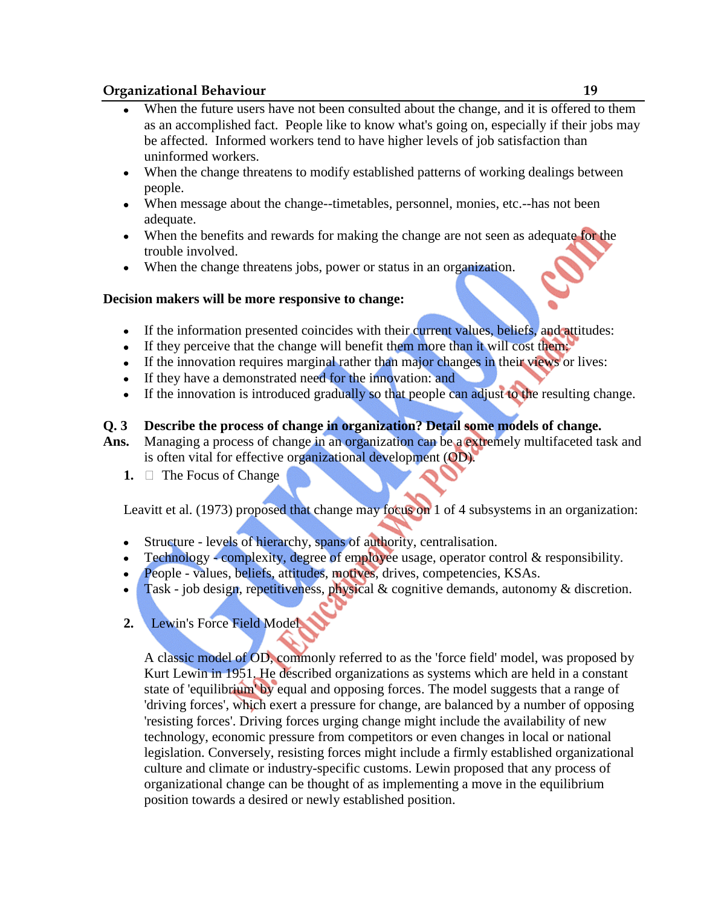- When the future users have not been consulted about the change, and it is offered to them as an accomplished fact. People like to know what's going on, especially if their jobs may be affected. Informed workers tend to have higher levels of job satisfaction than uninformed workers.
- When the change threatens to modify established patterns of working dealings between people.
- When message about the change--timetables, personnel, monies, etc.--has not been adequate.
- When the benefits and rewards for making the change are not seen as adequate for the trouble involved.
- When the change threatens jobs, power or status in an organization.

**Decision makers will be more responsive to change:**

- If the information presented coincides with their current values, beliefs, and attitudes:
- If they perceive that the change will benefit them more than it will cost them:
- If the innovation requires marginal rather than major changes in their views or lives:
- If they have a demonstrated need for the innovation: and
- If the innovation is introduced gradually so that people can adjust to the resulting change.

**Q. 3 Describe the process of change in organization? Detail some models of change.**

**Ans.** Managing a process of change in an organization can be a extremely multifaceted task and is often vital for effective organizational development (OD).

**1.** The Focus of Change

Leavitt et al. (1973) proposed that change may focus on 1 of 4 subsystems in an organization:

- Structure - levels of hierarchy, spans of authority, centralisation.
- Technology - complexity, degree of employee usage, operator control & responsibility.
- People - values, beliefs, attitudes, motives, drives, competencies, KSAs.
- Task - job design, repetitiveness, physical & cognitive demands, autonomy & discretion.

**2.** Lewin's Force Field Model

A classic model of OD, commonly referred to as the 'force field' model, was proposed by Kurt Lewin in 1951. He described organizations as systems which are held in a constant state of 'equilibrium' by equal and opposing forces. The model suggests that a range of 'driving forces', which exert a pressure for change, are balanced by a number of opposing 'resisting forces'. Driving forces urging change might include the availability of new technology, economic pressure from competitors or even changes in local or national legislation. Conversely, resisting forces might include a firmly established organizational culture and climate or industry-specific customs. Lewin proposed that any process of organizational change can be thought of as implementing a move in the equilibrium position towards a desired or newly established position.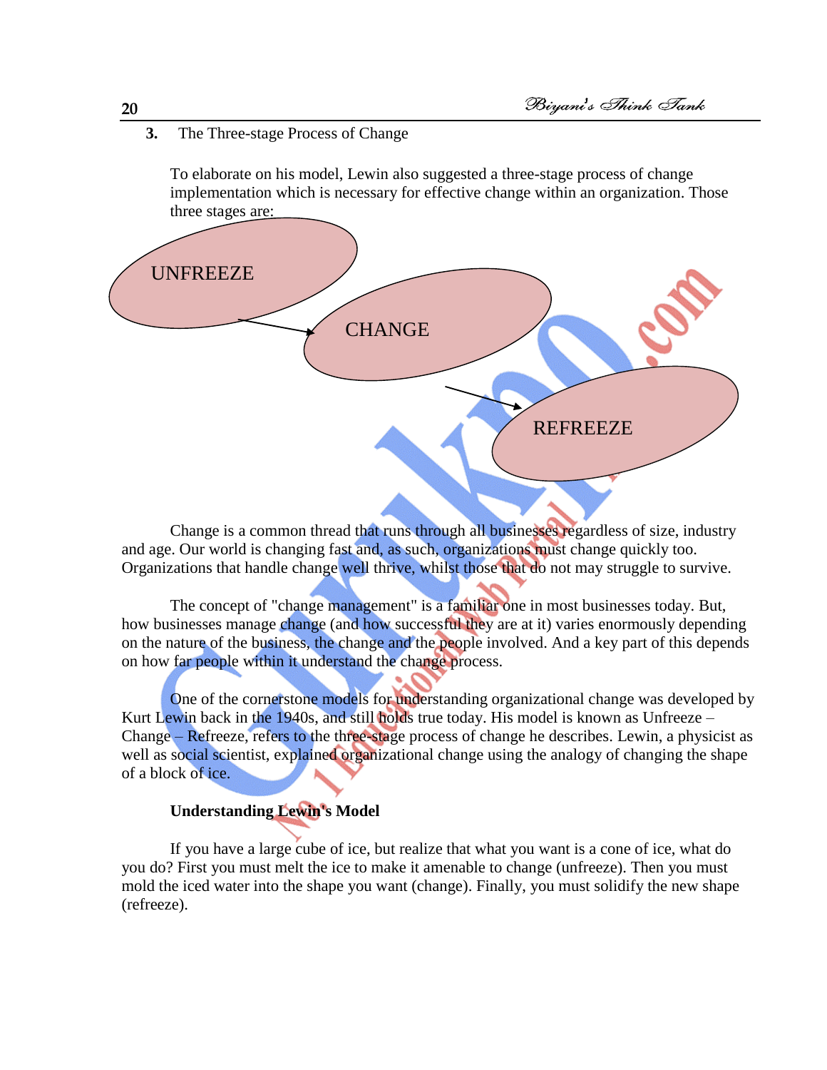3. The Three-stage Process of Change

To elaborate on his model, Lewin also suggested a three-stage process of change implementation which is necessary for effective change within an organization. Those three stages are:

UNFREEZE → CHANGE → REFREEZE

Change is a common thread that runs through all businesses regardless of size, industry and age. Our world is changing fast and, as such, organizations must change quickly too. Organizations that handle change well thrive, whilst those that do not may struggle to survive.

The concept of "change management" is a familiar one in most businesses today. But, how businesses manage change (and how successful they are at it) varies enormously depending on the nature of the business, the change and the people involved. And a key part of this depends on how far people within it understand the change process.

One of the cornerstone models for understanding organizational change was developed by Kurt Lewin back in the 1940s, and still holds true today. His model is known as Unfreeze – Change – Refreeze, refers to the three-stage process of change he describes. Lewin, a physicist as well as social scientist, explained organizational change using the analogy of changing the shape of a block of ice.

**Understanding Lewin's Model**

If you have a large cube of ice, but realize that what you want is a cone of ice, what do you do? First you must melt the ice to make it amenable to change (unfreeze). Then you must mold the iced water into the shape you want (change). Finally, you must solidify the new shape (refreeze).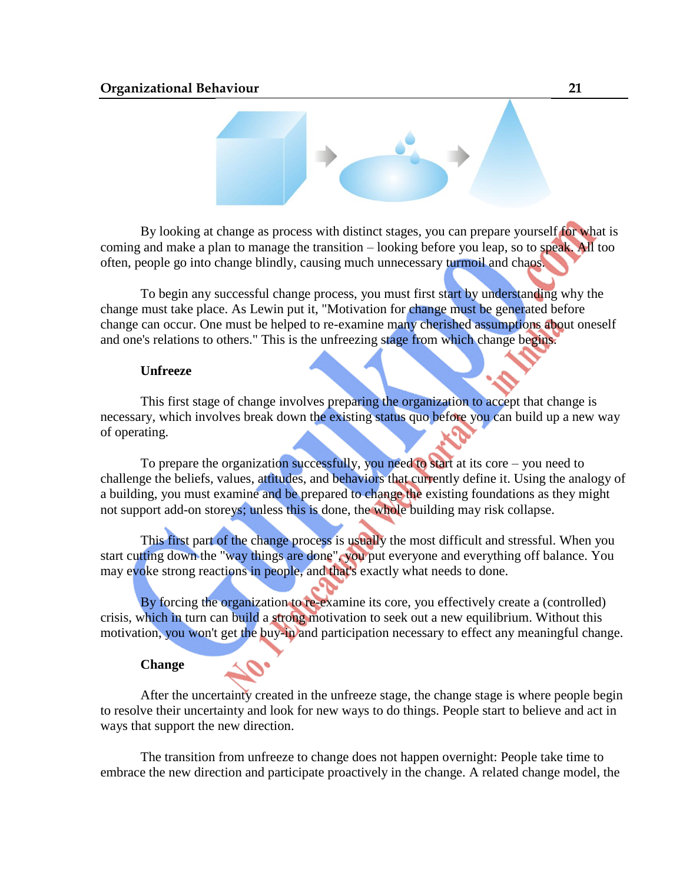By looking at change as process with distinct stages, you can prepare yourself for what is coming and make a plan to manage the transition – looking before you leap, so to speak. All too often, people go into change blindly, causing much unnecessary turmoil and chaos.

To begin any successful change process, you must first start by understanding why the change must take place. As Lewin put it, "Motivation for change must be generated before change can occur. One must be helped to re-examine many cherished assumptions about oneself and one's relations to others." This is the unfreezing stage from which change begins.

### Unfreeze

This first stage of change involves preparing the organization to accept that change is necessary, which involves break down the existing status quo before you can build up a new way of operating.

To prepare the organization successfully, you need to start at its core – you need to challenge the beliefs, values, attitudes, and behaviors that currently define it. Using the analogy of a building, you must examine and be prepared to change the existing foundations as they might not support add-on storeys; unless this is done, the whole building may risk collapse.

This first part of the change process is usually the most difficult and stressful. When you start cutting down the "way things are done", you put everyone and everything off balance. You may evoke strong reactions in people, and that's exactly what needs to done.

By forcing the organization to re-examine its core, you effectively create a (controlled) crisis, which in turn can build a strong motivation to seek out a new equilibrium. Without this motivation, you won't get the buy-in and participation necessary to effect any meaningful change.

### Change

After the uncertainty created in the unfreeze stage, the change stage is where people begin to resolve their uncertainty and look for new ways to do things. People start to believe and act in ways that support the new direction.

The transition from unfreeze to change does not happen overnight: People take time to embrace the new direction and participate proactively in the change. A related change model, the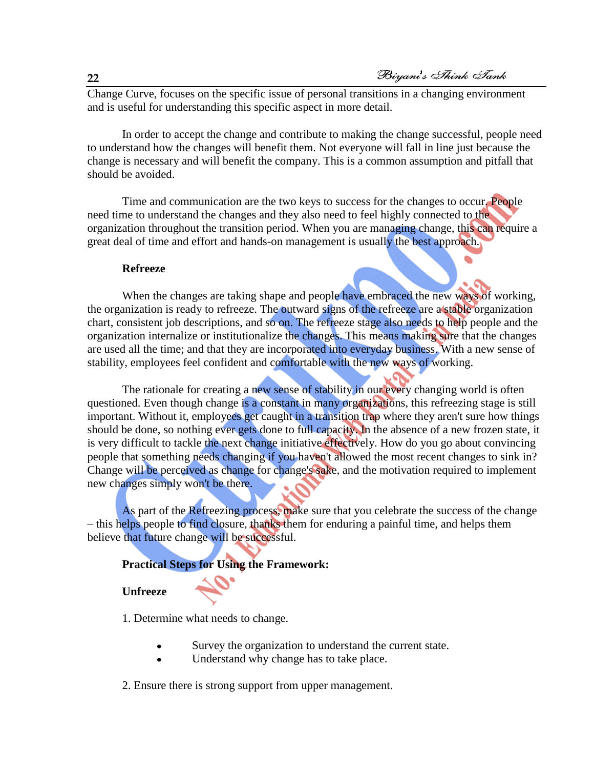Change Curve, focuses on the specific issue of personal transitions in a changing environment and is useful for understanding this specific aspect in more detail.

In order to accept the change and contribute to making the change successful, people need to understand how the changes will benefit them. Not everyone will fall in line just because the change is necessary and will benefit the company. This is a common assumption and pitfall that should be avoided.

Time and communication are the two keys to success for the changes to occur. People need time to understand the changes and they also need to feel highly connected to the organization throughout the transition period. When you are managing change, this can require a great deal of time and effort and hands-on management is usually the best approach.

**Refreeze**

When the changes are taking shape and people have embraced the new ways of working, the organization is ready to refreeze. The outward signs of the refreeze are a stable organization chart, consistent job descriptions, and so on. The refreeze stage also needs to help people and the organization internalize or institutionalize the changes. This means making sure that the changes are used all the time; and that they are incorporated into everyday business. With a new sense of stability, employees feel confident and comfortable with the new ways of working.

The rationale for creating a new sense of stability in our every changing world is often questioned. Even though change is a constant in many organizations, this refreezing stage is still important. Without it, employees get caught in a transition trap where they aren't sure how things should be done, so nothing ever gets done to full capacity. In the absence of a new frozen state, it is very difficult to tackle the next change initiative effectively. How do you go about convincing people that something needs changing if you haven't allowed the most recent changes to sink in? Change will be perceived as change for change's sake, and the motivation required to implement new changes simply won't be there.

As part of the Refreezing process, make sure that you celebrate the success of the change – this helps people to find closure, thanks them for enduring a painful time, and helps them believe that future change will be successful.

**Practical Steps for Using the Framework:**

**Unfreeze**

1. Determine what needs to change.

- Survey the organization to understand the current state.
- Understand why change has to take place.

2. Ensure there is strong support from upper management.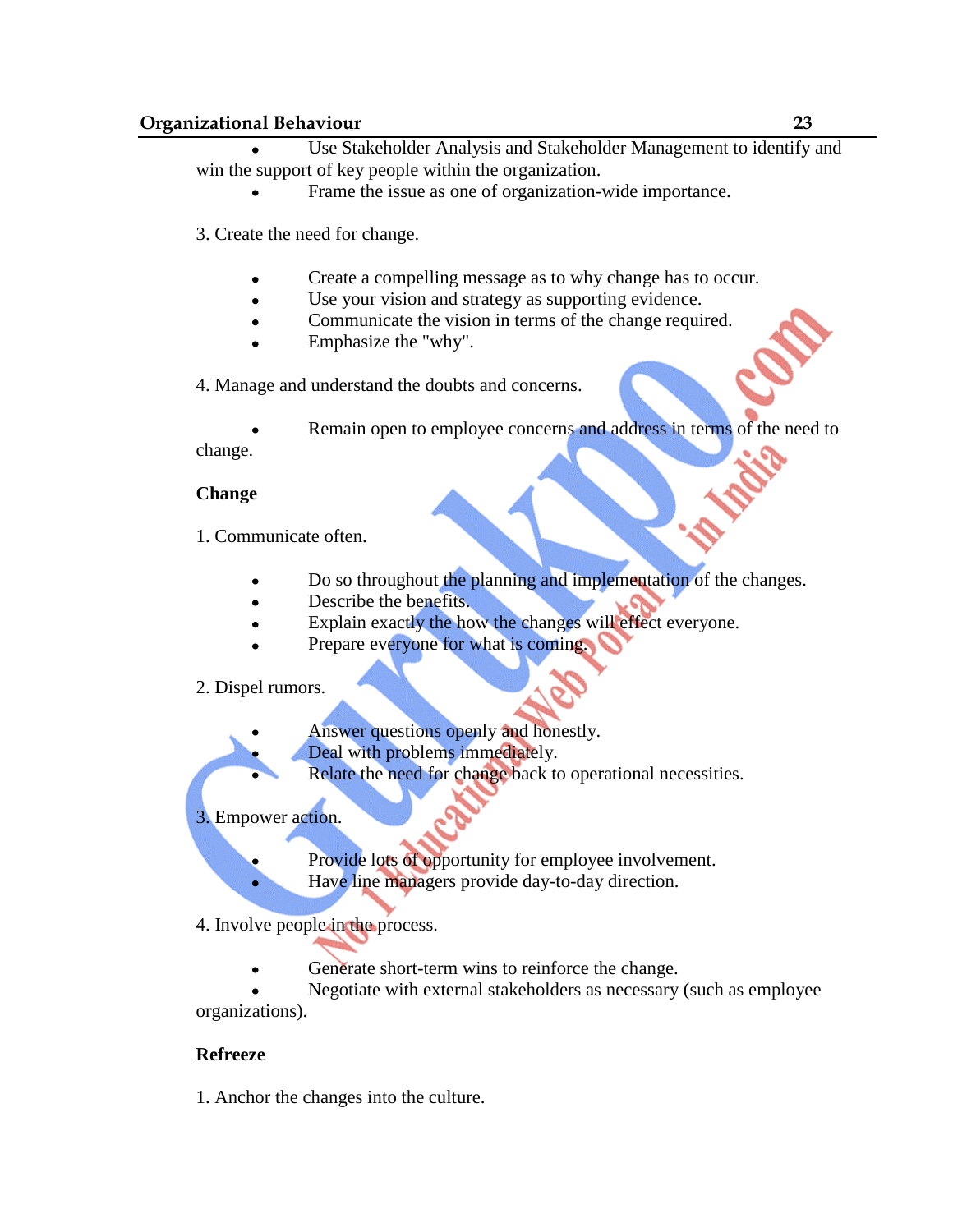- Use Stakeholder Analysis and Stakeholder Management to identify and win the support of key people within the organization.
- Frame the issue as one of organization-wide importance.

3. Create the need for change.

- Create a compelling message as to why change has to occur.
- Use your vision and strategy as supporting evidence.
- Communicate the vision in terms of the change required.
- Emphasize the "why".

4. Manage and understand the doubts and concerns.

- Remain open to employee concerns and address in terms of the need to change.

**Change**

1. Communicate often.

- Do so throughout the planning and implementation of the changes.
- Describe the benefits.
- Explain exactly the how the changes will effect everyone.
- Prepare everyone for what is coming.

2. Dispel rumors.

- Answer questions openly and honestly.
- Deal with problems immediately.
- Relate the need for change back to operational necessities.

3. Empower action.

- Provide lots of opportunity for employee involvement.
- Have line managers provide day-to-day direction.

4. Involve people in the process.

- Generate short-term wins to reinforce the change.
- Negotiate with external stakeholders as necessary (such as employee organizations).

**Refreeze**

1. Anchor the changes into the culture.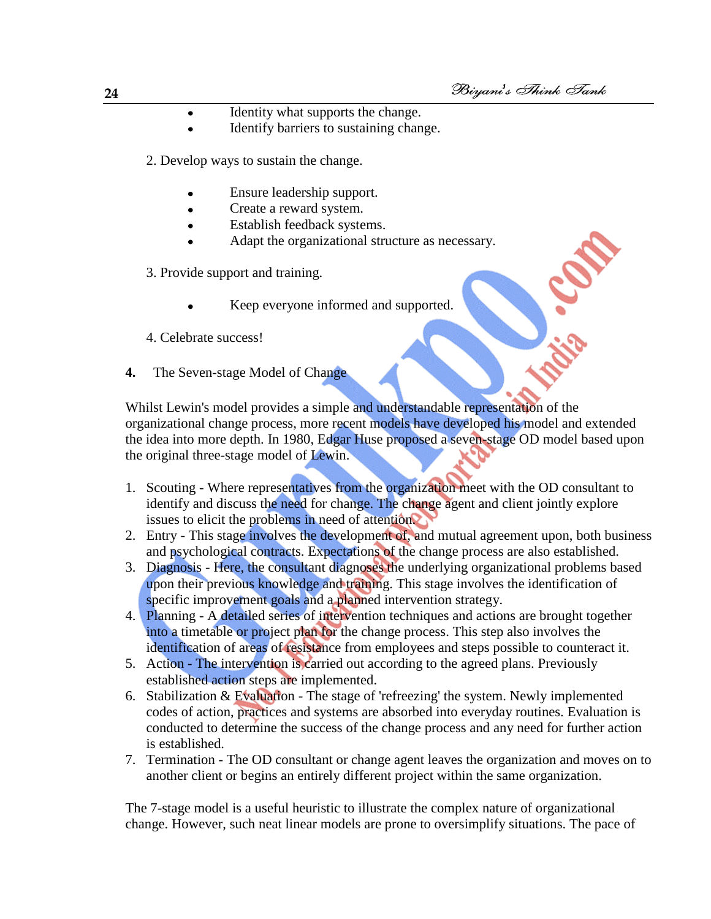- Identity what supports the change.
- Identify barriers to sustaining change.

2. Develop ways to sustain the change.

- Ensure leadership support.
- Create a reward system.
- Establish feedback systems.
- Adapt the organizational structure as necessary.

3. Provide support and training.

- Keep everyone informed and supported.

4. Celebrate success!

**4.** The Seven-stage Model of Change

Whilst Lewin's model provides a simple and understandable representation of the organizational change process, more recent models have developed his model and extended the idea into more depth. In 1980, Edgar Huse proposed a seven-stage OD model based upon the original three-stage model of Lewin.

1. Scouting - Where representatives from the organization meet with the OD consultant to identify and discuss the need for change. The change agent and client jointly explore issues to elicit the problems in need of attention.
2. Entry - This stage involves the development of, and mutual agreement upon, both business and psychological contracts. Expectations of the change process are also established.
3. Diagnosis - Here, the consultant diagnoses the underlying organizational problems based upon their previous knowledge and training. This stage involves the identification of specific improvement goals and a planned intervention strategy.
4. Planning - A detailed series of intervention techniques and actions are brought together into a timetable or project plan for the change process. This step also involves the identification of areas of resistance from employees and steps possible to counteract it.
5. Action - The intervention is carried out according to the agreed plans. Previously established action steps are implemented.
6. Stabilization & Evaluation - The stage of 'refreezing' the system. Newly implemented codes of action, practices and systems are absorbed into everyday routines. Evaluation is conducted to determine the success of the change process and any need for further action is established.
7. Termination - The OD consultant or change agent leaves the organization and moves on to another client or begins an entirely different project within the same organization.

The 7-stage model is a useful heuristic to illustrate the complex nature of organizational change. However, such neat linear models are prone to oversimplify situations. The pace of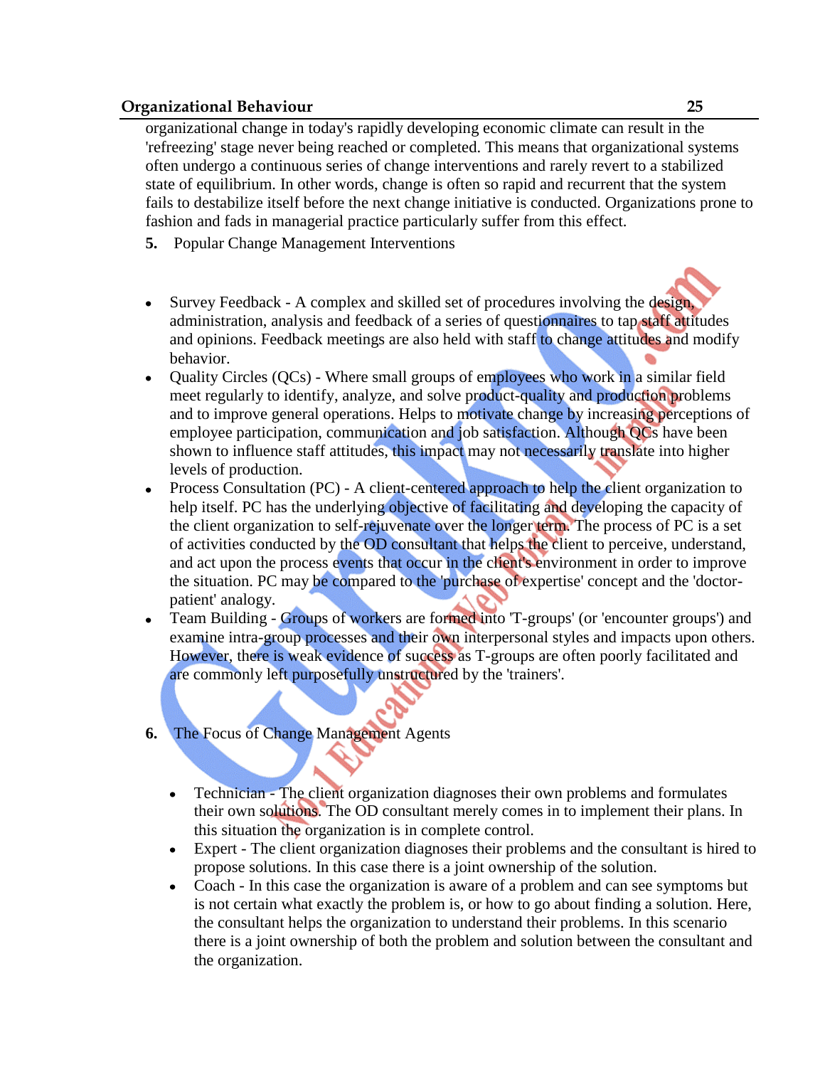organizational change in today's rapidly developing economic climate can result in the 'refreezing' stage never being reached or completed. This means that organizational systems often undergo a continuous series of change interventions and rarely revert to a stabilized state of equilibrium. In other words, change is often so rapid and recurrent that the system fails to destabilize itself before the next change initiative is conducted. Organizations prone to fashion and fads in managerial practice particularly suffer from this effect.

**5.** Popular Change Management Interventions

- Survey Feedback - A complex and skilled set of procedures involving the design, administration, analysis and feedback of a series of questionnaires to tap staff attitudes and opinions. Feedback meetings are also held with staff to change attitudes and modify behavior.
- Quality Circles (QCs) - Where small groups of employees who work in a similar field meet regularly to identify, analyze, and solve product-quality and production problems and to improve general operations. Helps to motivate change by increasing perceptions of employee participation, communication and job satisfaction. Although QCs have been shown to influence staff attitudes, this impact may not necessarily translate into higher levels of production.
- Process Consultation (PC) - A client-centered approach to help the client organization to help itself. PC has the underlying objective of facilitating and developing the capacity of the client organization to self-rejuvenate over the longer term. The process of PC is a set of activities conducted by the OD consultant that helps the client to perceive, understand, and act upon the process events that occur in the client's environment in order to improve the situation. PC may be compared to the 'purchase of expertise' concept and the 'doctor-patient' analogy.
- Team Building - Groups of workers are formed into 'T-groups' (or 'encounter groups') and examine intra-group processes and their own interpersonal styles and impacts upon others. However, there is weak evidence of success as T-groups are often poorly facilitated and are commonly left purposefully unstructured by the 'trainers'.

**6.** The Focus of Change Management Agents

- Technician - The client organization diagnoses their own problems and formulates their own solutions. The OD consultant merely comes in to implement their plans. In this situation the organization is in complete control.
- Expert - The client organization diagnoses their problems and the consultant is hired to propose solutions. In this case there is a joint ownership of the solution.
- Coach - In this case the organization is aware of a problem and can see symptoms but is not certain what exactly the problem is, or how to go about finding a solution. Here, the consultant helps the organization to understand their problems. In this scenario there is a joint ownership of both the problem and solution between the consultant and the organization.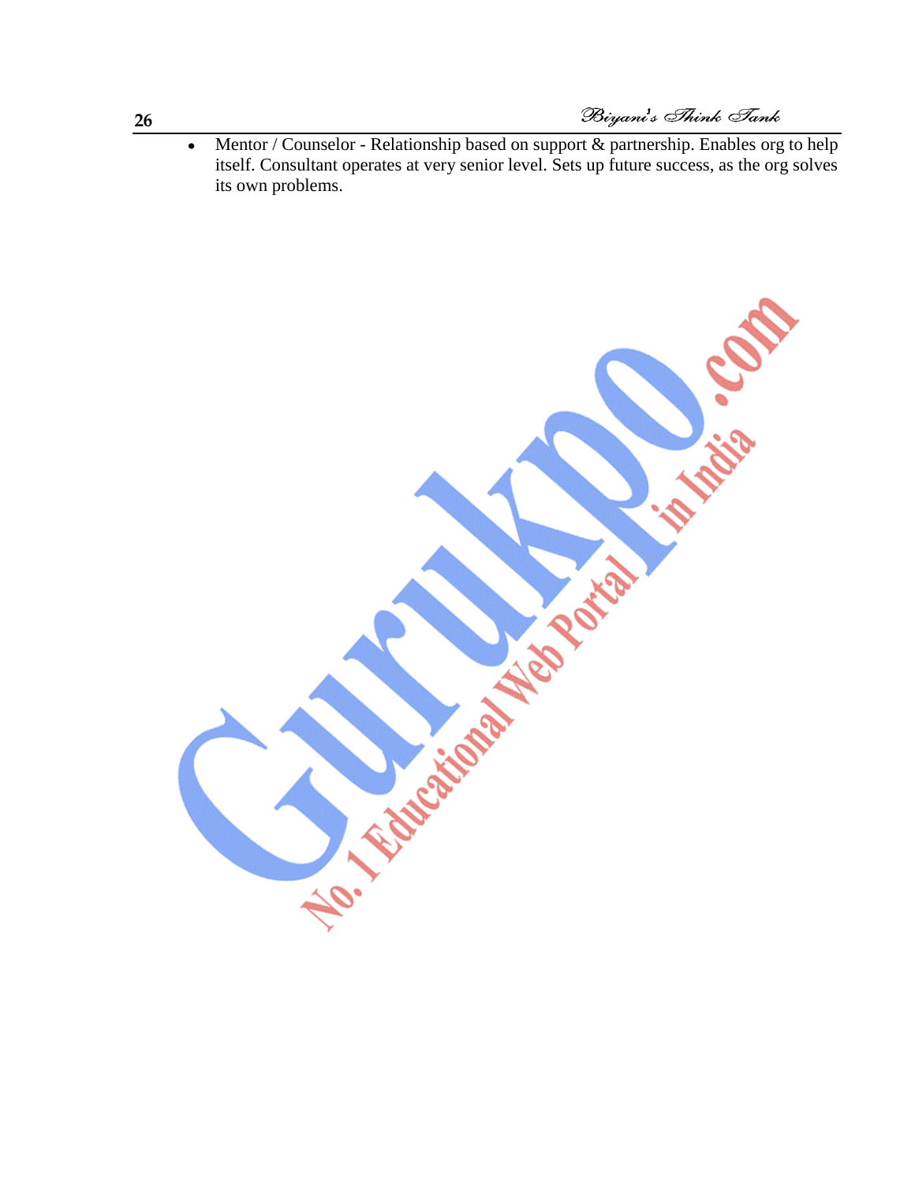- Mentor / Counselor - Relationship based on support & partnership. Enables org to help itself. Consultant operates at very senior level. Sets up future success, as the org solves its own problems.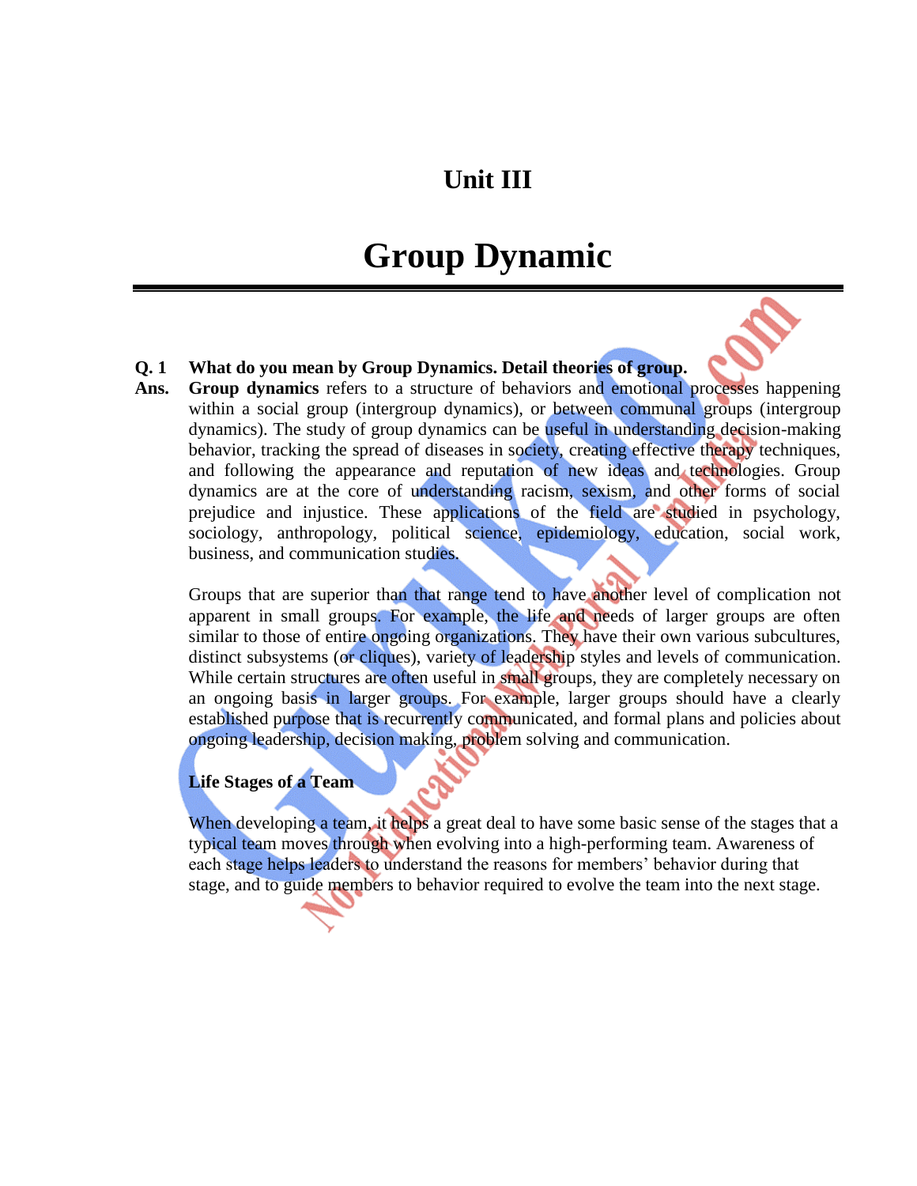# Unit III

# Group Dynamic

**Q. 1 What do you mean by Group Dynamics. Detail theories of group.**

**Ans.** **Group dynamics** refers to a structure of behaviors and emotional processes happening within a social group (intergroup dynamics), or between communal groups (intergroup dynamics). The study of group dynamics can be useful in understanding decision-making behavior, tracking the spread of diseases in society, creating effective therapy techniques, and following the appearance and reputation of new ideas and technologies. Group dynamics are at the core of understanding racism, sexism, and other forms of social prejudice and injustice. These applications of the field are studied in psychology, sociology, anthropology, political science, epidemiology, education, social work, business, and communication studies.

Groups that are superior than that range tend to have another level of complication not apparent in small groups. For example, the life and needs of larger groups are often similar to those of entire ongoing organizations. They have their own various subcultures, distinct subsystems (or cliques), variety of leadership styles and levels of communication. While certain structures are often useful in small groups, they are completely necessary on an ongoing basis in larger groups. For example, larger groups should have a clearly established purpose that is recurrently communicated, and formal plans and policies about ongoing leadership, decision making, problem solving and communication.

**Life Stages of a Team**

When developing a team, it helps a great deal to have some basic sense of the stages that a typical team moves through when evolving into a high-performing team. Awareness of each stage helps leaders to understand the reasons for members' behavior during that stage, and to guide members to behavior required to evolve the team into the next stage.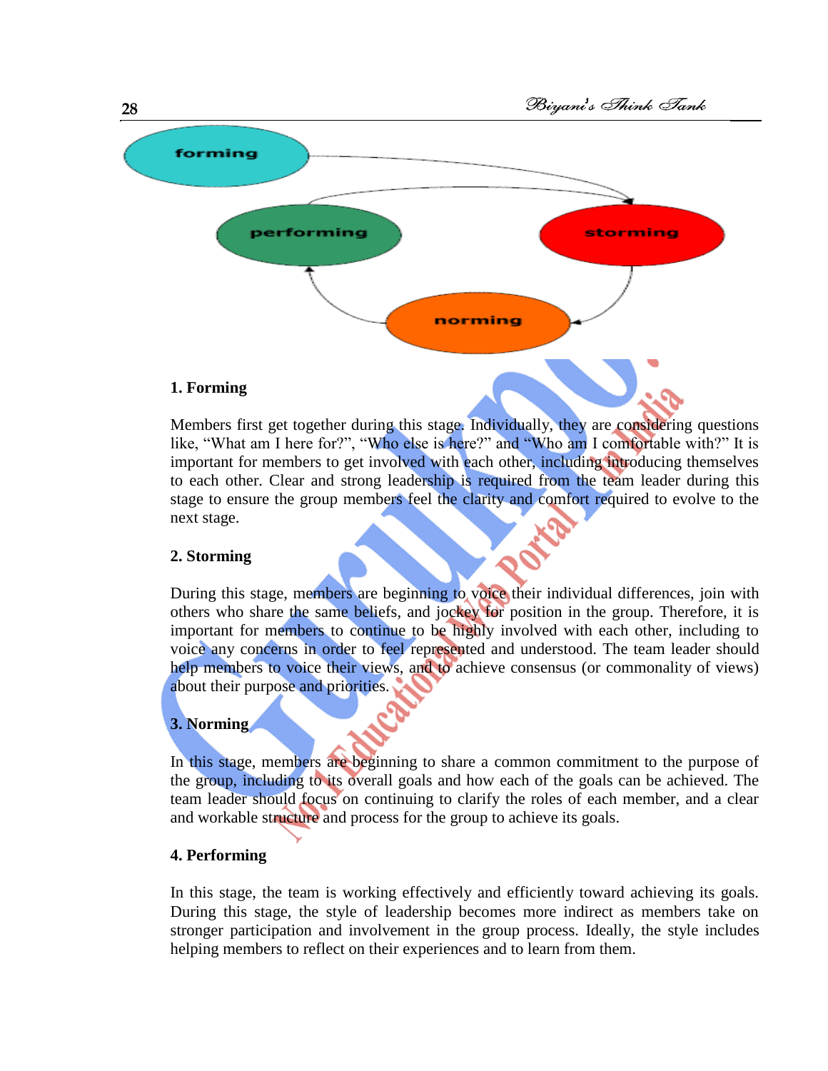## 1. Forming

Members first get together during this stage. Individually, they are considering questions like, "What am I here for?", "Who else is here?" and "Who am I comfortable with?" It is important for members to get involved with each other, including introducing themselves to each other. Clear and strong leadership is required from the team leader during this stage to ensure the group members feel the clarity and comfort required to evolve to the next stage.

## 2. Storming

During this stage, members are beginning to voice their individual differences, join with others who share the same beliefs, and jockey for position in the group. Therefore, it is important for members to continue to be highly involved with each other, including to voice any concerns in order to feel represented and understood. The team leader should help members to voice their views, and to achieve consensus (or commonality of views) about their purpose and priorities.

## 3. Norming

In this stage, members are beginning to share a common commitment to the purpose of the group, including to its overall goals and how each of the goals can be achieved. The team leader should focus on continuing to clarify the roles of each member, and a clear and workable structure and process for the group to achieve its goals.

## 4. Performing

In this stage, the team is working effectively and efficiently toward achieving its goals. During this stage, the style of leadership becomes more indirect as members take on stronger participation and involvement in the group process. Ideally, the style includes helping members to reflect on their experiences and to learn from them.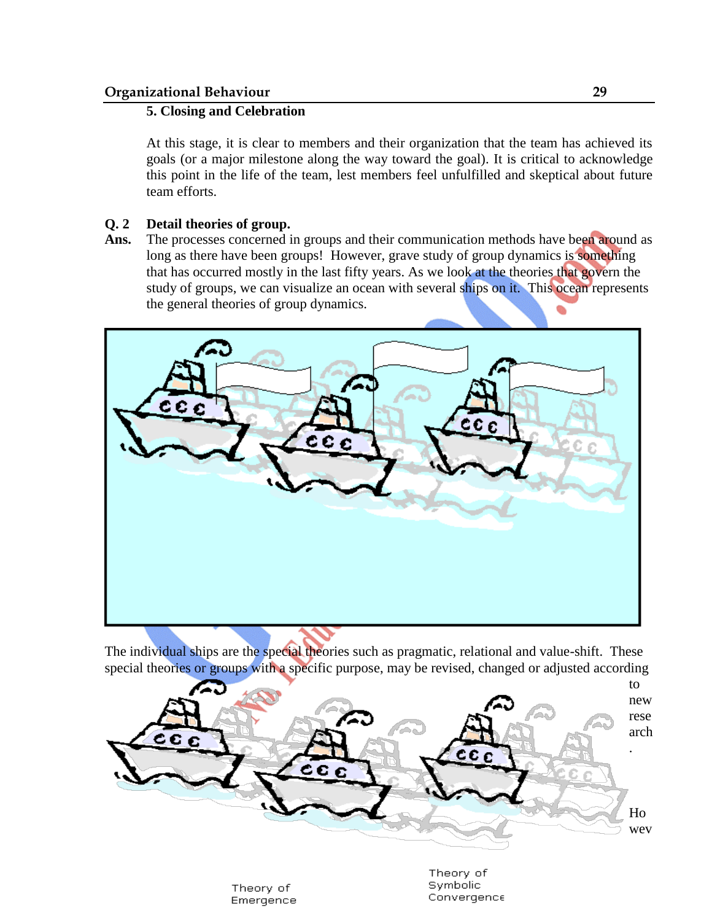**5. Closing and Celebration**

At this stage, it is clear to members and their organization that the team has achieved its goals (or a major milestone along the way toward the goal). It is critical to acknowledge this point in the life of the team, lest members feel unfulfilled and skeptical about future team efforts.

**Q. 2 Detail theories of group.**

**Ans.** The processes concerned in groups and their communication methods have been around as long as there have been groups! However, grave study of group dynamics is something that has occurred mostly in the last fifty years. As we look at the theories that govern the study of groups, we can visualize an ocean with several ships on it. This ocean represents the general theories of group dynamics.

The individual ships are the special theories such as pragmatic, relational and value-shift. These special theories or groups with a specific purpose, may be revised, changed or adjusted according to new research.

However

Theory of Emergence

Theory of Symbolic Convergence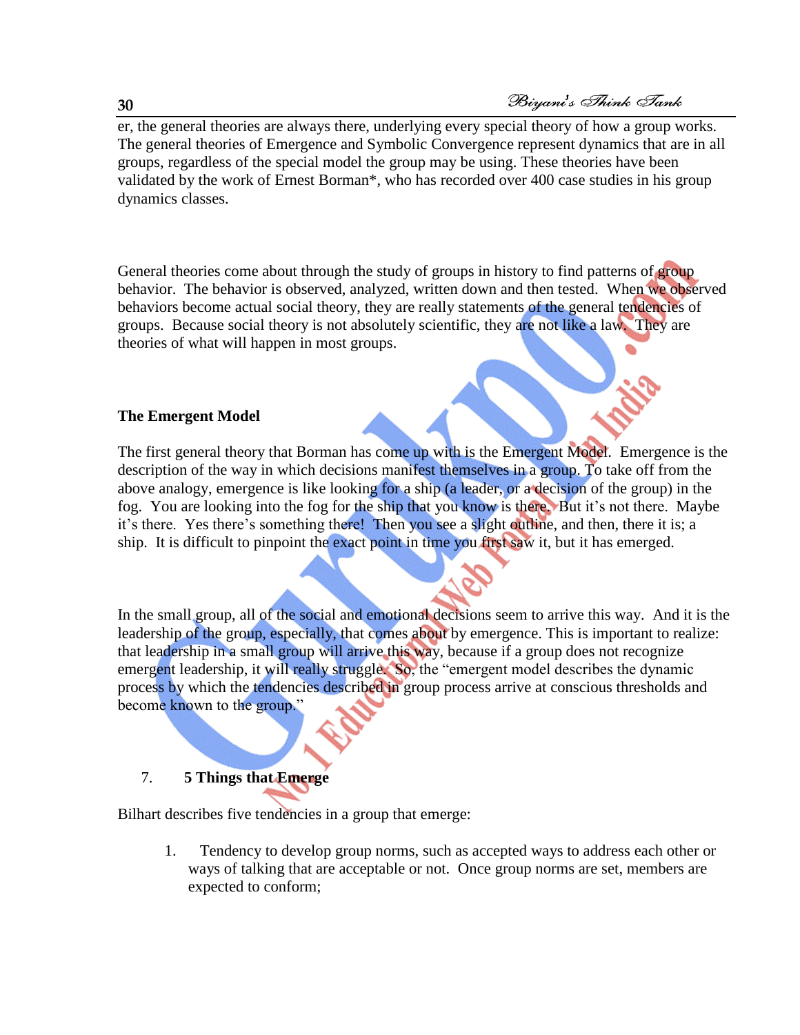er, the general theories are always there, underlying every special theory of how a group works. The general theories of Emergence and Symbolic Convergence represent dynamics that are in all groups, regardless of the special model the group may be using. These theories have been validated by the work of Ernest Borman*, who has recorded over 400 case studies in his group dynamics classes.

General theories come about through the study of groups in history to find patterns of group behavior. The behavior is observed, analyzed, written down and then tested. When we observed behaviors become actual social theory, they are really statements of the general tendencies of groups. Because social theory is not absolutely scientific, they are not like a law. They are theories of what will happen in most groups.

**The Emergent Model**

The first general theory that Borman has come up with is the Emergent Model. Emergence is the description of the way in which decisions manifest themselves in a group. To take off from the above analogy, emergence is like looking for a ship (a leader, or a decision of the group) in the fog. You are looking into the fog for the ship that you know is there. But it's not there. Maybe it's there. Yes there's something there! Then you see a slight outline, and then, there it is; a ship. It is difficult to pinpoint the exact point in time you first saw it, but it has emerged.

In the small group, all of the social and emotional decisions seem to arrive this way. And it is the leadership of the group, especially, that comes about by emergence. This is important to realize: that leadership in a small group will arrive this way, because if a group does not recognize emergent leadership, it will really struggle. So, the "emergent model describes the dynamic process by which the tendencies described in group process arrive at conscious thresholds and become known to the group."

7. **5 Things that Emerge**

Bilhart describes five tendencies in a group that emerge:

1. Tendency to develop group norms, such as accepted ways to address each other or ways of talking that are acceptable or not. Once group norms are set, members are expected to conform;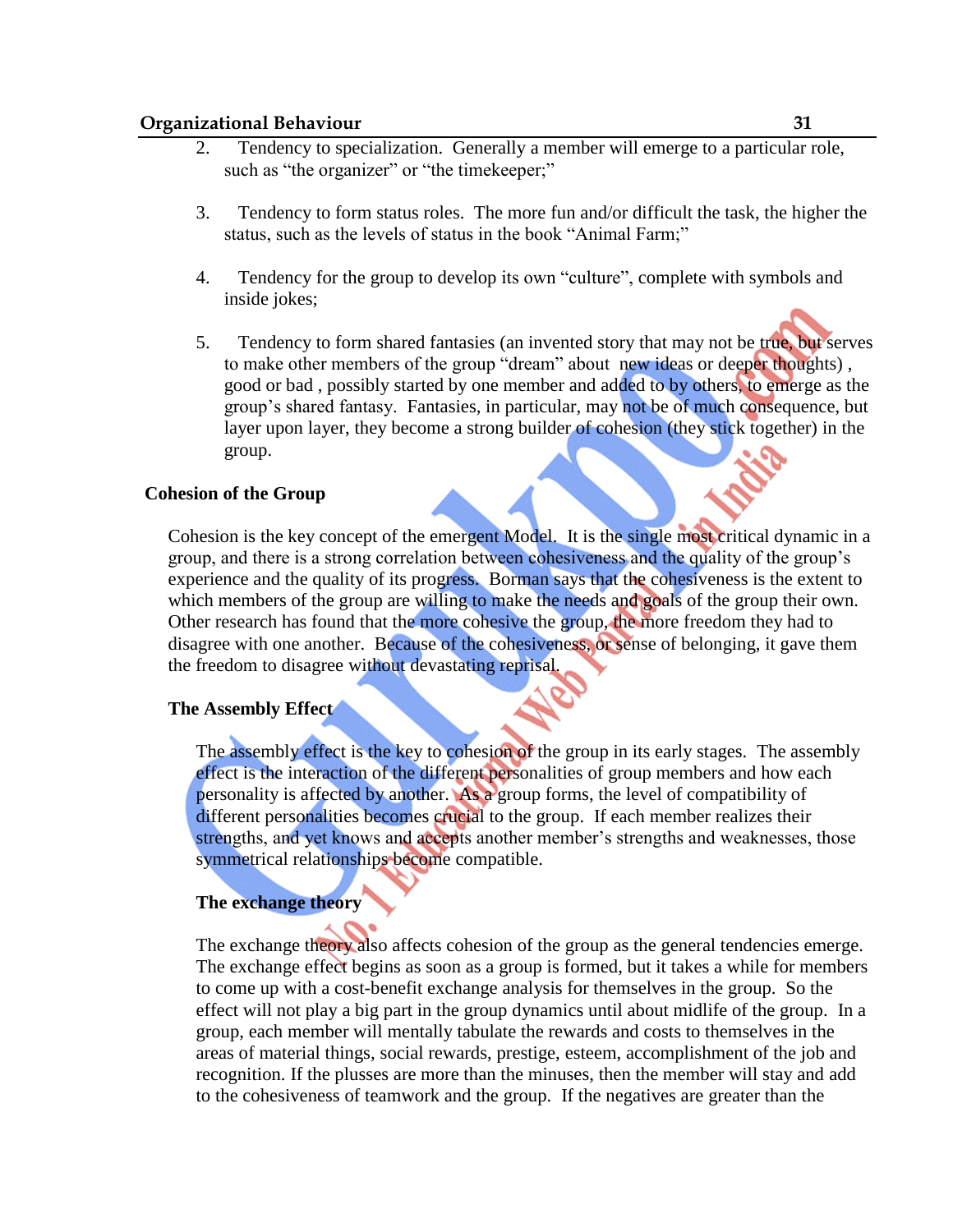2. Tendency to specialization. Generally a member will emerge to a particular role, such as "the organizer" or "the timekeeper;"

3. Tendency to form status roles. The more fun and/or difficult the task, the higher the status, such as the levels of status in the book "Animal Farm;"

4. Tendency for the group to develop its own "culture", complete with symbols and inside jokes;

5. Tendency to form shared fantasies (an invented story that may not be true, but serves to make other members of the group "dream" about new ideas or deeper thoughts) , good or bad , possibly started by one member and added to by others, to emerge as the group's shared fantasy. Fantasies, in particular, may not be of much consequence, but layer upon layer, they become a strong builder of cohesion (they stick together) in the group.

## Cohesion of the Group

Cohesion is the key concept of the emergent Model. It is the single most critical dynamic in a group, and there is a strong correlation between cohesiveness and the quality of the group's experience and the quality of its progress. Borman says that the cohesiveness is the extent to which members of the group are willing to make the needs and goals of the group their own. Other research has found that the more cohesive the group, the more freedom they had to disagree with one another. Because of the cohesiveness, or sense of belonging, it gave them the freedom to disagree without devastating reprisal.

### The Assembly Effect

The assembly effect is the key to cohesion of the group in its early stages. The assembly effect is the interaction of the different personalities of group members and how each personality is affected by another. As a group forms, the level of compatibility of different personalities becomes crucial to the group. If each member realizes their strengths, and yet knows and accepts another member's strengths and weaknesses, those symmetrical relationships become compatible.

### The exchange theory

The exchange theory also affects cohesion of the group as the general tendencies emerge. The exchange effect begins as soon as a group is formed, but it takes a while for members to come up with a cost-benefit exchange analysis for themselves in the group. So the effect will not play a big part in the group dynamics until about midlife of the group. In a group, each member will mentally tabulate the rewards and costs to themselves in the areas of material things, social rewards, prestige, esteem, accomplishment of the job and recognition. If the plusses are more than the minuses, then the member will stay and add to the cohesiveness of teamwork and the group. If the negatives are greater than the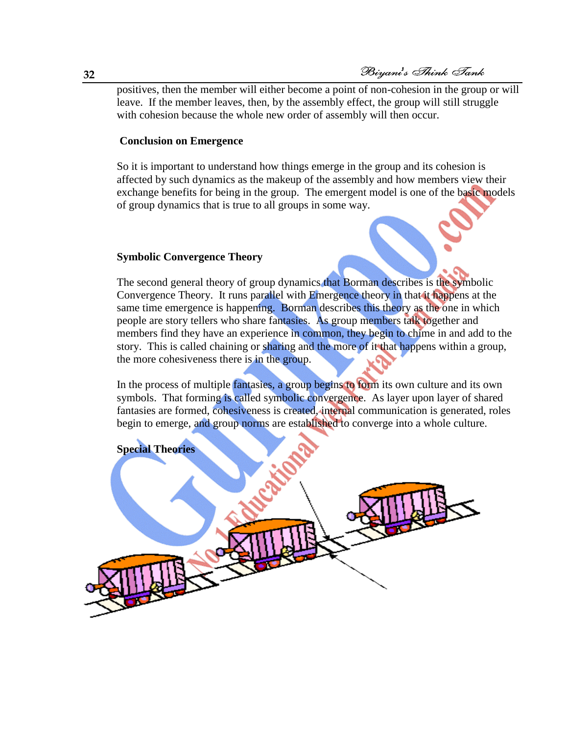positives, then the member will either become a point of non-cohesion in the group or will leave. If the member leaves, then, by the assembly effect, the group will still struggle with cohesion because the whole new order of assembly will then occur.

**Conclusion on Emergence**

So it is important to understand how things emerge in the group and its cohesion is affected by such dynamics as the makeup of the assembly and how members view their exchange benefits for being in the group. The emergent model is one of the basic models of group dynamics that is true to all groups in some way.

**Symbolic Convergence Theory**

The second general theory of group dynamics that Borman describes is the symbolic Convergence Theory. It runs parallel with Emergence theory in that it happens at the same time emergence is happening. Borman describes this theory as the one in which people are story tellers who share fantasies. As group members talk together and members find they have an experience in common, they begin to chime in and add to the story. This is called chaining or sharing and the more of it that happens within a group, the more cohesiveness there is in the group.

In the process of multiple fantasies, a group begins to form its own culture and its own symbols. That forming is called symbolic convergence. As layer upon layer of shared fantasies are formed, cohesiveness is created, internal communication is generated, roles begin to emerge, and group norms are established to converge into a whole culture.

**Special Theories**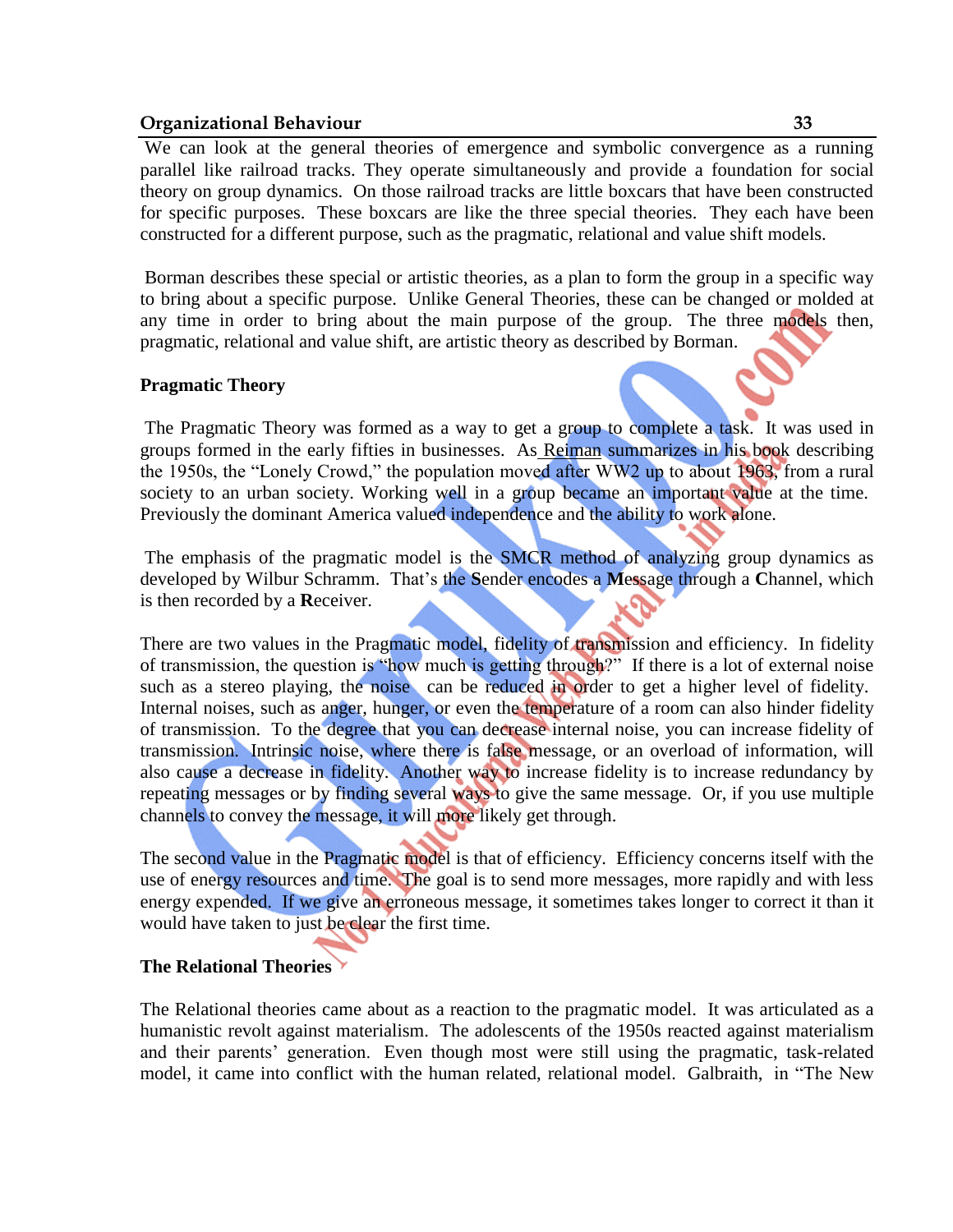We can look at the general theories of emergence and symbolic convergence as a running parallel like railroad tracks. They operate simultaneously and provide a foundation for social theory on group dynamics. On those railroad tracks are little boxcars that have been constructed for specific purposes. These boxcars are like the three special theories. They each have been constructed for a different purpose, such as the pragmatic, relational and value shift models.

Borman describes these special or artistic theories, as a plan to form the group in a specific way to bring about a specific purpose. Unlike General Theories, these can be changed or molded at any time in order to bring about the main purpose of the group. The three models then, pragmatic, relational and value shift, are artistic theory as described by Borman.

### Pragmatic Theory

The Pragmatic Theory was formed as a way to get a group to complete a task. It was used in groups formed in the early fifties in businesses. As Reiman summarizes in his book describing the 1950s, the "Lonely Crowd," the population moved after WW2 up to about 1963, from a rural society to an urban society. Working well in a group became an important value at the time. Previously the dominant America valued independence and the ability to work alone.

The emphasis of the pragmatic model is the SMCR method of analyzing group dynamics as developed by Wilbur Schramm. That's the **S**ender encodes a **M**essage through a **C**hannel, which is then recorded by a **R**eceiver.

There are two values in the Pragmatic model, fidelity of transmission and efficiency. In fidelity of transmission, the question is "how much is getting through?" If there is a lot of external noise such as a stereo playing, the noise can be reduced in order to get a higher level of fidelity. Internal noises, such as anger, hunger, or even the temperature of a room can also hinder fidelity of transmission. To the degree that you can decrease internal noise, you can increase fidelity of transmission. Intrinsic noise, where there is false message, or an overload of information, will also cause a decrease in fidelity. Another way to increase fidelity is to increase redundancy by repeating messages or by finding several ways to give the same message. Or, if you use multiple channels to convey the message, it will more likely get through.

The second value in the Pragmatic model is that of efficiency. Efficiency concerns itself with the use of energy resources and time. The goal is to send more messages, more rapidly and with less energy expended. If we give an erroneous message, it sometimes takes longer to correct it than it would have taken to just be clear the first time.

### The Relational Theories

The Relational theories came about as a reaction to the pragmatic model. It was articulated as a humanistic revolt against materialism. The adolescents of the 1950s reacted against materialism and their parents' generation. Even though most were still using the pragmatic, task-related model, it came into conflict with the human related, relational model. Galbraith, in "The New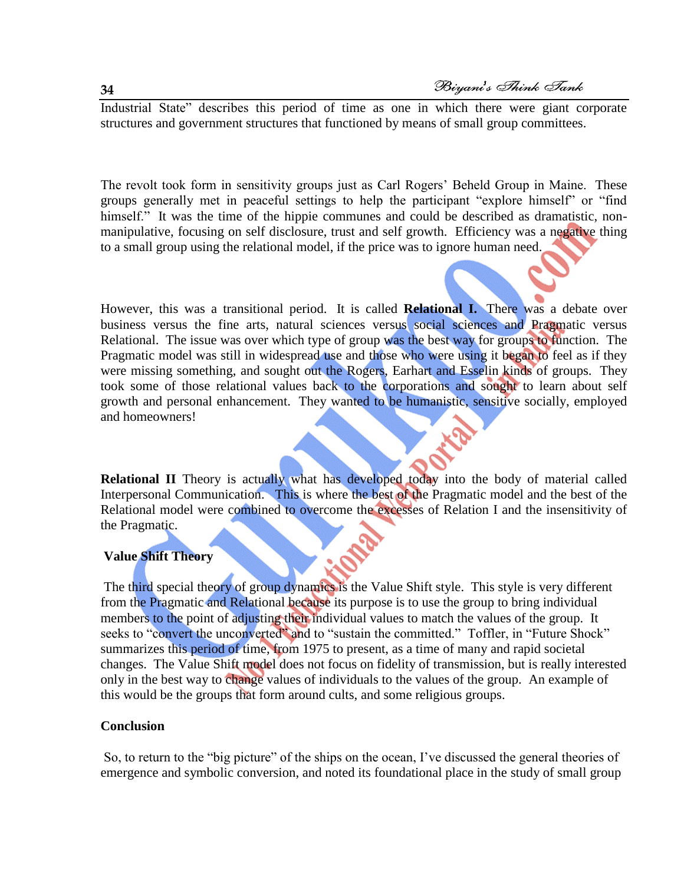Industrial State" describes this period of time as one in which there were giant corporate structures and government structures that functioned by means of small group committees.

The revolt took form in sensitivity groups just as Carl Rogers' Beheld Group in Maine. These groups generally met in peaceful settings to help the participant "explore himself" or "find himself." It was the time of the hippie communes and could be described as dramatistic, non-manipulative, focusing on self disclosure, trust and self growth. Efficiency was a negative thing to a small group using the relational model, if the price was to ignore human need.

However, this was a transitional period. It is called **Relational I.** There was a debate over business versus the fine arts, natural sciences versus social sciences and Pragmatic versus Relational. The issue was over which type of group was the best way for groups to function. The Pragmatic model was still in widespread use and those who were using it began to feel as if they were missing something, and sought out the Rogers, Earhart and Esselin kinds of groups. They took some of those relational values back to the corporations and sought to learn about self growth and personal enhancement. They wanted to be humanistic, sensitive socially, employed and homeowners!

**Relational II** Theory is actually what has developed today into the body of material called Interpersonal Communication. This is where the best of the Pragmatic model and the best of the Relational model were combined to overcome the excesses of Relation I and the insensitivity of the Pragmatic.

**Value Shift Theory**

The third special theory of group dynamics is the Value Shift style. This style is very different from the Pragmatic and Relational because its purpose is to use the group to bring individual members to the point of adjusting their individual values to match the values of the group. It seeks to "convert the unconverted" and to "sustain the committed." Toffler, in "Future Shock" summarizes this period of time, from 1975 to present, as a time of many and rapid societal changes. The Value Shift model does not focus on fidelity of transmission, but is really interested only in the best way to change values of individuals to the values of the group. An example of this would be the groups that form around cults, and some religious groups.

**Conclusion**

So, to return to the "big picture" of the ships on the ocean, I've discussed the general theories of emergence and symbolic conversion, and noted its foundational place in the study of small group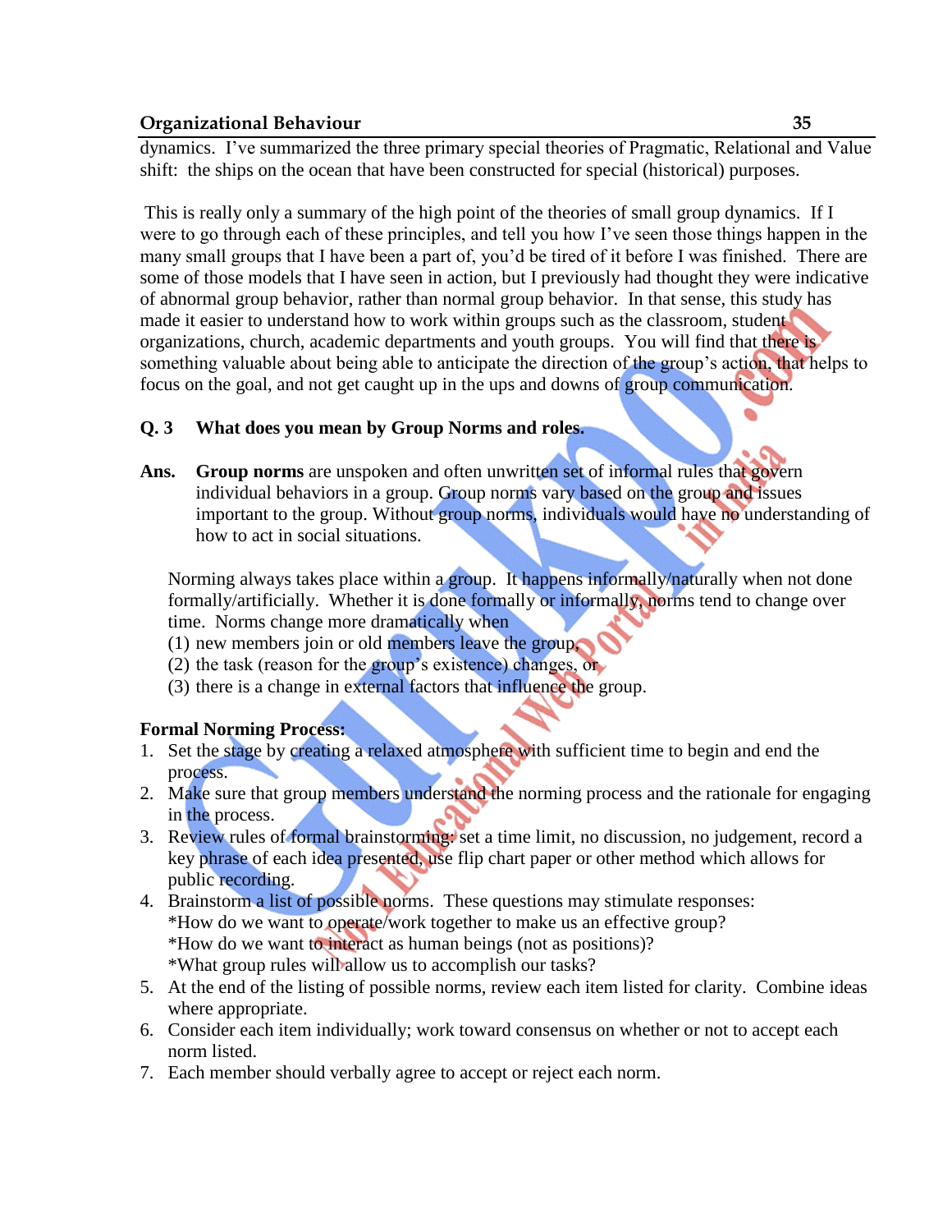dynamics. I've summarized the three primary special theories of Pragmatic, Relational and Value shift: the ships on the ocean that have been constructed for special (historical) purposes.

This is really only a summary of the high point of the theories of small group dynamics. If I were to go through each of these principles, and tell you how I've seen those things happen in the many small groups that I have been a part of, you'd be tired of it before I was finished. There are some of those models that I have seen in action, but I previously had thought they were indicative of abnormal group behavior, rather than normal group behavior. In that sense, this study has made it easier to understand how to work within groups such as the classroom, student organizations, church, academic departments and youth groups. You will find that there is something valuable about being able to anticipate the direction of the group's action, that helps to focus on the goal, and not get caught up in the ups and downs of group communication.

**Q. 3 What does you mean by Group Norms and roles.**

**Ans.** **Group norms** are unspoken and often unwritten set of informal rules that govern individual behaviors in a group. Group norms vary based on the group and issues important to the group. Without group norms, individuals would have no understanding of how to act in social situations.

Norming always takes place within a group. It happens informally/naturally when not done formally/artificially. Whether it is done formally or informally, norms tend to change over time. Norms change more dramatically when

(1) new members join or old members leave the group,
(2) the task (reason for the group's existence) changes, or
(3) there is a change in external factors that influence the group.

**Formal Norming Process:**

1. Set the stage by creating a relaxed atmosphere with sufficient time to begin and end the process.
2. Make sure that group members understand the norming process and the rationale for engaging in the process.
3. Review rules of formal brainstorming: set a time limit, no discussion, no judgement, record a key phrase of each idea presented, use flip chart paper or other method which allows for public recording.
4. Brainstorm a list of possible norms. These questions may stimulate responses:
   *How do we want to operate/work together to make us an effective group?
   *How do we want to interact as human beings (not as positions)?
   *What group rules will allow us to accomplish our tasks?
5. At the end of the listing of possible norms, review each item listed for clarity. Combine ideas where appropriate.
6. Consider each item individually; work toward consensus on whether or not to accept each norm listed.
7. Each member should verbally agree to accept or reject each norm.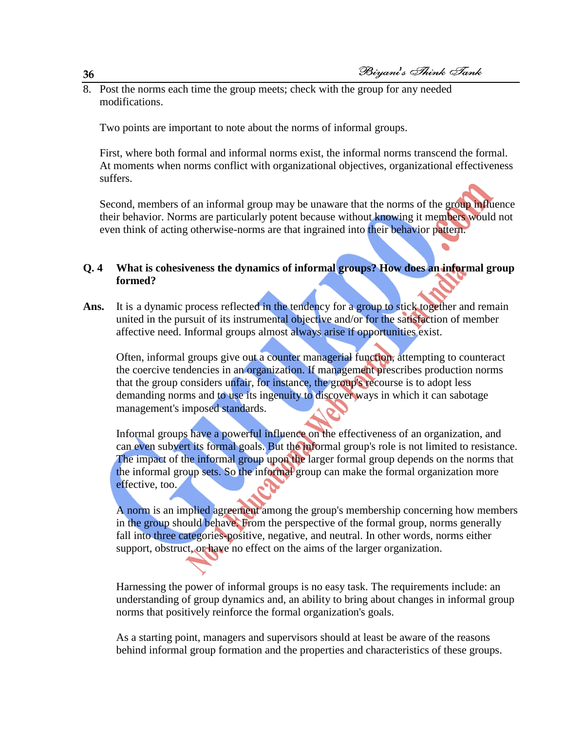8. Post the norms each time the group meets; check with the group for any needed modifications.

Two points are important to note about the norms of informal groups.

First, where both formal and informal norms exist, the informal norms transcend the formal. At moments when norms conflict with organizational objectives, organizational effectiveness suffers.

Second, members of an informal group may be unaware that the norms of the group influence their behavior. Norms are particularly potent because without knowing it members would not even think of acting otherwise-norms are that ingrained into their behavior pattern.

**Q. 4 What is cohesiveness the dynamics of informal groups? How does an informal group formed?**

**Ans.** It is a dynamic process reflected in the tendency for a group to stick together and remain united in the pursuit of its instrumental objective and/or for the satisfaction of member affective need. Informal groups almost always arise if opportunities exist.

Often, informal groups give out a counter managerial function, attempting to counteract the coercive tendencies in an organization. If management prescribes production norms that the group considers unfair, for instance, the group's recourse is to adopt less demanding norms and to use its ingenuity to discover ways in which it can sabotage management's imposed standards.

Informal groups have a powerful influence on the effectiveness of an organization, and can even subvert its formal goals. But the informal group's role is not limited to resistance. The impact of the informal group upon the larger formal group depends on the norms that the informal group sets. So the informal group can make the formal organization more effective, too.

A norm is an implied agreement among the group's membership concerning how members in the group should behave. From the perspective of the formal group, norms generally fall into three categories-positive, negative, and neutral. In other words, norms either support, obstruct, or have no effect on the aims of the larger organization.

Harnessing the power of informal groups is no easy task. The requirements include: an understanding of group dynamics and, an ability to bring about changes in informal group norms that positively reinforce the formal organization's goals.

As a starting point, managers and supervisors should at least be aware of the reasons behind informal group formation and the properties and characteristics of these groups.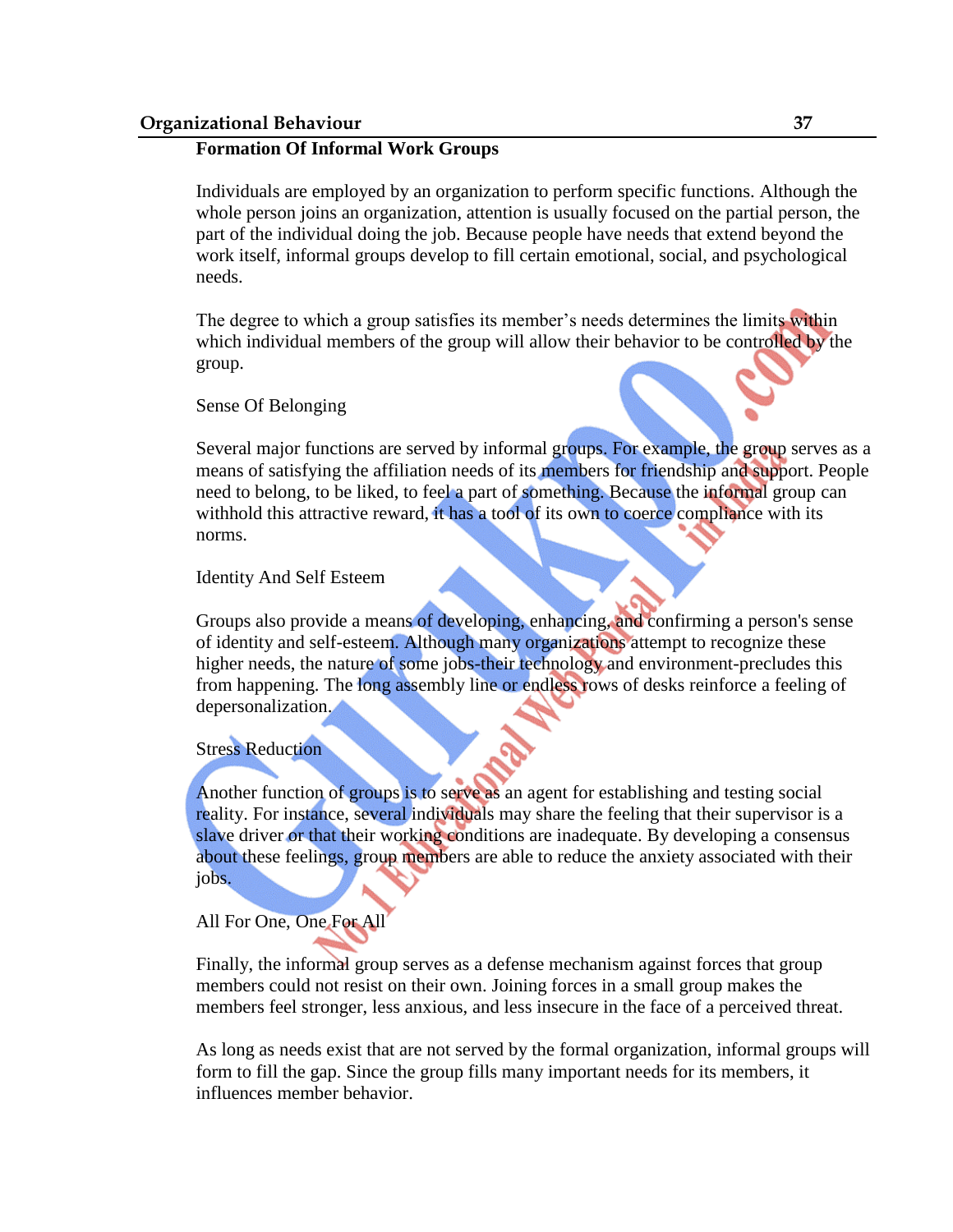## Formation Of Informal Work Groups

Individuals are employed by an organization to perform specific functions. Although the whole person joins an organization, attention is usually focused on the partial person, the part of the individual doing the job. Because people have needs that extend beyond the work itself, informal groups develop to fill certain emotional, social, and psychological needs.

The degree to which a group satisfies its member's needs determines the limits within which individual members of the group will allow their behavior to be controlled by the group.

### Sense Of Belonging

Several major functions are served by informal groups. For example, the group serves as a means of satisfying the affiliation needs of its members for friendship and support. People need to belong, to be liked, to feel a part of something. Because the informal group can withhold this attractive reward, it has a tool of its own to coerce compliance with its norms.

### Identity And Self Esteem

Groups also provide a means of developing, enhancing, and confirming a person's sense of identity and self-esteem. Although many organizations attempt to recognize these higher needs, the nature of some jobs-their technology and environment-precludes this from happening. The long assembly line or endless rows of desks reinforce a feeling of depersonalization.

### Stress Reduction

Another function of groups is to serve as an agent for establishing and testing social reality. For instance, several individuals may share the feeling that their supervisor is a slave driver or that their working conditions are inadequate. By developing a consensus about these feelings, group members are able to reduce the anxiety associated with their jobs.

### All For One, One For All

Finally, the informal group serves as a defense mechanism against forces that group members could not resist on their own. Joining forces in a small group makes the members feel stronger, less anxious, and less insecure in the face of a perceived threat.

As long as needs exist that are not served by the formal organization, informal groups will form to fill the gap. Since the group fills many important needs for its members, it influences member behavior.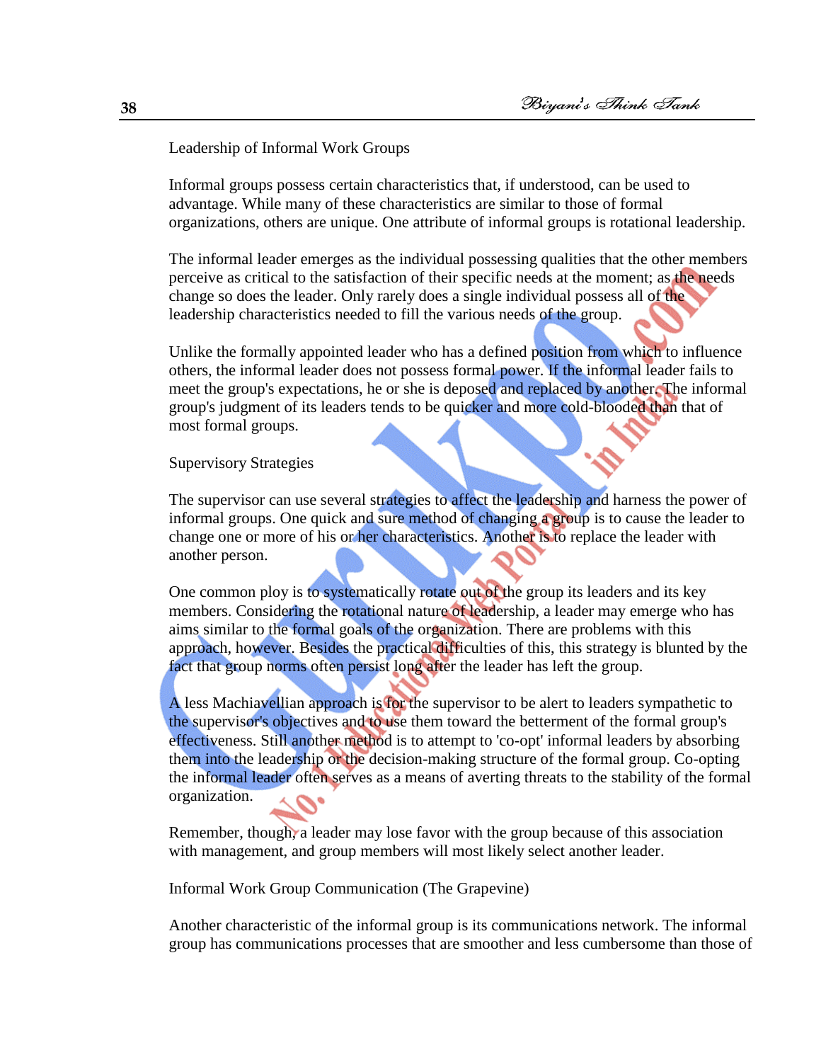## Leadership of Informal Work Groups

Informal groups possess certain characteristics that, if understood, can be used to advantage. While many of these characteristics are similar to those of formal organizations, others are unique. One attribute of informal groups is rotational leadership.

The informal leader emerges as the individual possessing qualities that the other members perceive as critical to the satisfaction of their specific needs at the moment; as the needs change so does the leader. Only rarely does a single individual possess all of the leadership characteristics needed to fill the various needs of the group.

Unlike the formally appointed leader who has a defined position from which to influence others, the informal leader does not possess formal power. If the informal leader fails to meet the group's expectations, he or she is deposed and replaced by another. The informal group's judgment of its leaders tends to be quicker and more cold-blooded than that of most formal groups.

## Supervisory Strategies

The supervisor can use several strategies to affect the leadership and harness the power of informal groups. One quick and sure method of changing a group is to cause the leader to change one or more of his or her characteristics. Another is to replace the leader with another person.

One common ploy is to systematically rotate out of the group its leaders and its key members. Considering the rotational nature of leadership, a leader may emerge who has aims similar to the formal goals of the organization. There are problems with this approach, however. Besides the practical difficulties of this, this strategy is blunted by the fact that group norms often persist long after the leader has left the group.

A less Machiavellian approach is for the supervisor to be alert to leaders sympathetic to the supervisor's objectives and to use them toward the betterment of the formal group's effectiveness. Still another method is to attempt to 'co-opt' informal leaders by absorbing them into the leadership or the decision-making structure of the formal group. Co-opting the informal leader often serves as a means of averting threats to the stability of the formal organization.

Remember, though, a leader may lose favor with the group because of this association with management, and group members will most likely select another leader.

## Informal Work Group Communication (The Grapevine)

Another characteristic of the informal group is its communications network. The informal group has communications processes that are smoother and less cumbersome than those of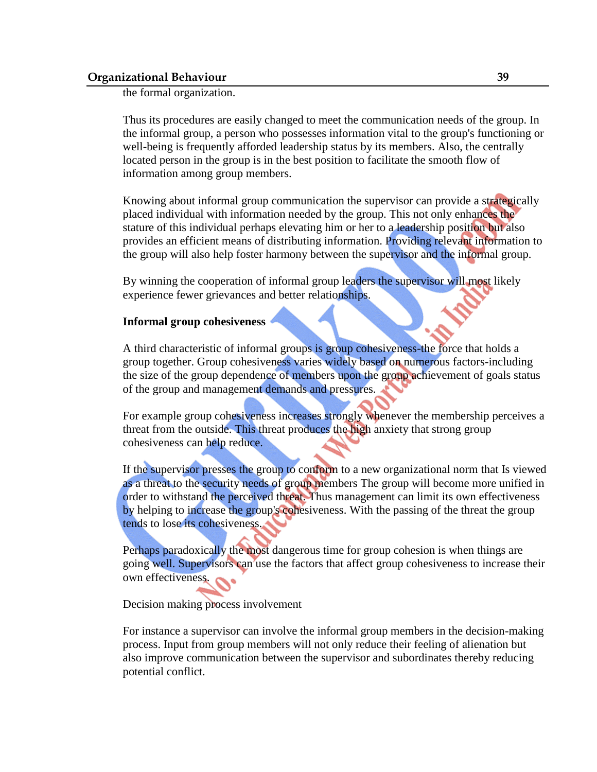the formal organization.

Thus its procedures are easily changed to meet the communication needs of the group. In the informal group, a person who possesses information vital to the group's functioning or well-being is frequently afforded leadership status by its members. Also, the centrally located person in the group is in the best position to facilitate the smooth flow of information among group members.

Knowing about informal group communication the supervisor can provide a strategically placed individual with information needed by the group. This not only enhances the stature of this individual perhaps elevating him or her to a leadership position but also provides an efficient means of distributing information. Providing relevant information to the group will also help foster harmony between the supervisor and the informal group.

By winning the cooperation of informal group leaders the supervisor will most likely experience fewer grievances and better relationships.

**Informal group cohesiveness**

A third characteristic of informal groups is group cohesiveness-the force that holds a group together. Group cohesiveness varies widely based on numerous factors-including the size of the group dependence of members upon the group achievement of goals status of the group and management demands and pressures.

For example group cohesiveness increases strongly whenever the membership perceives a threat from the outside. This threat produces the high anxiety that strong group cohesiveness can help reduce.

If the supervisor presses the group to conform to a new organizational norm that Is viewed as a threat to the security needs of group members The group will become more unified in order to withstand the perceived threat. Thus management can limit its own effectiveness by helping to increase the group's cohesiveness. With the passing of the threat the group tends to lose its cohesiveness.

Perhaps paradoxically the most dangerous time for group cohesion is when things are going well. Supervisors can use the factors that affect group cohesiveness to increase their own effectiveness.

Decision making process involvement

For instance a supervisor can involve the informal group members in the decision-making process. Input from group members will not only reduce their feeling of alienation but also improve communication between the supervisor and subordinates thereby reducing potential conflict.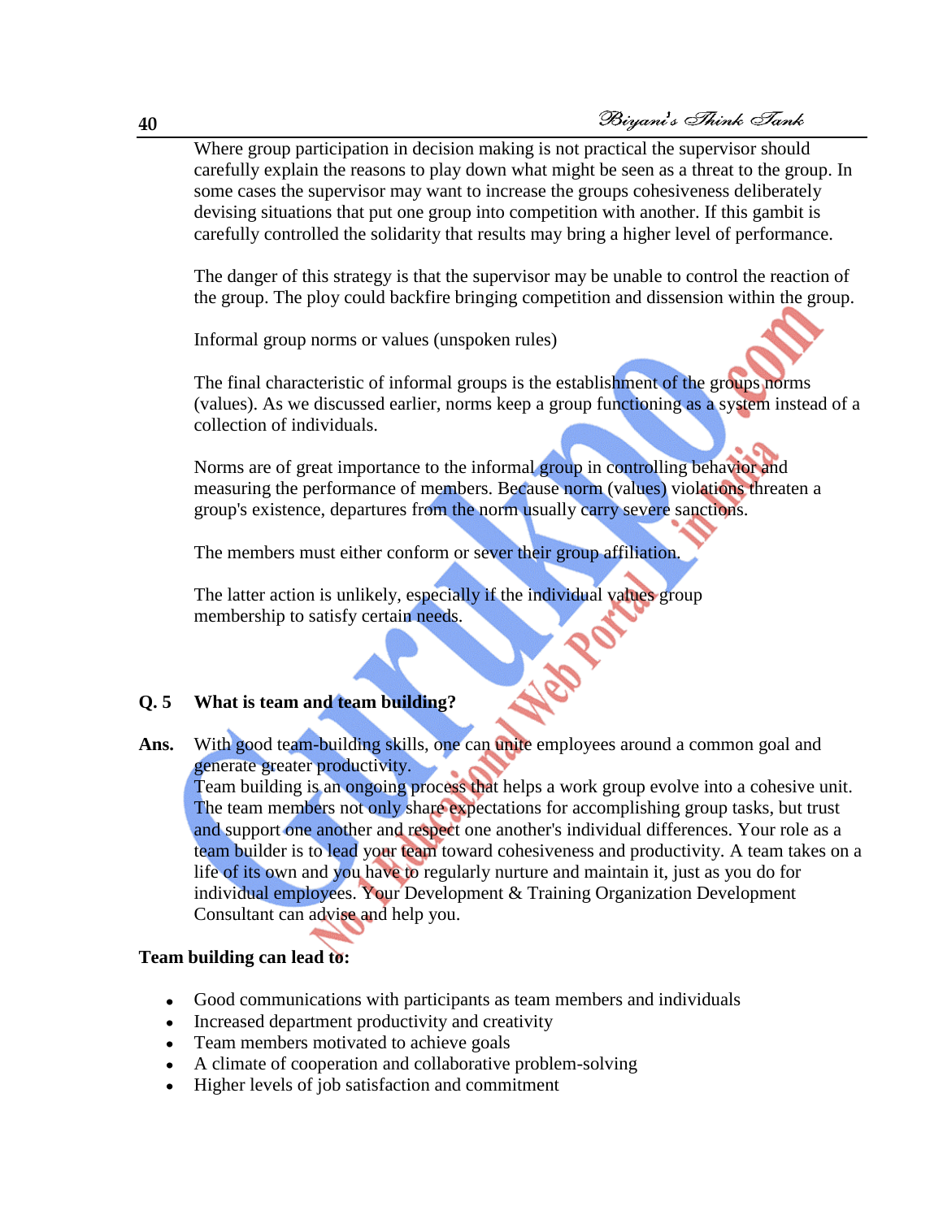Where group participation in decision making is not practical the supervisor should carefully explain the reasons to play down what might be seen as a threat to the group. In some cases the supervisor may want to increase the groups cohesiveness deliberately devising situations that put one group into competition with another. If this gambit is carefully controlled the solidarity that results may bring a higher level of performance.

The danger of this strategy is that the supervisor may be unable to control the reaction of the group. The ploy could backfire bringing competition and dissension within the group.

Informal group norms or values (unspoken rules)

The final characteristic of informal groups is the establishment of the groups norms (values). As we discussed earlier, norms keep a group functioning as a system instead of a collection of individuals.

Norms are of great importance to the informal group in controlling behavior and measuring the performance of members. Because norm (values) violations threaten a group's existence, departures from the norm usually carry severe sanctions.

The members must either conform or sever their group affiliation.

The latter action is unlikely, especially if the individual values group membership to satisfy certain needs.

**Q. 5 What is team and team building?**

**Ans.** With good team-building skills, one can unite employees around a common goal and generate greater productivity.
Team building is an ongoing process that helps a work group evolve into a cohesive unit. The team members not only share expectations for accomplishing group tasks, but trust and support one another and respect one another's individual differences. Your role as a team builder is to lead your team toward cohesiveness and productivity. A team takes on a life of its own and you have to regularly nurture and maintain it, just as you do for individual employees. Your Development & Training Organization Development Consultant can advise and help you.

**Team building can lead to:**

- Good communications with participants as team members and individuals
- Increased department productivity and creativity
- Team members motivated to achieve goals
- A climate of cooperation and collaborative problem-solving
- Higher levels of job satisfaction and commitment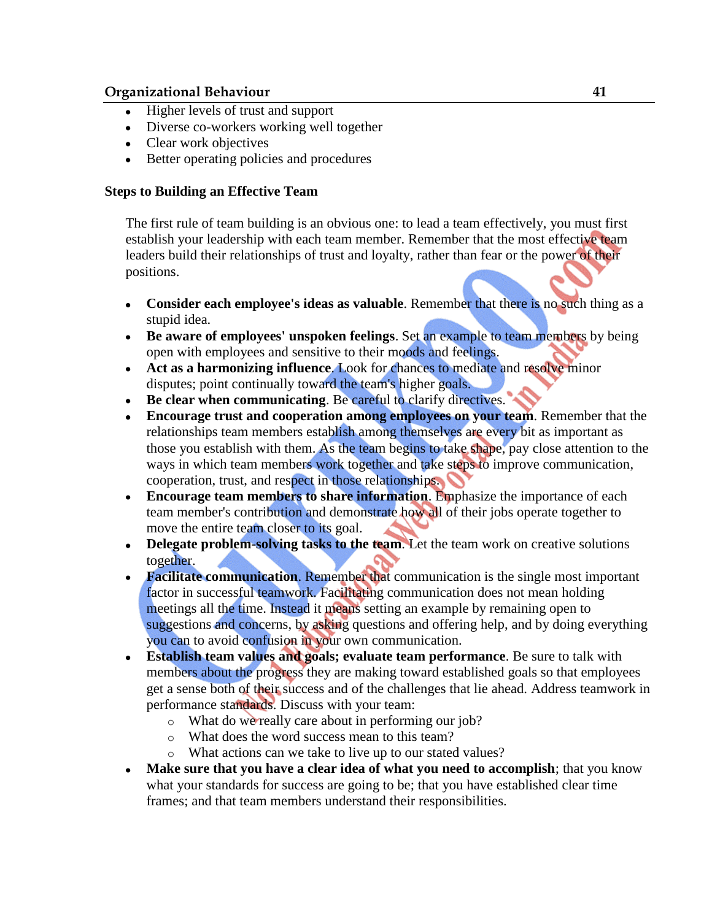- Higher levels of trust and support
- Diverse co-workers working well together
- Clear work objectives
- Better operating policies and procedures

### Steps to Building an Effective Team

The first rule of team building is an obvious one: to lead a team effectively, you must first establish your leadership with each team member. Remember that the most effective team leaders build their relationships of trust and loyalty, rather than fear or the power of their positions.

- **Consider each employee's ideas as valuable**. Remember that there is no such thing as a stupid idea.
- **Be aware of employees' unspoken feelings**. Set an example to team members by being open with employees and sensitive to their moods and feelings.
- **Act as a harmonizing influence**. Look for chances to mediate and resolve minor disputes; point continually toward the team's higher goals.
- **Be clear when communicating**. Be careful to clarify directives.
- **Encourage trust and cooperation among employees on your team**. Remember that the relationships team members establish among themselves are every bit as important as those you establish with them. As the team begins to take shape, pay close attention to the ways in which team members work together and take steps to improve communication, cooperation, trust, and respect in those relationships.
- **Encourage team members to share information**. Emphasize the importance of each team member's contribution and demonstrate how all of their jobs operate together to move the entire team closer to its goal.
- **Delegate problem-solving tasks to the team**. Let the team work on creative solutions together.
- **Facilitate communication**. Remember that communication is the single most important factor in successful teamwork. Facilitating communication does not mean holding meetings all the time. Instead it means setting an example by remaining open to suggestions and concerns, by asking questions and offering help, and by doing everything you can to avoid confusion in your own communication.
- **Establish team values and goals; evaluate team performance**. Be sure to talk with members about the progress they are making toward established goals so that employees get a sense both of their success and of the challenges that lie ahead. Address teamwork in performance standards. Discuss with your team:
  - What do we really care about in performing our job?
  - What does the word success mean to this team?
  - What actions can we take to live up to our stated values?
- **Make sure that you have a clear idea of what you need to accomplish**; that you know what your standards for success are going to be; that you have established clear time frames; and that team members understand their responsibilities.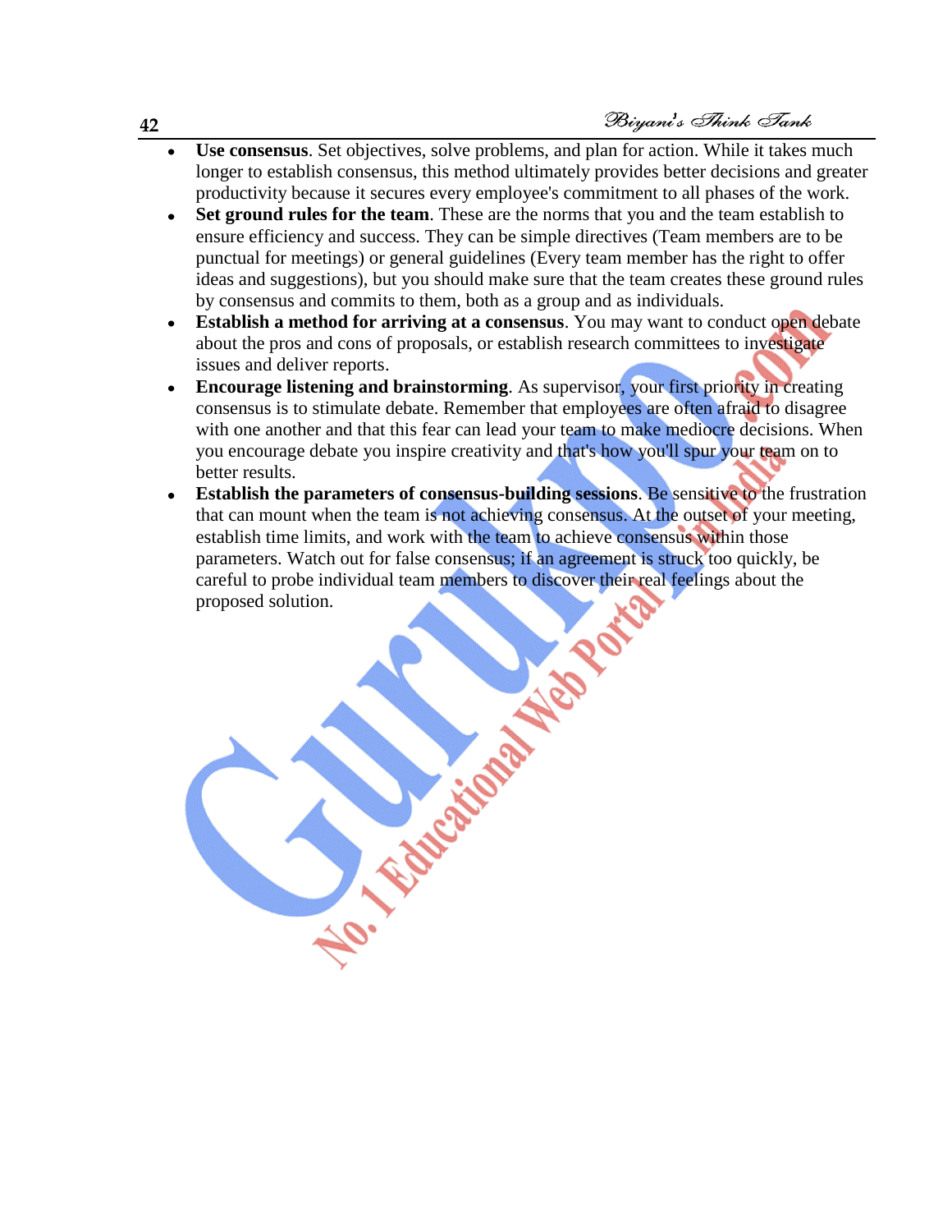- **Use consensus**. Set objectives, solve problems, and plan for action. While it takes much longer to establish consensus, this method ultimately provides better decisions and greater productivity because it secures every employee's commitment to all phases of the work.
- **Set ground rules for the team**. These are the norms that you and the team establish to ensure efficiency and success. They can be simple directives (Team members are to be punctual for meetings) or general guidelines (Every team member has the right to offer ideas and suggestions), but you should make sure that the team creates these ground rules by consensus and commits to them, both as a group and as individuals.
- **Establish a method for arriving at a consensus**. You may want to conduct open debate about the pros and cons of proposals, or establish research committees to investigate issues and deliver reports.
- **Encourage listening and brainstorming**. As supervisor, your first priority in creating consensus is to stimulate debate. Remember that employees are often afraid to disagree with one another and that this fear can lead your team to make mediocre decisions. When you encourage debate you inspire creativity and that's how you'll spur your team on to better results.
- **Establish the parameters of consensus-building sessions**. Be sensitive to the frustration that can mount when the team is not achieving consensus. At the outset of your meeting, establish time limits, and work with the team to achieve consensus within those parameters. Watch out for false consensus; if an agreement is struck too quickly, be careful to probe individual team members to discover their real feelings about the proposed solution.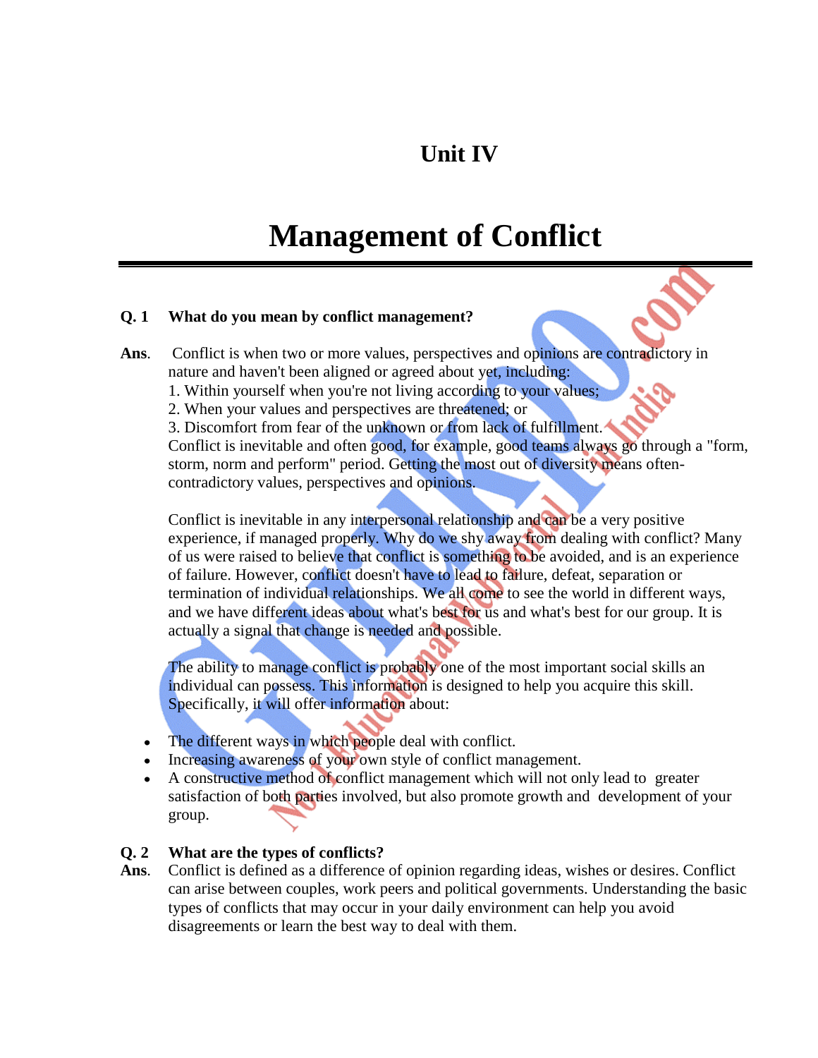# Unit IV

# Management of Conflict

**Q. 1 What do you mean by conflict management?**

**Ans.** Conflict is when two or more values, perspectives and opinions are contradictory in nature and haven't been aligned or agreed about yet, including:

1. Within yourself when you're not living according to your values;
2. When your values and perspectives are threatened; or
3. Discomfort from fear of the unknown or from lack of fulfillment.

Conflict is inevitable and often good, for example, good teams always go through a "form, storm, norm and perform" period. Getting the most out of diversity means often-contradictory values, perspectives and opinions.

Conflict is inevitable in any interpersonal relationship and can be a very positive experience, if managed properly. Why do we shy away from dealing with conflict? Many of us were raised to believe that conflict is something to be avoided, and is an experience of failure. However, conflict doesn't have to lead to failure, defeat, separation or termination of individual relationships. We all come to see the world in different ways, and we have different ideas about what's best for us and what's best for our group. It is actually a signal that change is needed and possible.

The ability to manage conflict is probably one of the most important social skills an individual can possess. This information is designed to help you acquire this skill. Specifically, it will offer information about:

- The different ways in which people deal with conflict.
- Increasing awareness of your own style of conflict management.
- A constructive method of conflict management which will not only lead to greater satisfaction of both parties involved, but also promote growth and development of your group.

**Q. 2 What are the types of conflicts?**

**Ans.** Conflict is defined as a difference of opinion regarding ideas, wishes or desires. Conflict can arise between couples, work peers and political governments. Understanding the basic types of conflicts that may occur in your daily environment can help you avoid disagreements or learn the best way to deal with them.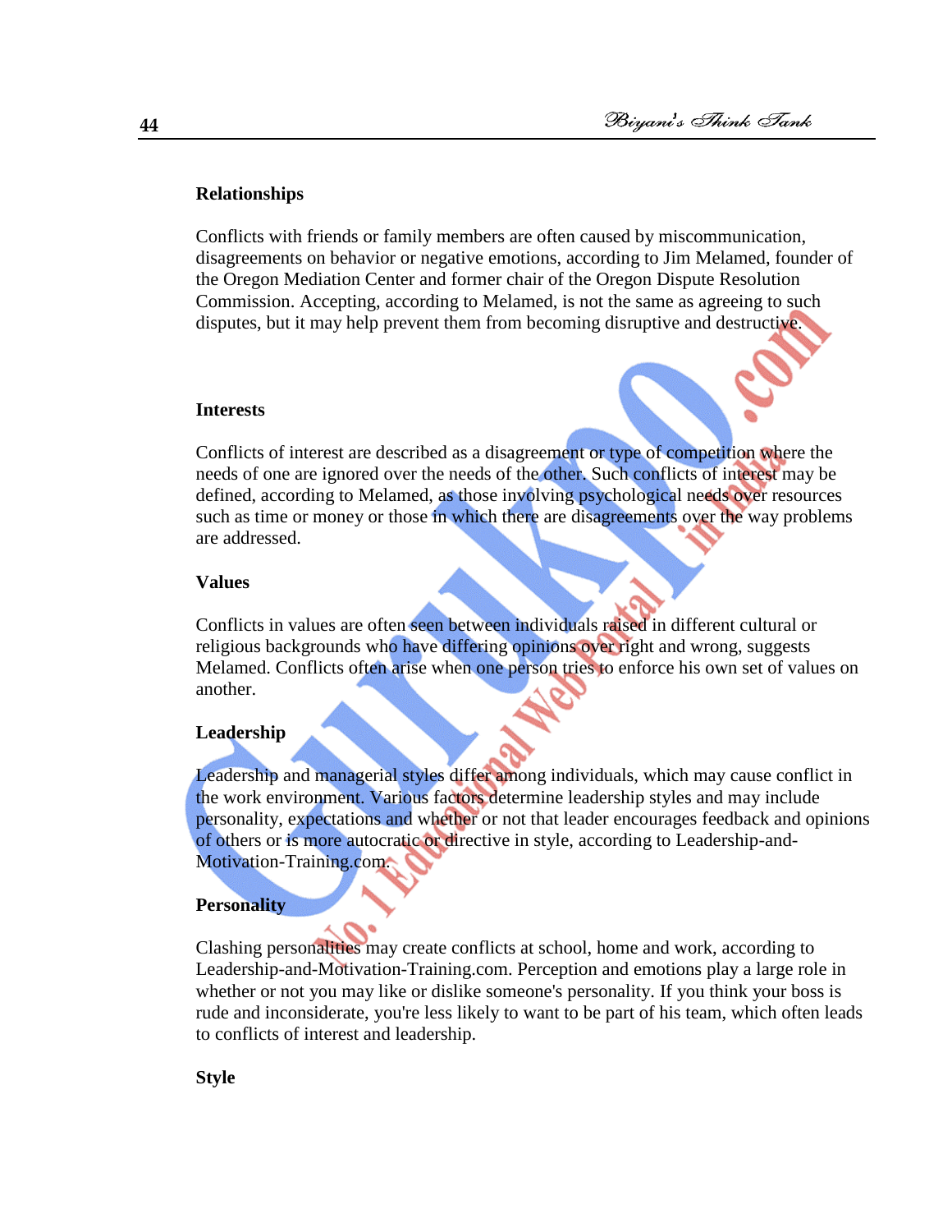**Relationships**

Conflicts with friends or family members are often caused by miscommunication, disagreements on behavior or negative emotions, according to Jim Melamed, founder of the Oregon Mediation Center and former chair of the Oregon Dispute Resolution Commission. Accepting, according to Melamed, is not the same as agreeing to such disputes, but it may help prevent them from becoming disruptive and destructive.

**Interests**

Conflicts of interest are described as a disagreement or type of competition where the needs of one are ignored over the needs of the other. Such conflicts of interest may be defined, according to Melamed, as those involving psychological needs over resources such as time or money or those in which there are disagreements over the way problems are addressed.

**Values**

Conflicts in values are often seen between individuals raised in different cultural or religious backgrounds who have differing opinions over right and wrong, suggests Melamed. Conflicts often arise when one person tries to enforce his own set of values on another.

**Leadership**

Leadership and managerial styles differ among individuals, which may cause conflict in the work environment. Various factors determine leadership styles and may include personality, expectations and whether or not that leader encourages feedback and opinions of others or is more autocratic or directive in style, according to Leadership-and-Motivation-Training.com.

**Personality**

Clashing personalities may create conflicts at school, home and work, according to Leadership-and-Motivation-Training.com. Perception and emotions play a large role in whether or not you may like or dislike someone's personality. If you think your boss is rude and inconsiderate, you're less likely to want to be part of his team, which often leads to conflicts of interest and leadership.

**Style**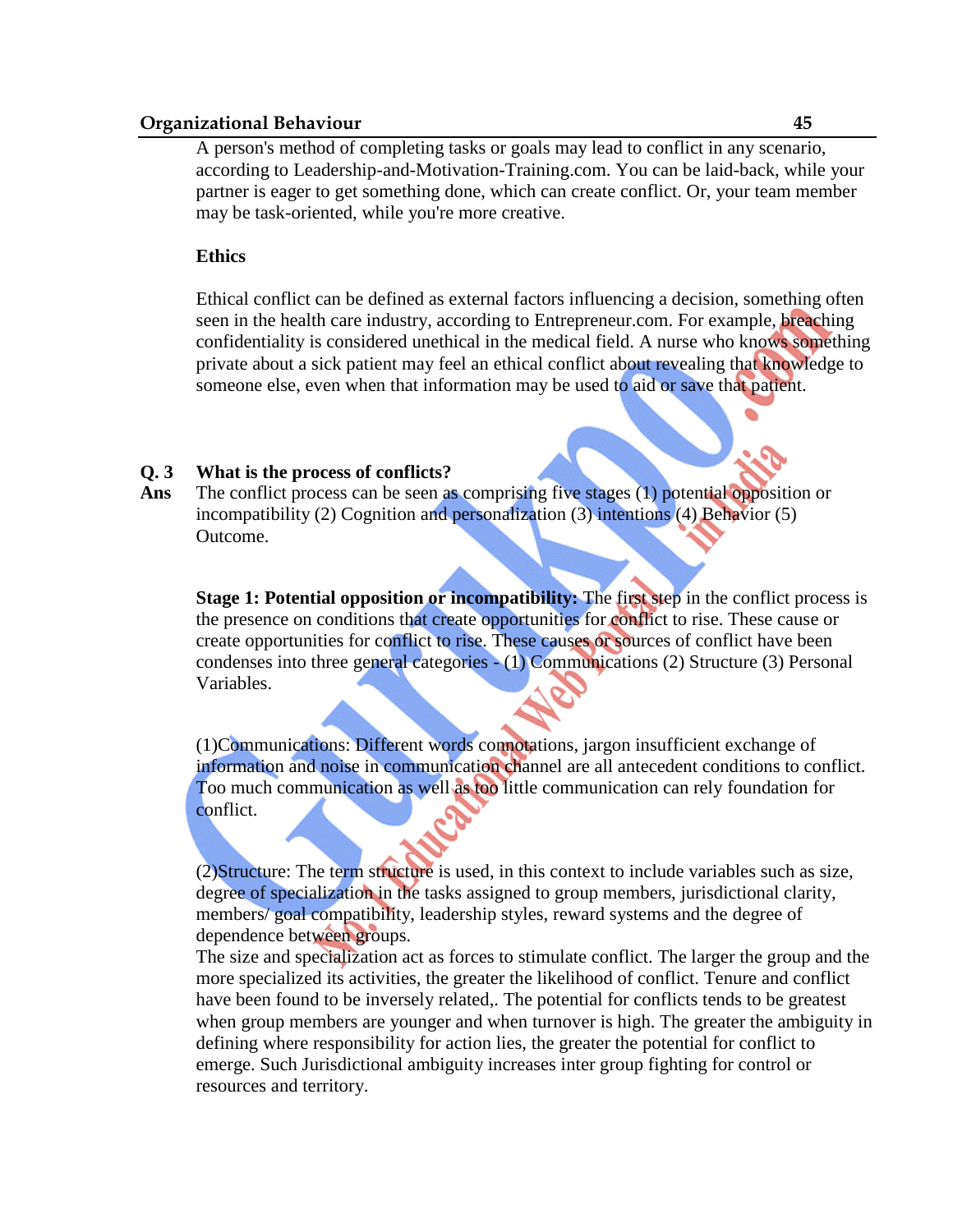A person's method of completing tasks or goals may lead to conflict in any scenario, according to Leadership-and-Motivation-Training.com. You can be laid-back, while your partner is eager to get something done, which can create conflict. Or, your team member may be task-oriented, while you're more creative.

**Ethics**

Ethical conflict can be defined as external factors influencing a decision, something often seen in the health care industry, according to Entrepreneur.com. For example, breaching confidentiality is considered unethical in the medical field. A nurse who knows something private about a sick patient may feel an ethical conflict about revealing that knowledge to someone else, even when that information may be used to aid or save that patient.

**Q. 3 What is the process of conflicts?**

**Ans** The conflict process can be seen as comprising five stages (1) potential opposition or incompatibility (2) Cognition and personalization (3) intentions (4) Behavior (5) Outcome.

**Stage 1: Potential opposition or incompatibility:** The first step in the conflict process is the presence on conditions that create opportunities for conflict to rise. These cause or create opportunities for conflict to rise. These causes or sources of conflict have been condenses into three general categories - (1) Communications (2) Structure (3) Personal Variables.

(1)Communications: Different words connotations, jargon insufficient exchange of information and noise in communication channel are all antecedent conditions to conflict. Too much communication as well as too little communication can rely foundation for conflict.

(2)Structure: The term structure is used, in this context to include variables such as size, degree of specialization in the tasks assigned to group members, jurisdictional clarity, members/ goal compatibility, leadership styles, reward systems and the degree of dependence between groups.
The size and specialization act as forces to stimulate conflict. The larger the group and the more specialized its activities, the greater the likelihood of conflict. Tenure and conflict have been found to be inversely related,. The potential for conflicts tends to be greatest when group members are younger and when turnover is high. The greater the ambiguity in defining where responsibility for action lies, the greater the potential for conflict to emerge. Such Jurisdictional ambiguity increases inter group fighting for control or resources and territory.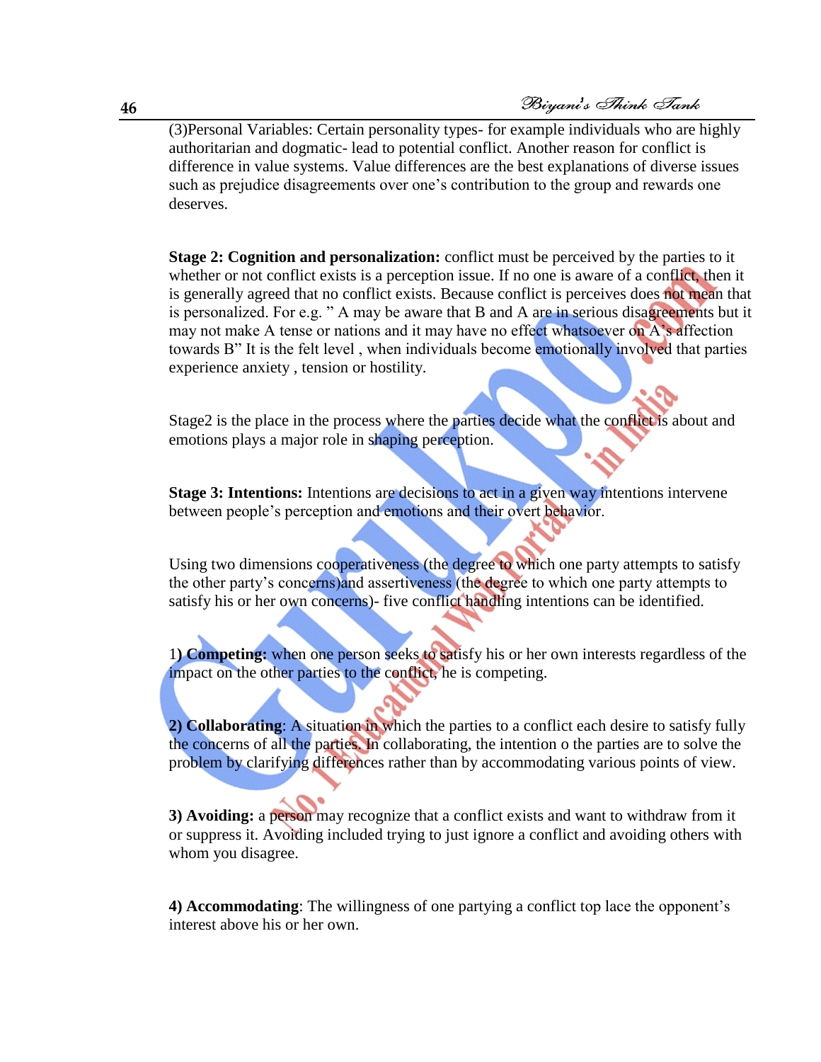(3)Personal Variables: Certain personality types- for example individuals who are highly authoritarian and dogmatic- lead to potential conflict. Another reason for conflict is difference in value systems. Value differences are the best explanations of diverse issues such as prejudice disagreements over one's contribution to the group and rewards one deserves.

**Stage 2: Cognition and personalization:** conflict must be perceived by the parties to it whether or not conflict exists is a perception issue. If no one is aware of a conflict, then it is generally agreed that no conflict exists. Because conflict is perceives does not mean that is personalized. For e.g. " A may be aware that B and A are in serious disagreements but it may not make A tense or nations and it may have no effect whatsoever on A's affection towards B" It is the felt level , when individuals become emotionally involved that parties experience anxiety , tension or hostility.

Stage2 is the place in the process where the parties decide what the conflict is about and emotions plays a major role in shaping perception.

**Stage 3: Intentions:** Intentions are decisions to act in a given way intentions intervene between people's perception and emotions and their overt behavior.

Using two dimensions cooperativeness (the degree to which one party attempts to satisfy the other party's concerns)and assertiveness (the degree to which one party attempts to satisfy his or her own concerns)- five conflict handling intentions can be identified.

1**) Competing:** when one person seeks to satisfy his or her own interests regardless of the impact on the other parties to the conflict, he is competing.

**2) Collaborating**: A situation in which the parties to a conflict each desire to satisfy fully the concerns of all the parties. In collaborating, the intention o the parties are to solve the problem by clarifying differences rather than by accommodating various points of view.

**3) Avoiding:** a person may recognize that a conflict exists and want to withdraw from it or suppress it. Avoiding included trying to just ignore a conflict and avoiding others with whom you disagree.

**4) Accommodating**: The willingness of one partying a conflict top lace the opponent's interest above his or her own.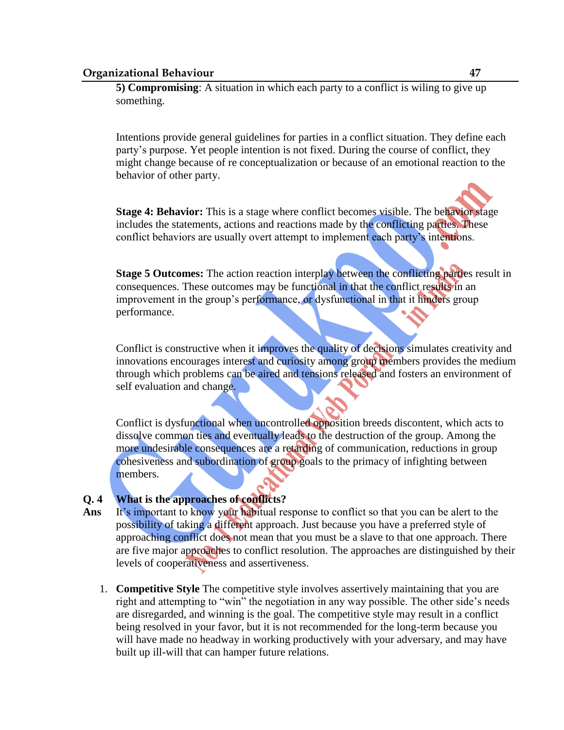**5) Compromising**: A situation in which each party to a conflict is wiling to give up something.

Intentions provide general guidelines for parties in a conflict situation. They define each party's purpose. Yet people intention is not fixed. During the course of conflict, they might change because of re conceptualization or because of an emotional reaction to the behavior of other party.

**Stage 4: Behavior:** This is a stage where conflict becomes visible. The behavior stage includes the statements, actions and reactions made by the conflicting parties. These conflict behaviors are usually overt attempt to implement each party's intentions.

**Stage 5 Outcomes:** The action reaction interplay between the conflicting parties result in consequences. These outcomes may be functional in that the conflict results in an improvement in the group's performance, or dysfunctional in that it hinders group performance.

Conflict is constructive when it improves the quality of decisions simulates creativity and innovations encourages interest and curiosity among group members provides the medium through which problems can be aired and tensions released and fosters an environment of self evaluation and change.

Conflict is dysfunctional when uncontrolled opposition breeds discontent, which acts to dissolve common ties and eventually leads to the destruction of the group. Among the more undesirable consequences are a retarding of communication, reductions in group cohesiveness and subordination of group goals to the primacy of infighting between members.

**Q. 4 What is the approaches of conflicts?**

**Ans** It's important to know your habitual response to conflict so that you can be alert to the possibility of taking a different approach. Just because you have a preferred style of approaching conflict does not mean that you must be a slave to that one approach. There are five major approaches to conflict resolution. The approaches are distinguished by their levels of cooperativeness and assertiveness.

1. **Competitive Style** The competitive style involves assertively maintaining that you are right and attempting to "win" the negotiation in any way possible. The other side's needs are disregarded, and winning is the goal. The competitive style may result in a conflict being resolved in your favor, but it is not recommended for the long-term because you will have made no headway in working productively with your adversary, and may have built up ill-will that can hamper future relations.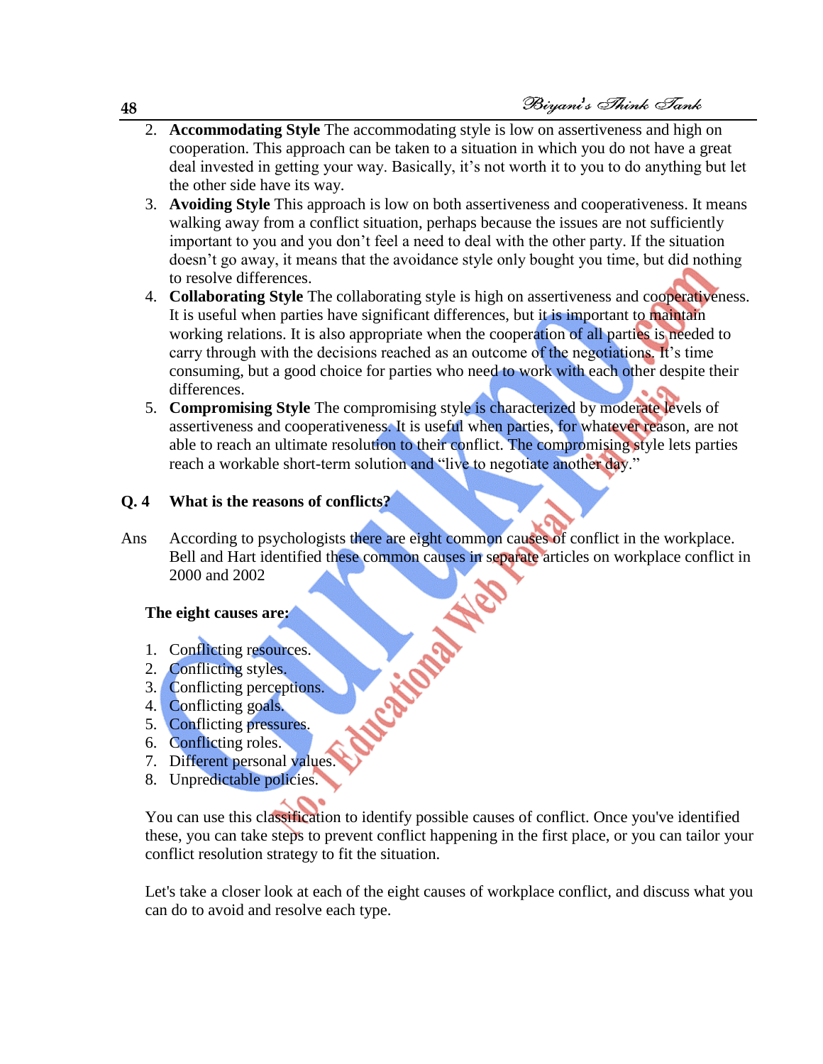2. **Accommodating Style** The accommodating style is low on assertiveness and high on cooperation. This approach can be taken to a situation in which you do not have a great deal invested in getting your way. Basically, it's not worth it to you to do anything but let the other side have its way.
3. **Avoiding Style** This approach is low on both assertiveness and cooperativeness. It means walking away from a conflict situation, perhaps because the issues are not sufficiently important to you and you don't feel a need to deal with the other party. If the situation doesn't go away, it means that the avoidance style only bought you time, but did nothing to resolve differences.
4. **Collaborating Style** The collaborating style is high on assertiveness and cooperativeness. It is useful when parties have significant differences, but it is important to maintain working relations. It is also appropriate when the cooperation of all parties is needed to carry through with the decisions reached as an outcome of the negotiations. It's time consuming, but a good choice for parties who need to work with each other despite their differences.
5. **Compromising Style** The compromising style is characterized by moderate levels of assertiveness and cooperativeness. It is useful when parties, for whatever reason, are not able to reach an ultimate resolution to their conflict. The compromising style lets parties reach a workable short-term solution and "live to negotiate another day."

**Q. 4 What is the reasons of conflicts?**

Ans According to psychologists there are eight common causes of conflict in the workplace. Bell and Hart identified these common causes in separate articles on workplace conflict in 2000 and 2002

**The eight causes are:**

1. Conflicting resources.
2. Conflicting styles.
3. Conflicting perceptions.
4. Conflicting goals.
5. Conflicting pressures.
6. Conflicting roles.
7. Different personal values.
8. Unpredictable policies.

You can use this classification to identify possible causes of conflict. Once you've identified these, you can take steps to prevent conflict happening in the first place, or you can tailor your conflict resolution strategy to fit the situation.

Let's take a closer look at each of the eight causes of workplace conflict, and discuss what you can do to avoid and resolve each type.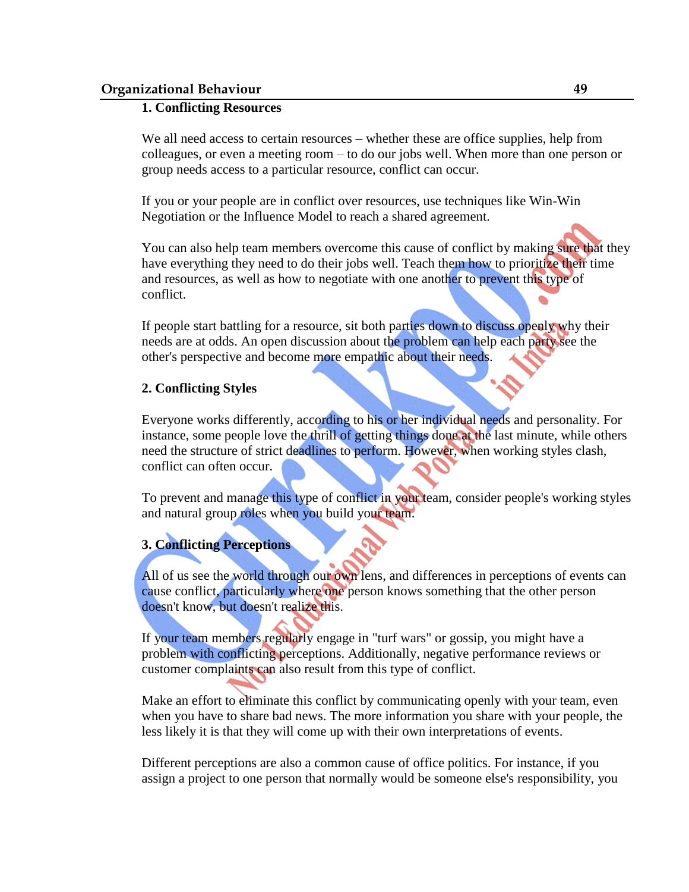### 1. Conflicting Resources

We all need access to certain resources – whether these are office supplies, help from colleagues, or even a meeting room – to do our jobs well. When more than one person or group needs access to a particular resource, conflict can occur.

If you or your people are in conflict over resources, use techniques like Win-Win Negotiation or the Influence Model to reach a shared agreement.

You can also help team members overcome this cause of conflict by making sure that they have everything they need to do their jobs well. Teach them how to prioritize their time and resources, as well as how to negotiate with one another to prevent this type of conflict.

If people start battling for a resource, sit both parties down to discuss openly why their needs are at odds. An open discussion about the problem can help each party see the other's perspective and become more empathic about their needs.

### 2. Conflicting Styles

Everyone works differently, according to his or her individual needs and personality. For instance, some people love the thrill of getting things done at the last minute, while others need the structure of strict deadlines to perform. However, when working styles clash, conflict can often occur.

To prevent and manage this type of conflict in your team, consider people's working styles and natural group roles when you build your team.

### 3. Conflicting Perceptions

All of us see the world through our own lens, and differences in perceptions of events can cause conflict, particularly where one person knows something that the other person doesn't know, but doesn't realize this.

If your team members regularly engage in "turf wars" or gossip, you might have a problem with conflicting perceptions. Additionally, negative performance reviews or customer complaints can also result from this type of conflict.

Make an effort to eliminate this conflict by communicating openly with your team, even when you have to share bad news. The more information you share with your people, the less likely it is that they will come up with their own interpretations of events.

Different perceptions are also a common cause of office politics. For instance, if you assign a project to one person that normally would be someone else's responsibility, you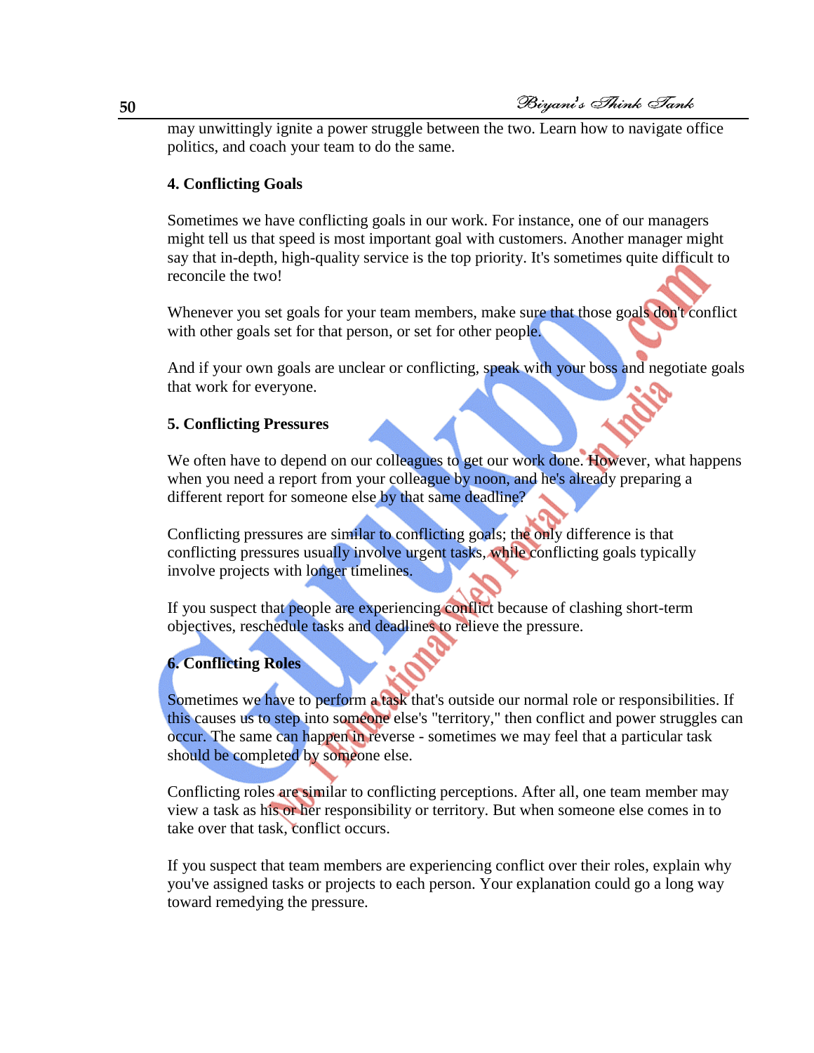may unwittingly ignite a power struggle between the two. Learn how to navigate office politics, and coach your team to do the same.

### 4. Conflicting Goals

Sometimes we have conflicting goals in our work. For instance, one of our managers might tell us that speed is most important goal with customers. Another manager might say that in-depth, high-quality service is the top priority. It's sometimes quite difficult to reconcile the two!

Whenever you set goals for your team members, make sure that those goals don't conflict with other goals set for that person, or set for other people.

And if your own goals are unclear or conflicting, speak with your boss and negotiate goals that work for everyone.

### 5. Conflicting Pressures

We often have to depend on our colleagues to get our work done. However, what happens when you need a report from your colleague by noon, and he's already preparing a different report for someone else by that same deadline?

Conflicting pressures are similar to conflicting goals; the only difference is that conflicting pressures usually involve urgent tasks, while conflicting goals typically involve projects with longer timelines.

If you suspect that people are experiencing conflict because of clashing short-term objectives, reschedule tasks and deadlines to relieve the pressure.

### 6. Conflicting Roles

Sometimes we have to perform a task that's outside our normal role or responsibilities. If this causes us to step into someone else's "territory," then conflict and power struggles can occur. The same can happen in reverse - sometimes we may feel that a particular task should be completed by someone else.

Conflicting roles are similar to conflicting perceptions. After all, one team member may view a task as his or her responsibility or territory. But when someone else comes in to take over that task, conflict occurs.

If you suspect that team members are experiencing conflict over their roles, explain why you've assigned tasks or projects to each person. Your explanation could go a long way toward remedying the pressure.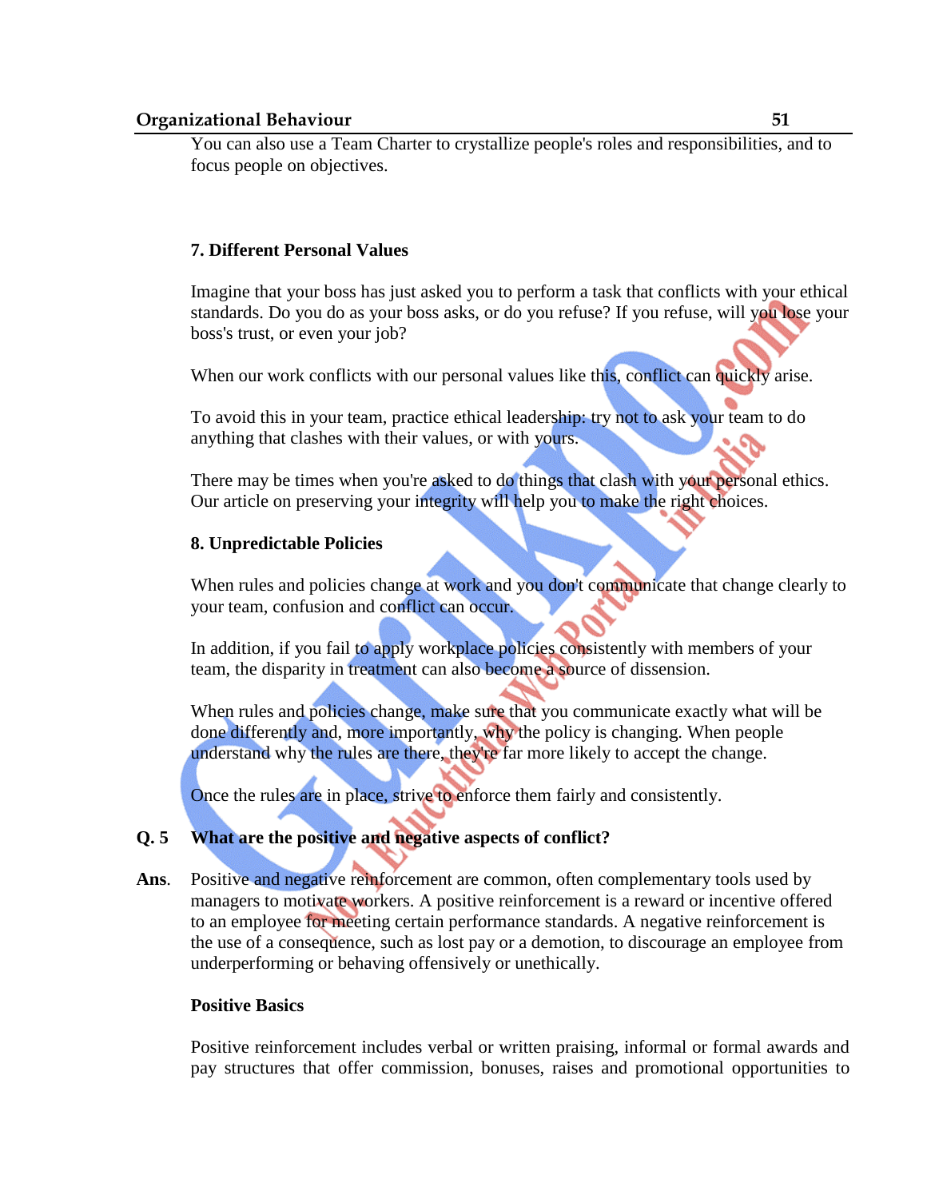You can also use a Team Charter to crystallize people's roles and responsibilities, and to focus people on objectives.

**7. Different Personal Values**

Imagine that your boss has just asked you to perform a task that conflicts with your ethical standards. Do you do as your boss asks, or do you refuse? If you refuse, will you lose your boss's trust, or even your job?

When our work conflicts with our personal values like this, conflict can quickly arise.

To avoid this in your team, practice ethical leadership: try not to ask your team to do anything that clashes with their values, or with yours.

There may be times when you're asked to do things that clash with your personal ethics. Our article on preserving your integrity will help you to make the right choices.

**8. Unpredictable Policies**

When rules and policies change at work and you don't communicate that change clearly to your team, confusion and conflict can occur.

In addition, if you fail to apply workplace policies consistently with members of your team, the disparity in treatment can also become a source of dissension.

When rules and policies change, make sure that you communicate exactly what will be done differently and, more importantly, why the policy is changing. When people understand why the rules are there, they're far more likely to accept the change.

Once the rules are in place, strive to enforce them fairly and consistently.

**Q. 5 What are the positive and negative aspects of conflict?**

**Ans.** Positive and negative reinforcement are common, often complementary tools used by managers to motivate workers. A positive reinforcement is a reward or incentive offered to an employee for meeting certain performance standards. A negative reinforcement is the use of a consequence, such as lost pay or a demotion, to discourage an employee from underperforming or behaving offensively or unethically.

**Positive Basics**

Positive reinforcement includes verbal or written praising, informal or formal awards and pay structures that offer commission, bonuses, raises and promotional opportunities to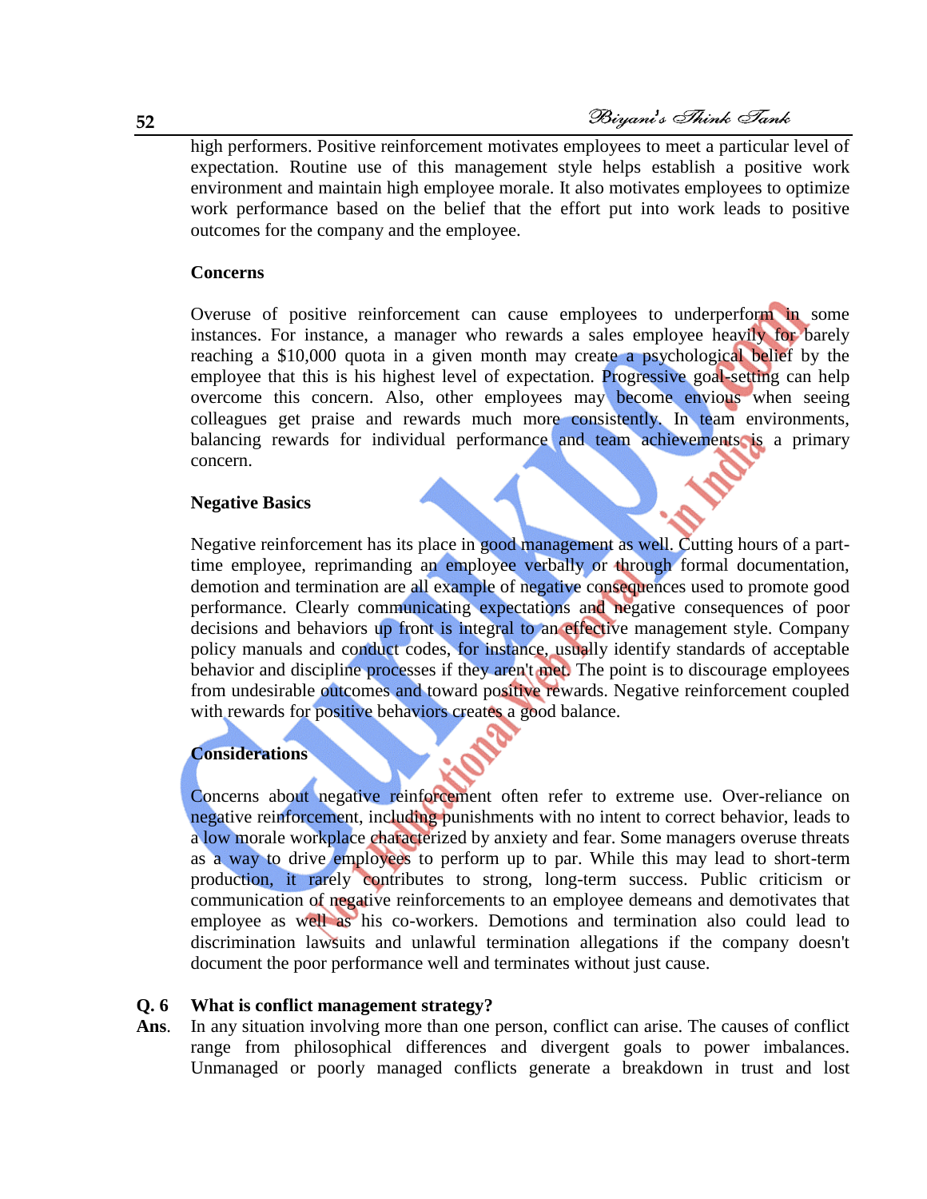high performers. Positive reinforcement motivates employees to meet a particular level of expectation. Routine use of this management style helps establish a positive work environment and maintain high employee morale. It also motivates employees to optimize work performance based on the belief that the effort put into work leads to positive outcomes for the company and the employee.

**Concerns**

Overuse of positive reinforcement can cause employees to underperform in some instances. For instance, a manager who rewards a sales employee heavily for barely reaching a $10,000 quota in a given month may create a psychological belief by the employee that this is his highest level of expectation. Progressive goal-setting can help overcome this concern. Also, other employees may become envious when seeing colleagues get praise and rewards much more consistently. In team environments, balancing rewards for individual performance and team achievements is a primary concern.

**Negative Basics**

Negative reinforcement has its place in good management as well. Cutting hours of a part-time employee, reprimanding an employee verbally or through formal documentation, demotion and termination are all example of negative consequences used to promote good performance. Clearly communicating expectations and negative consequences of poor decisions and behaviors up front is integral to an effective management style. Company policy manuals and conduct codes, for instance, usually identify standards of acceptable behavior and discipline processes if they aren't met. The point is to discourage employees from undesirable outcomes and toward positive rewards. Negative reinforcement coupled with rewards for positive behaviors creates a good balance.

**Considerations**

Concerns about negative reinforcement often refer to extreme use. Over-reliance on negative reinforcement, including punishments with no intent to correct behavior, leads to a low morale workplace characterized by anxiety and fear. Some managers overuse threats as a way to drive employees to perform up to par. While this may lead to short-term production, it rarely contributes to strong, long-term success. Public criticism or communication of negative reinforcements to an employee demeans and demotivates that employee as well as his co-workers. Demotions and termination also could lead to discrimination lawsuits and unlawful termination allegations if the company doesn't document the poor performance well and terminates without just cause.

**Q. 6 What is conflict management strategy?**

**Ans.** In any situation involving more than one person, conflict can arise. The causes of conflict range from philosophical differences and divergent goals to power imbalances. Unmanaged or poorly managed conflicts generate a breakdown in trust and lost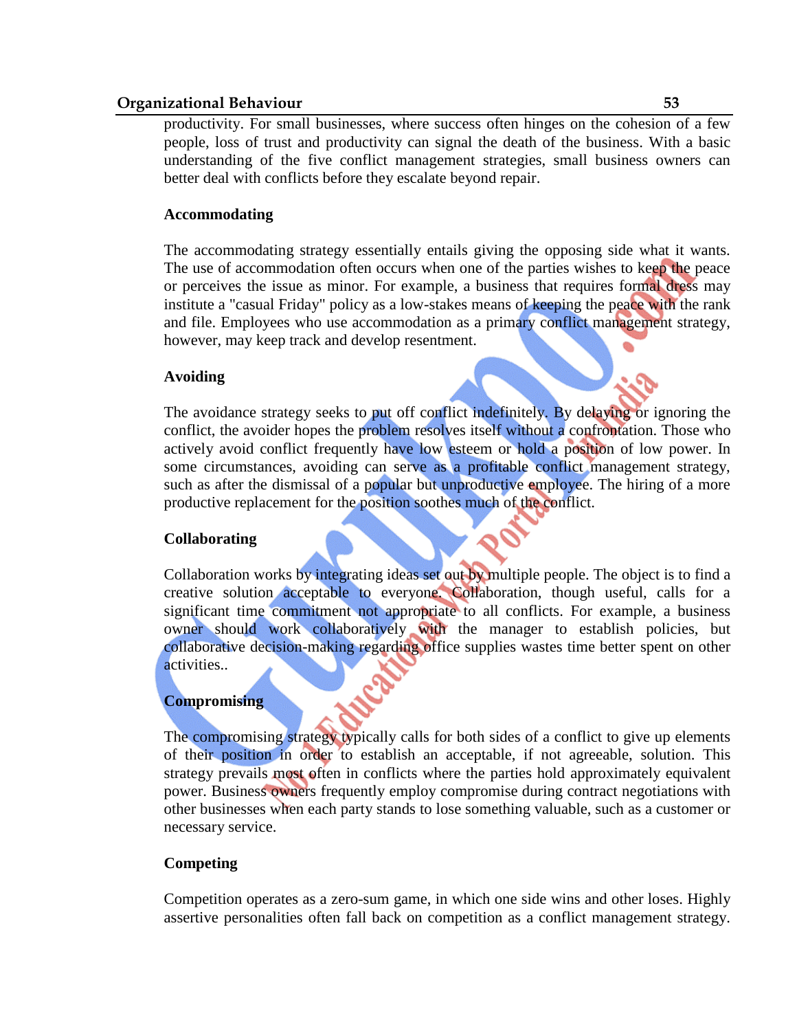productivity. For small businesses, where success often hinges on the cohesion of a few people, loss of trust and productivity can signal the death of the business. With a basic understanding of the five conflict management strategies, small business owners can better deal with conflicts before they escalate beyond repair.

**Accommodating**

The accommodating strategy essentially entails giving the opposing side what it wants. The use of accommodation often occurs when one of the parties wishes to keep the peace or perceives the issue as minor. For example, a business that requires formal dress may institute a "casual Friday" policy as a low-stakes means of keeping the peace with the rank and file. Employees who use accommodation as a primary conflict management strategy, however, may keep track and develop resentment.

**Avoiding**

The avoidance strategy seeks to put off conflict indefinitely. By delaying or ignoring the conflict, the avoider hopes the problem resolves itself without a confrontation. Those who actively avoid conflict frequently have low esteem or hold a position of low power. In some circumstances, avoiding can serve as a profitable conflict management strategy, such as after the dismissal of a popular but unproductive employee. The hiring of a more productive replacement for the position soothes much of the conflict.

**Collaborating**

Collaboration works by integrating ideas set out by multiple people. The object is to find a creative solution acceptable to everyone. Collaboration, though useful, calls for a significant time commitment not appropriate to all conflicts. For example, a business owner should work collaboratively with the manager to establish policies, but collaborative decision-making regarding office supplies wastes time better spent on other activities..

**Compromising**

The compromising strategy typically calls for both sides of a conflict to give up elements of their position in order to establish an acceptable, if not agreeable, solution. This strategy prevails most often in conflicts where the parties hold approximately equivalent power. Business owners frequently employ compromise during contract negotiations with other businesses when each party stands to lose something valuable, such as a customer or necessary service.

**Competing**

Competition operates as a zero-sum game, in which one side wins and other loses. Highly assertive personalities often fall back on competition as a conflict management strategy.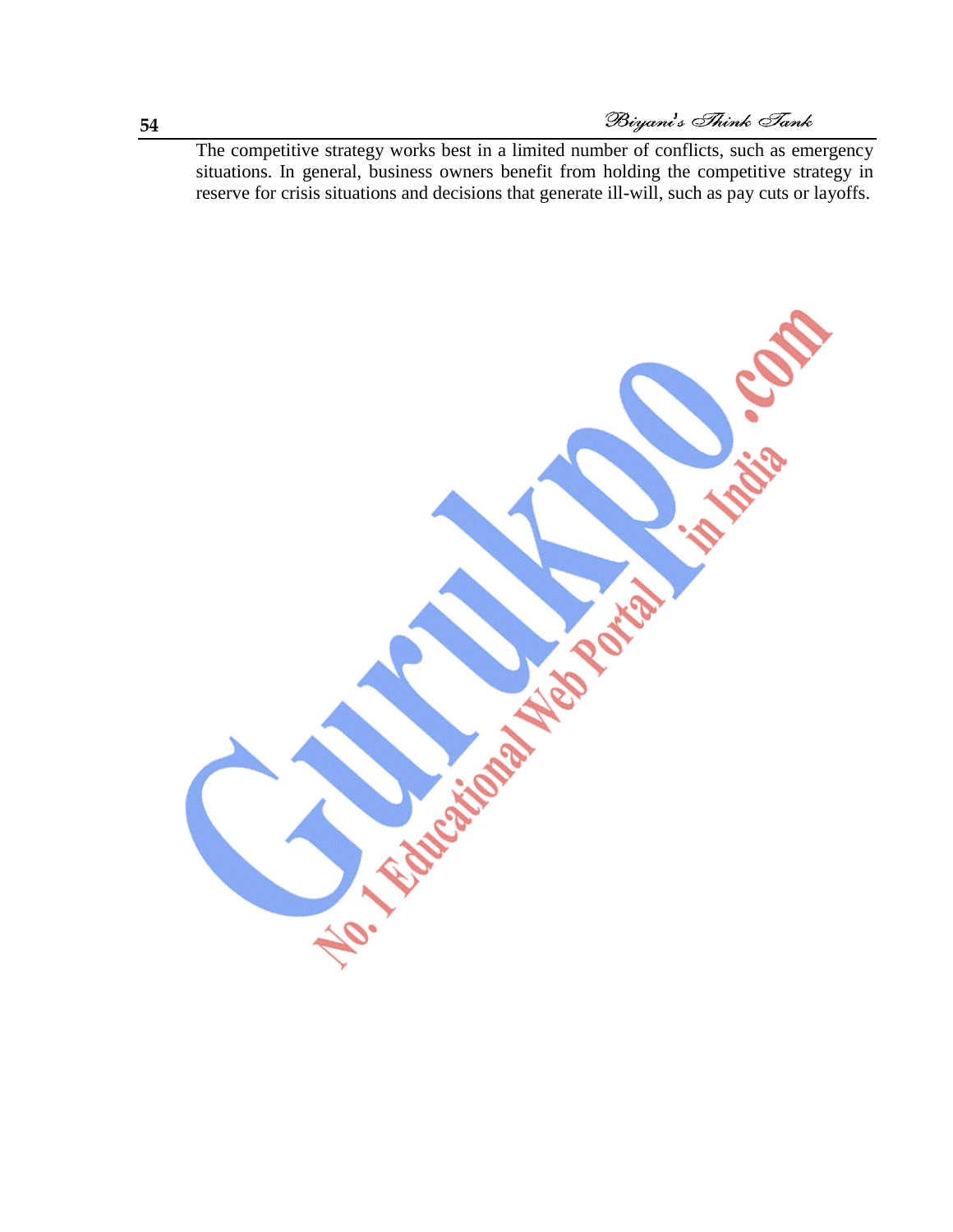The competitive strategy works best in a limited number of conflicts, such as emergency situations. In general, business owners benefit from holding the competitive strategy in reserve for crisis situations and decisions that generate ill-will, such as pay cuts or layoffs.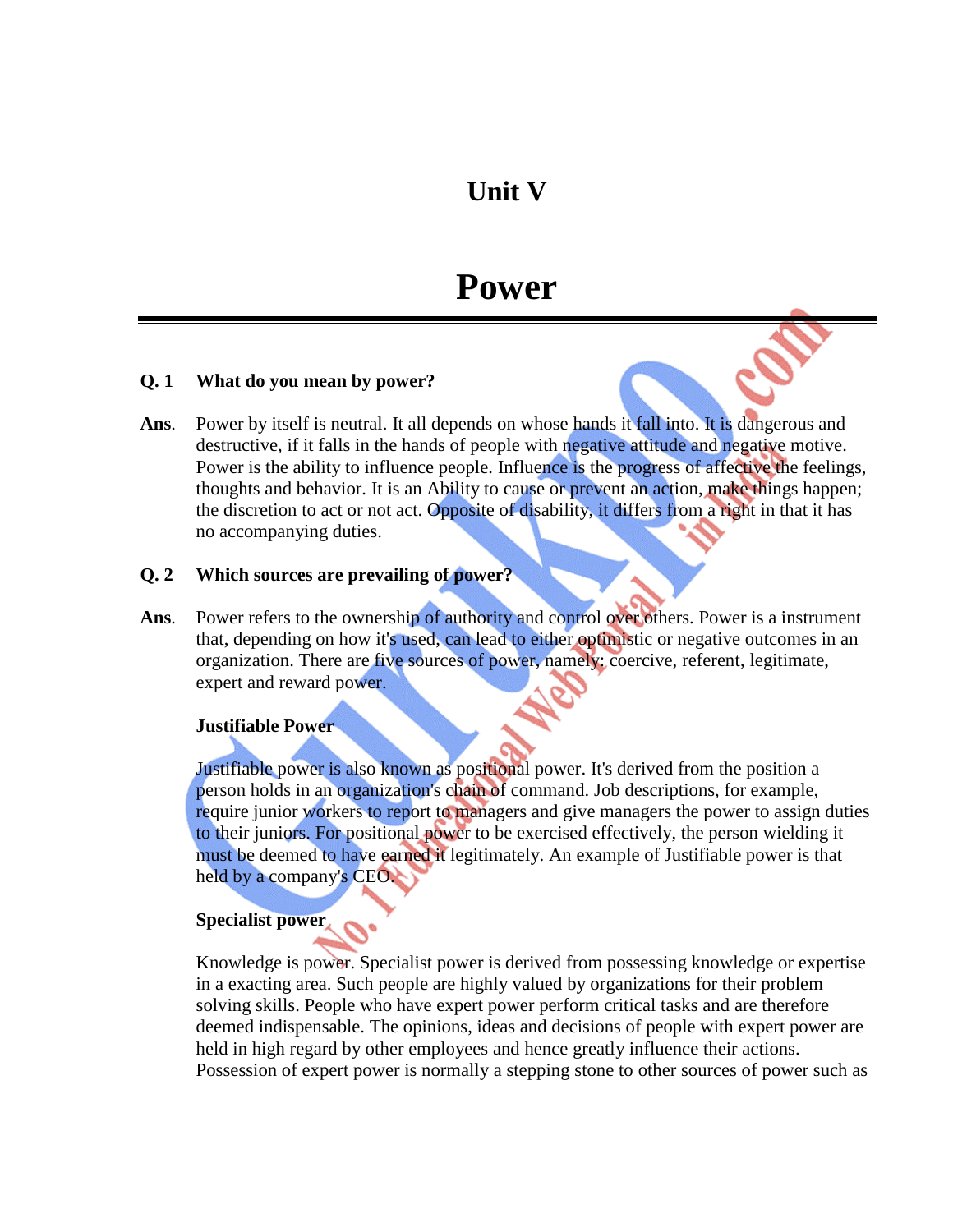# Unit V

# Power

**Q. 1 What do you mean by power?**

**Ans.** Power by itself is neutral. It all depends on whose hands it fall into. It is dangerous and destructive, if it falls in the hands of people with negative attitude and negative motive. Power is the ability to influence people. Influence is the progress of affective the feelings, thoughts and behavior. It is an Ability to cause or prevent an action, make things happen; the discretion to act or not act. Opposite of disability, it differs from a right in that it has no accompanying duties.

**Q. 2 Which sources are prevailing of power?**

**Ans.** Power refers to the ownership of authority and control over others. Power is a instrument that, depending on how it's used, can lead to either optimistic or negative outcomes in an organization. There are five sources of power, namely: coercive, referent, legitimate, expert and reward power.

**Justifiable Power**

Justifiable power is also known as positional power. It's derived from the position a person holds in an organization's chain of command. Job descriptions, for example, require junior workers to report to managers and give managers the power to assign duties to their juniors. For positional power to be exercised effectively, the person wielding it must be deemed to have earned it legitimately. An example of Justifiable power is that held by a company's CEO.

**Specialist power**

Knowledge is power. Specialist power is derived from possessing knowledge or expertise in a exacting area. Such people are highly valued by organizations for their problem solving skills. People who have expert power perform critical tasks and are therefore deemed indispensable. The opinions, ideas and decisions of people with expert power are held in high regard by other employees and hence greatly influence their actions. Possession of expert power is normally a stepping stone to other sources of power such as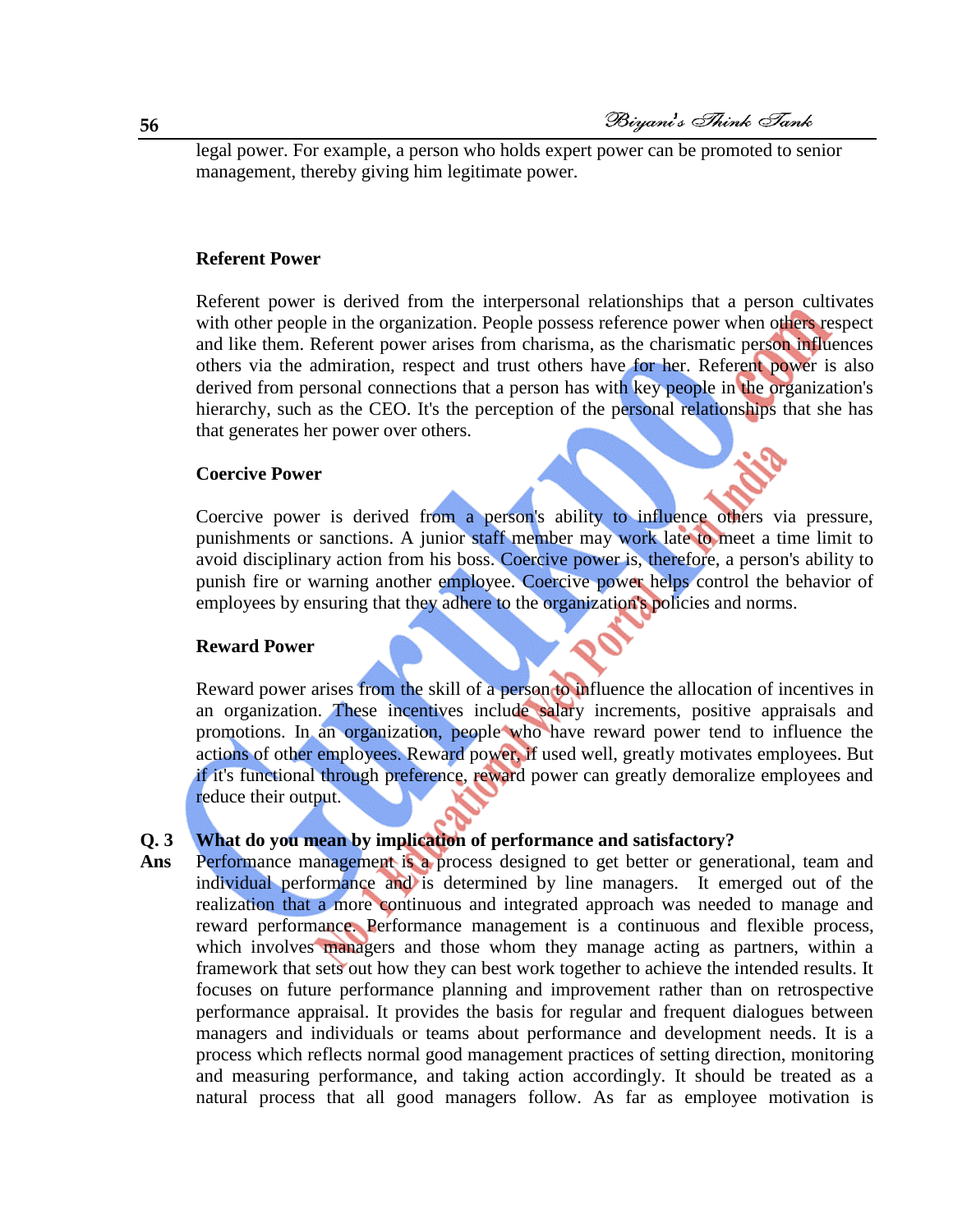legal power. For example, a person who holds expert power can be promoted to senior management, thereby giving him legitimate power.

**Referent Power**

Referent power is derived from the interpersonal relationships that a person cultivates with other people in the organization. People possess reference power when others respect and like them. Referent power arises from charisma, as the charismatic person influences others via the admiration, respect and trust others have for her. Referent power is also derived from personal connections that a person has with key people in the organization's hierarchy, such as the CEO. It's the perception of the personal relationships that she has that generates her power over others.

**Coercive Power**

Coercive power is derived from a person's ability to influence others via pressure, punishments or sanctions. A junior staff member may work late to meet a time limit to avoid disciplinary action from his boss. Coercive power is, therefore, a person's ability to punish fire or warning another employee. Coercive power helps control the behavior of employees by ensuring that they adhere to the organization's policies and norms.

**Reward Power**

Reward power arises from the skill of a person to influence the allocation of incentives in an organization. These incentives include salary increments, positive appraisals and promotions. In an organization, people who have reward power tend to influence the actions of other employees. Reward power, if used well, greatly motivates employees. But if it's functional through preference, reward power can greatly demoralize employees and reduce their output.

**Q. 3 What do you mean by implication of performance and satisfactory?**

**Ans** Performance management is a process designed to get better or generational, team and individual performance and is determined by line managers. It emerged out of the realization that a more continuous and integrated approach was needed to manage and reward performance. Performance management is a continuous and flexible process, which involves managers and those whom they manage acting as partners, within a framework that sets out how they can best work together to achieve the intended results. It focuses on future performance planning and improvement rather than on retrospective performance appraisal. It provides the basis for regular and frequent dialogues between managers and individuals or teams about performance and development needs. It is a process which reflects normal good management practices of setting direction, monitoring and measuring performance, and taking action accordingly. It should be treated as a natural process that all good managers follow. As far as employee motivation is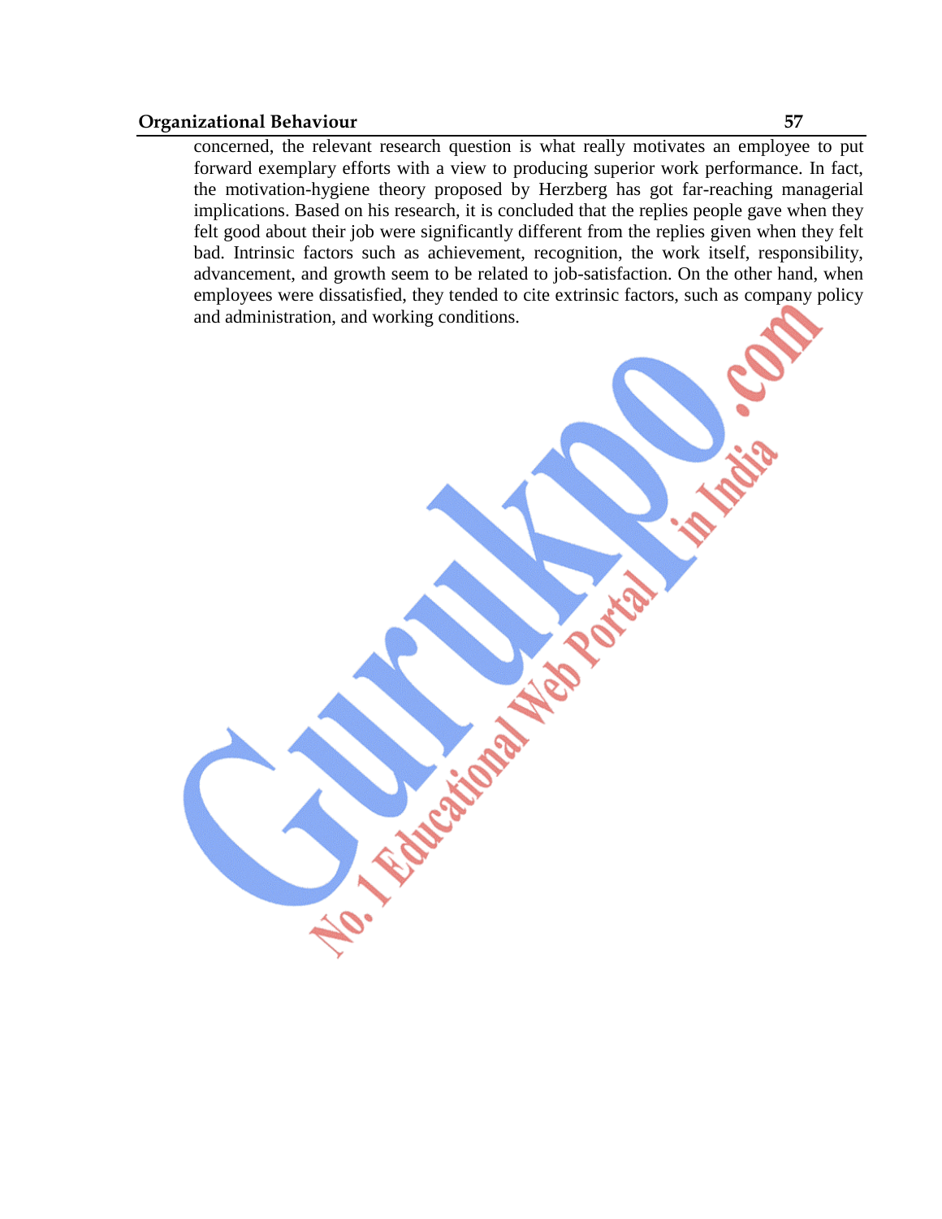concerned, the relevant research question is what really motivates an employee to put forward exemplary efforts with a view to producing superior work performance. In fact, the motivation-hygiene theory proposed by Herzberg has got far-reaching managerial implications. Based on his research, it is concluded that the replies people gave when they felt good about their job were significantly different from the replies given when they felt bad. Intrinsic factors such as achievement, recognition, the work itself, responsibility, advancement, and growth seem to be related to job-satisfaction. On the other hand, when employees were dissatisfied, they tended to cite extrinsic factors, such as company policy and administration, and working conditions.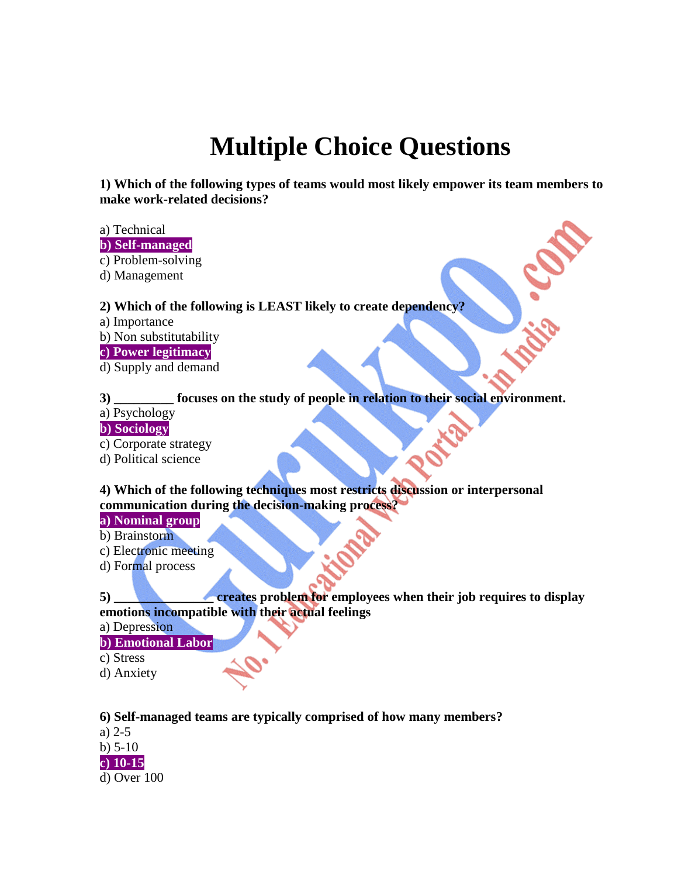# Multiple Choice Questions

**1) Which of the following types of teams would most likely empower its team members to make work-related decisions?**

a) Technical
**b) Self-managed**
c) Problem-solving
d) Management

**2) Which of the following is LEAST likely to create dependency?**
a) Importance
b) Non substitutability
**c) Power legitimacy**
d) Supply and demand

**3) _________ focuses on the study of people in relation to their social environment.**
a) Psychology
**b) Sociology**
c) Corporate strategy
d) Political science

**4) Which of the following techniques most restricts discussion or interpersonal communication during the decision-making process?**
**a) Nominal group**
b) Brainstorm
c) Electronic meeting
d) Formal process

**5) _______________ creates problem for employees when their job requires to display emotions incompatible with their actual feelings**
a) Depression
**b) Emotional Labor**
c) Stress
d) Anxiety

**6) Self-managed teams are typically comprised of how many members?**
a) 2-5
b) 5-10
**c) 10-15**
d) Over 100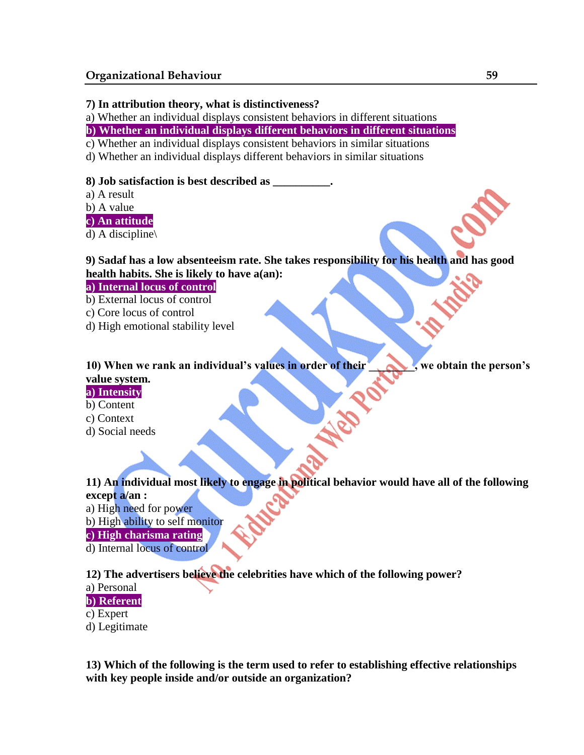**7) In attribution theory, what is distinctiveness?**

a) Whether an individual displays consistent behaviors in different situations

**b) Whether an individual displays different behaviors in different situations**

c) Whether an individual displays consistent behaviors in similar situations

d) Whether an individual displays different behaviors in similar situations

**8) Job satisfaction is best described as __________.**

a) A result

b) A value

**c) An attitude**

d) A discipline\

**9) Sadaf has a low absenteeism rate. She takes responsibility for his health and has good health habits. She is likely to have a(an):**

**a) Internal locus of control**

b) External locus of control

c) Core locus of control

d) High emotional stability level

**10) When we rank an individual's values in order of their ________, we obtain the person's value system.**

**a) Intensity**

b) Content

c) Context

d) Social needs

**11) An individual most likely to engage in political behavior would have all of the following except a/an :**

a) High need for power

b) High ability to self monitor

**c) High charisma rating**

d) Internal locus of control

**12) The advertisers believe the celebrities have which of the following power?**

a) Personal

**b) Referent**

c) Expert

d) Legitimate

**13) Which of the following is the term used to refer to establishing effective relationships with key people inside and/or outside an organization?**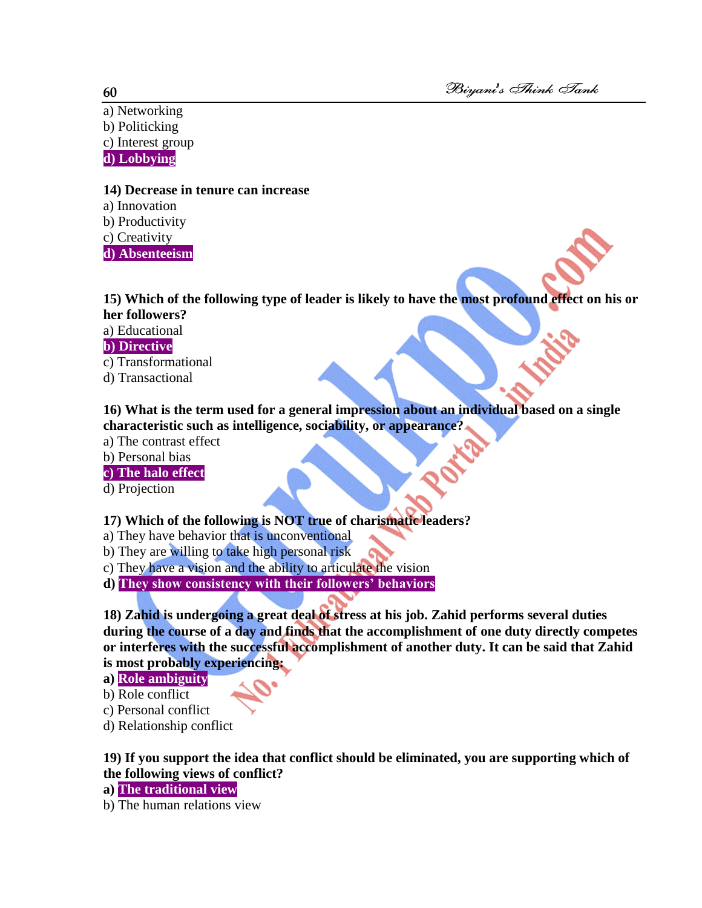a) Networking
b) Politicking
c) Interest group
**d) Lobbying**

**14) Decrease in tenure can increase**
a) Innovation
b) Productivity
c) Creativity
**d) Absenteeism**

**15) Which of the following type of leader is likely to have the most profound effect on his or her followers?**
a) Educational
**b) Directive**
c) Transformational
d) Transactional

**16) What is the term used for a general impression about an individual based on a single characteristic such as intelligence, sociability, or appearance?**
a) The contrast effect
b) Personal bias
**c) The halo effect**
d) Projection

**17) Which of the following is NOT true of charismatic leaders?**
a) They have behavior that is unconventional
b) They are willing to take high personal risk
c) They have a vision and the ability to articulate the vision
**d) They show consistency with their followers' behaviors**

**18) Zahid is undergoing a great deal of stress at his job. Zahid performs several duties during the course of a day and finds that the accomplishment of one duty directly competes or interferes with the successful accomplishment of another duty. It can be said that Zahid is most probably experiencing:**
**a) Role ambiguity**
b) Role conflict
c) Personal conflict
d) Relationship conflict

**19) If you support the idea that conflict should be eliminated, you are supporting which of the following views of conflict?**
**a) The traditional view**
b) The human relations view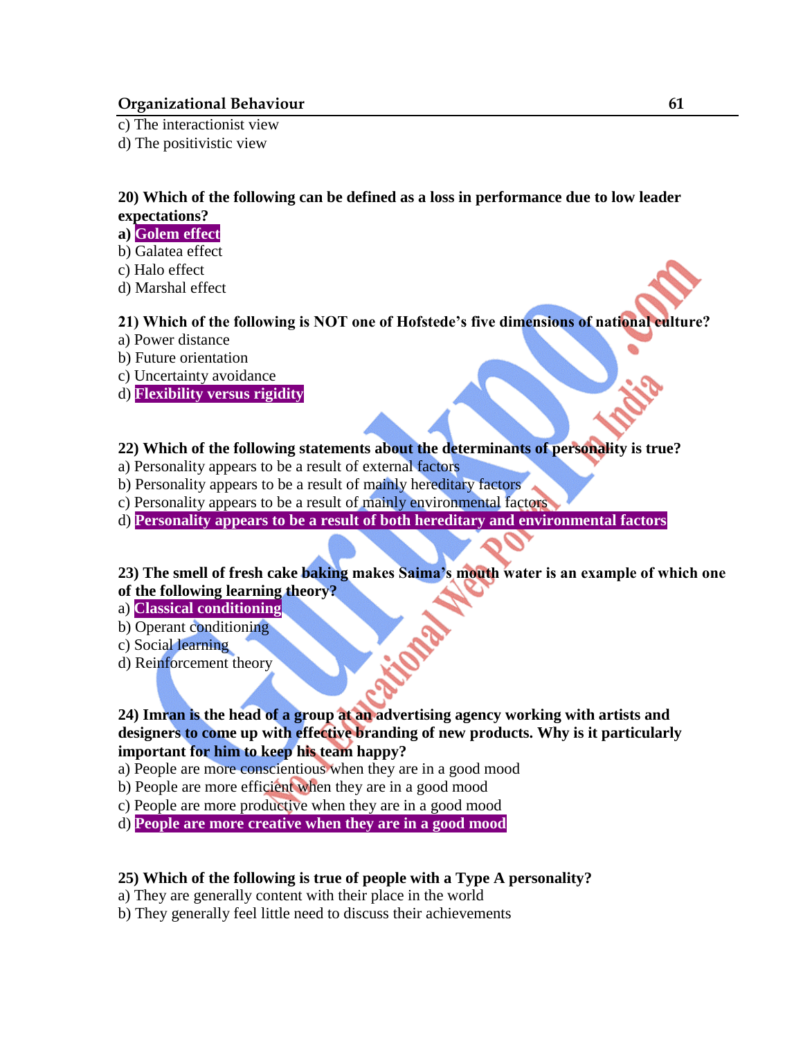c) The interactionist view
d) The positivistic view

**20) Which of the following can be defined as a loss in performance due to low leader expectations?**
**a) Golem effect**
b) Galatea effect
c) Halo effect
d) Marshal effect

**21) Which of the following is NOT one of Hofstede's five dimensions of national culture?**
a) Power distance
b) Future orientation
c) Uncertainty avoidance
d) **Flexibility versus rigidity**

**22) Which of the following statements about the determinants of personality is true?**
a) Personality appears to be a result of external factors
b) Personality appears to be a result of mainly hereditary factors
c) Personality appears to be a result of mainly environmental factors
d) **Personality appears to be a result of both hereditary and environmental factors**

**23) The smell of fresh cake baking makes Saima's mouth water is an example of which one of the following learning theory?**
a) **Classical conditioning**
b) Operant conditioning
c) Social learning
d) Reinforcement theory

**24) Imran is the head of a group at an advertising agency working with artists and designers to come up with effective branding of new products. Why is it particularly important for him to keep his team happy?**
a) People are more conscientious when they are in a good mood
b) People are more efficient when they are in a good mood
c) People are more productive when they are in a good mood
d) **People are more creative when they are in a good mood**

**25) Which of the following is true of people with a Type A personality?**
a) They are generally content with their place in the world
b) They generally feel little need to discuss their achievements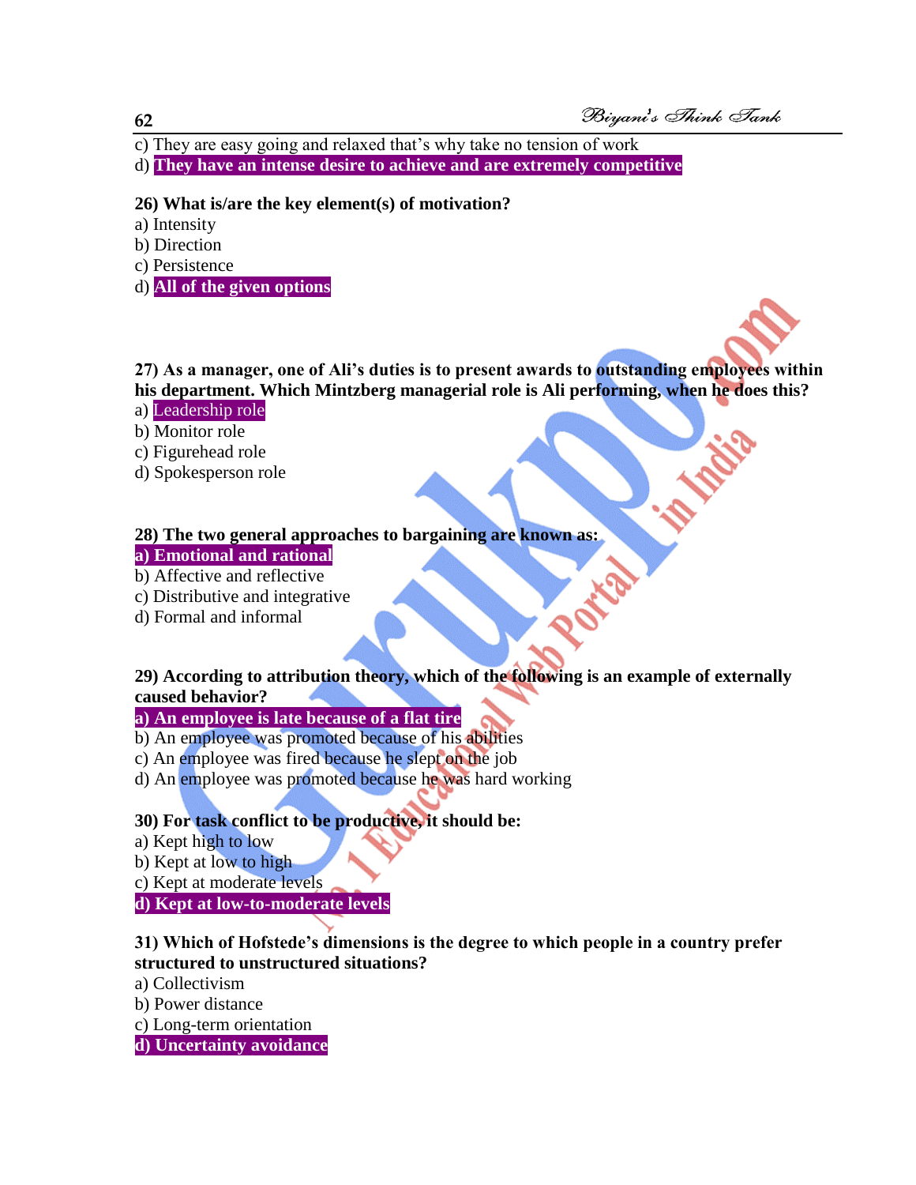c) They are easy going and relaxed that's why take no tension of work

d) **They have an intense desire to achieve and are extremely competitive**

**26) What is/are the key element(s) of motivation?**

a) Intensity

b) Direction

c) Persistence

d) **All of the given options**

**27) As a manager, one of Ali's duties is to present awards to outstanding employees within his department. Which Mintzberg managerial role is Ali performing, when he does this?**

a) Leadership role

b) Monitor role

c) Figurehead role

d) Spokesperson role

**28) The two general approaches to bargaining are known as:**

**a) Emotional and rational**

b) Affective and reflective

c) Distributive and integrative

d) Formal and informal

**29) According to attribution theory, which of the following is an example of externally caused behavior?**

**a) An employee is late because of a flat tire**

b) An employee was promoted because of his abilities

c) An employee was fired because he slept on the job

d) An employee was promoted because he was hard working

**30) For task conflict to be productive, it should be:**

a) Kept high to low

b) Kept at low to high

c) Kept at moderate levels

**d) Kept at low-to-moderate levels**

**31) Which of Hofstede's dimensions is the degree to which people in a country prefer structured to unstructured situations?**

a) Collectivism

b) Power distance

c) Long-term orientation

**d) Uncertainty avoidance**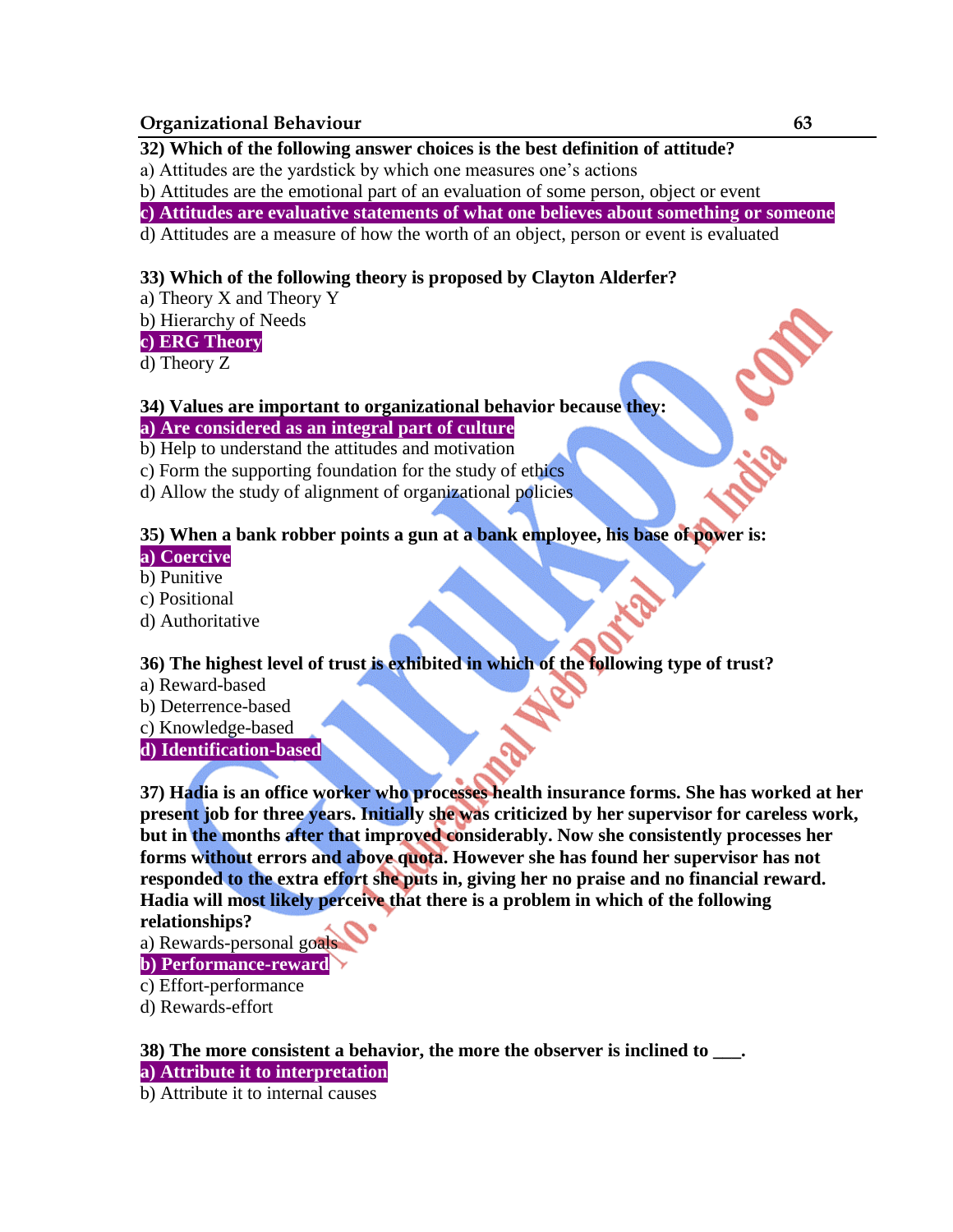**32) Which of the following answer choices is the best definition of attitude?**

a) Attitudes are the yardstick by which one measures one's actions

b) Attitudes are the emotional part of an evaluation of some person, object or event

**c) Attitudes are evaluative statements of what one believes about something or someone**

d) Attitudes are a measure of how the worth of an object, person or event is evaluated

**33) Which of the following theory is proposed by Clayton Alderfer?**

a) Theory X and Theory Y

b) Hierarchy of Needs

**c) ERG Theory**

d) Theory Z

**34) Values are important to organizational behavior because they:**

**a) Are considered as an integral part of culture**

b) Help to understand the attitudes and motivation

c) Form the supporting foundation for the study of ethics

d) Allow the study of alignment of organizational policies

**35) When a bank robber points a gun at a bank employee, his base of power is:**

**a) Coercive**

b) Punitive

c) Positional

d) Authoritative

**36) The highest level of trust is exhibited in which of the following type of trust?**

a) Reward-based

b) Deterrence-based

c) Knowledge-based

**d) Identification-based**

**37) Hadia is an office worker who processes health insurance forms. She has worked at her present job for three years. Initially she was criticized by her supervisor for careless work, but in the months after that improved considerably. Now she consistently processes her forms without errors and above quota. However she has found her supervisor has not responded to the extra effort she puts in, giving her no praise and no financial reward. Hadia will most likely perceive that there is a problem in which of the following relationships?**

a) Rewards-personal goals

**b) Performance-reward**

c) Effort-performance

d) Rewards-effort

**38) The more consistent a behavior, the more the observer is inclined to \_\_\_.**

**a) Attribute it to interpretation**

b) Attribute it to internal causes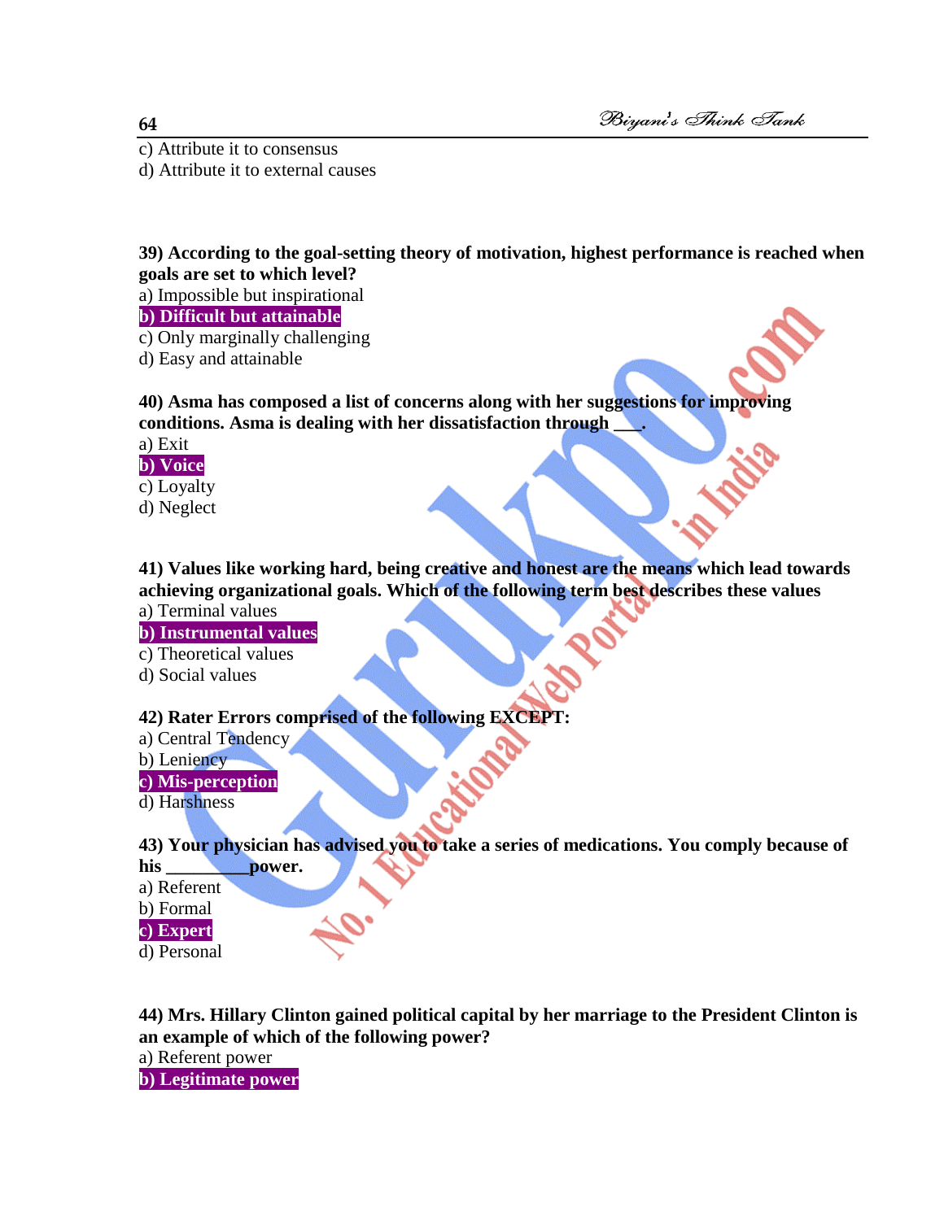c) Attribute it to consensus
d) Attribute it to external causes

**39) According to the goal-setting theory of motivation, highest performance is reached when goals are set to which level?**
a) Impossible but inspirational
**b) Difficult but attainable**
c) Only marginally challenging
d) Easy and attainable

**40) Asma has composed a list of concerns along with her suggestions for improving conditions. Asma is dealing with her dissatisfaction through ___.**
a) Exit
**b) Voice**
c) Loyalty
d) Neglect

**41) Values like working hard, being creative and honest are the means which lead towards achieving organizational goals. Which of the following term best describes these values**
a) Terminal values
**b) Instrumental values**
c) Theoretical values
d) Social values

**42) Rater Errors comprised of the following EXCEPT:**
a) Central Tendency
b) Leniency
**c) Mis-perception**
d) Harshness

**43) Your physician has advised you to take a series of medications. You comply because of his _________power.**
a) Referent
b) Formal
**c) Expert**
d) Personal

**44) Mrs. Hillary Clinton gained political capital by her marriage to the President Clinton is an example of which of the following power?**
a) Referent power
**b) Legitimate power**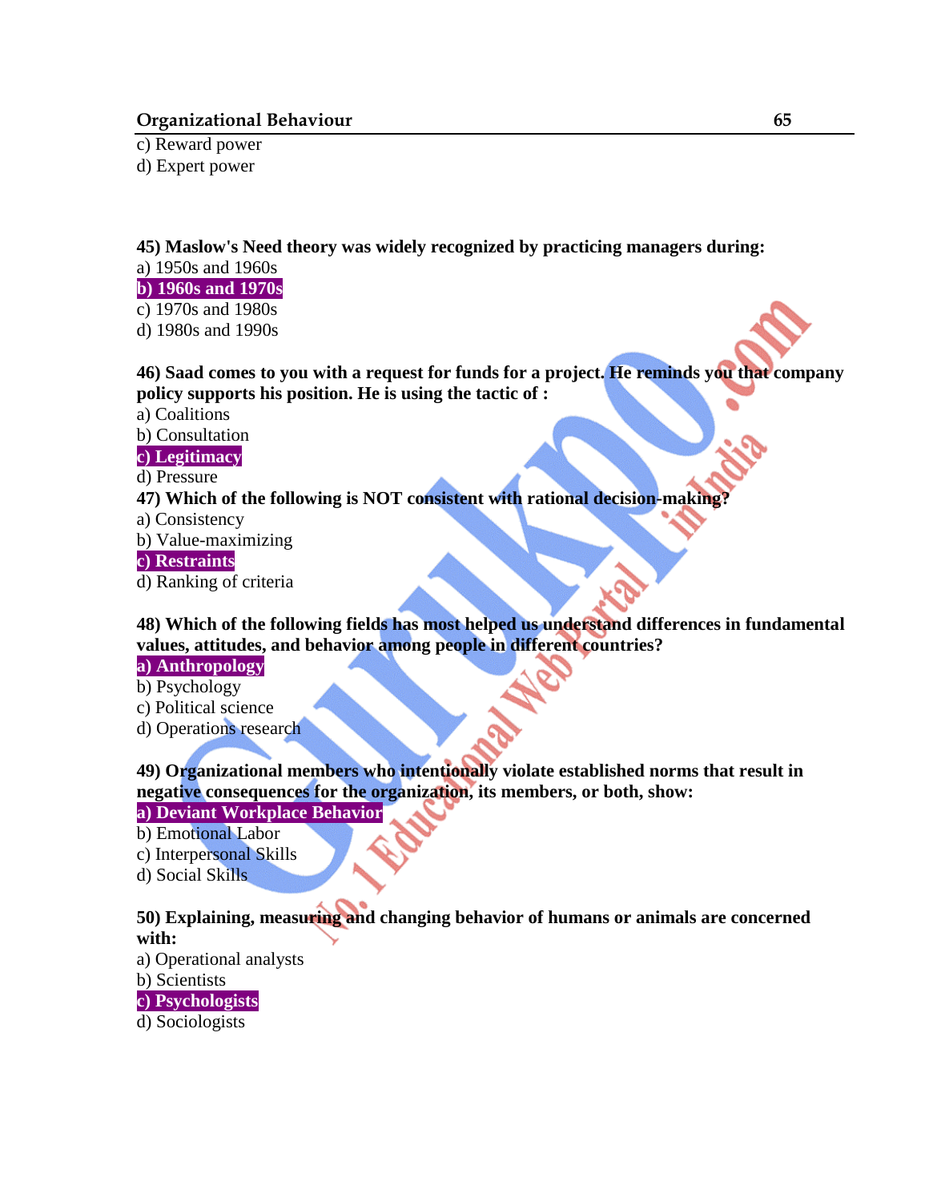c) Reward power
d) Expert power

**45) Maslow's Need theory was widely recognized by practicing managers during:**
a) 1950s and 1960s
**b) 1960s and 1970s**
c) 1970s and 1980s
d) 1980s and 1990s

**46) Saad comes to you with a request for funds for a project. He reminds you that company policy supports his position. He is using the tactic of :**
a) Coalitions
b) Consultation
**c) Legitimacy**
d) Pressure

**47) Which of the following is NOT consistent with rational decision-making?**
a) Consistency
b) Value-maximizing
**c) Restraints**
d) Ranking of criteria

**48) Which of the following fields has most helped us understand differences in fundamental values, attitudes, and behavior among people in different countries?**
**a) Anthropology**
b) Psychology
c) Political science
d) Operations research

**49) Organizational members who intentionally violate established norms that result in negative consequences for the organization, its members, or both, show:**
**a) Deviant Workplace Behavior**
b) Emotional Labor
c) Interpersonal Skills
d) Social Skills

**50) Explaining, measuring and changing behavior of humans or animals are concerned with:**
a) Operational analysts
b) Scientists
**c) Psychologists**
d) Sociologists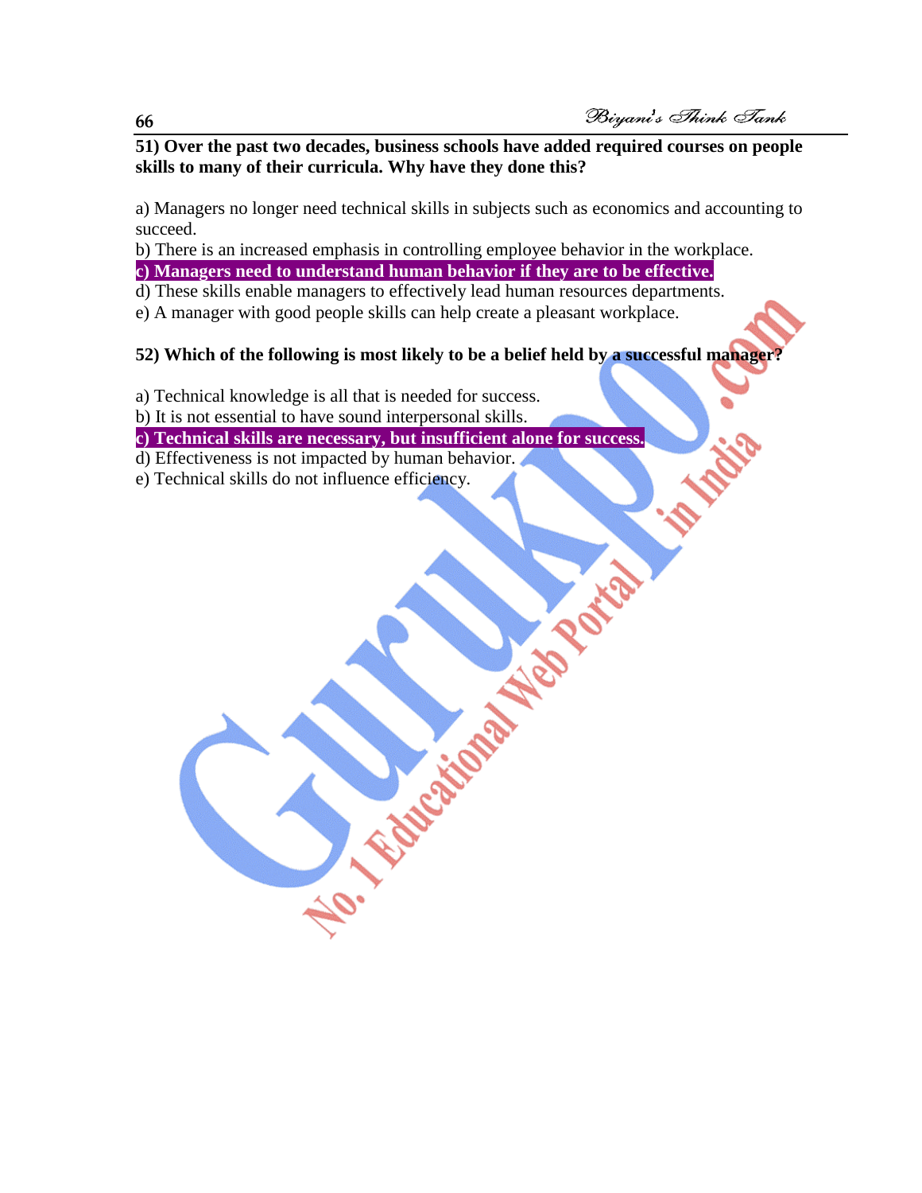**51) Over the past two decades, business schools have added required courses on people skills to many of their curricula. Why have they done this?**

a) Managers no longer need technical skills in subjects such as economics and accounting to succeed.
b) There is an increased emphasis in controlling employee behavior in the workplace.
**c) Managers need to understand human behavior if they are to be effective.**
d) These skills enable managers to effectively lead human resources departments.
e) A manager with good people skills can help create a pleasant workplace.

**52) Which of the following is most likely to be a belief held by a successful manager?**

a) Technical knowledge is all that is needed for success.
b) It is not essential to have sound interpersonal skills.
**c) Technical skills are necessary, but insufficient alone for success.**
d) Effectiveness is not impacted by human behavior.
e) Technical skills do not influence efficiency.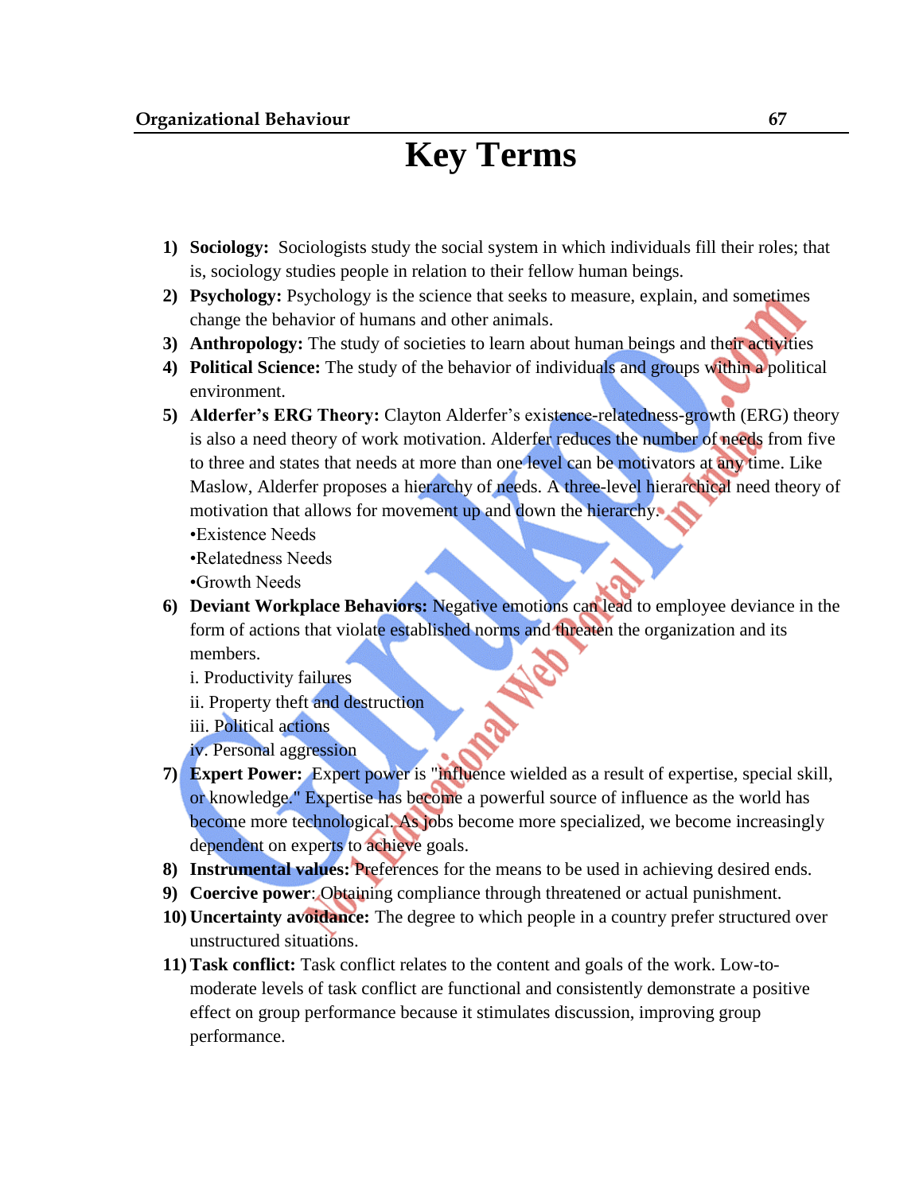# Key Terms

1) **Sociology:** Sociologists study the social system in which individuals fill their roles; that is, sociology studies people in relation to their fellow human beings.
2) **Psychology:** Psychology is the science that seeks to measure, explain, and sometimes change the behavior of humans and other animals.
3) **Anthropology:** The study of societies to learn about human beings and their activities
4) **Political Science:** The study of the behavior of individuals and groups within a political environment.
5) **Alderfer's ERG Theory:** Clayton Alderfer's existence-relatedness-growth (ERG) theory is also a need theory of work motivation. Alderfer reduces the number of needs from five to three and states that needs at more than one level can be motivators at any time. Like Maslow, Alderfer proposes a hierarchy of needs. A three-level hierarchical need theory of motivation that allows for movement up and down the hierarchy.
   •Existence Needs
   •Relatedness Needs
   •Growth Needs
6) **Deviant Workplace Behaviors:** Negative emotions can lead to employee deviance in the form of actions that violate established norms and threaten the organization and its members.
   i. Productivity failures
   ii. Property theft and destruction
   iii. Political actions
   iv. Personal aggression
7) **Expert Power:** Expert power is "influence wielded as a result of expertise, special skill, or knowledge." Expertise has become a powerful source of influence as the world has become more technological. As jobs become more specialized, we become increasingly dependent on experts to achieve goals.
8) **Instrumental values:** Preferences for the means to be used in achieving desired ends.
9) **Coercive power**: Obtaining compliance through threatened or actual punishment.
10) **Uncertainty avoidance:** The degree to which people in a country prefer structured over unstructured situations.
11) **Task conflict:** Task conflict relates to the content and goals of the work. Low-to-moderate levels of task conflict are functional and consistently demonstrate a positive effect on group performance because it stimulates discussion, improving group performance.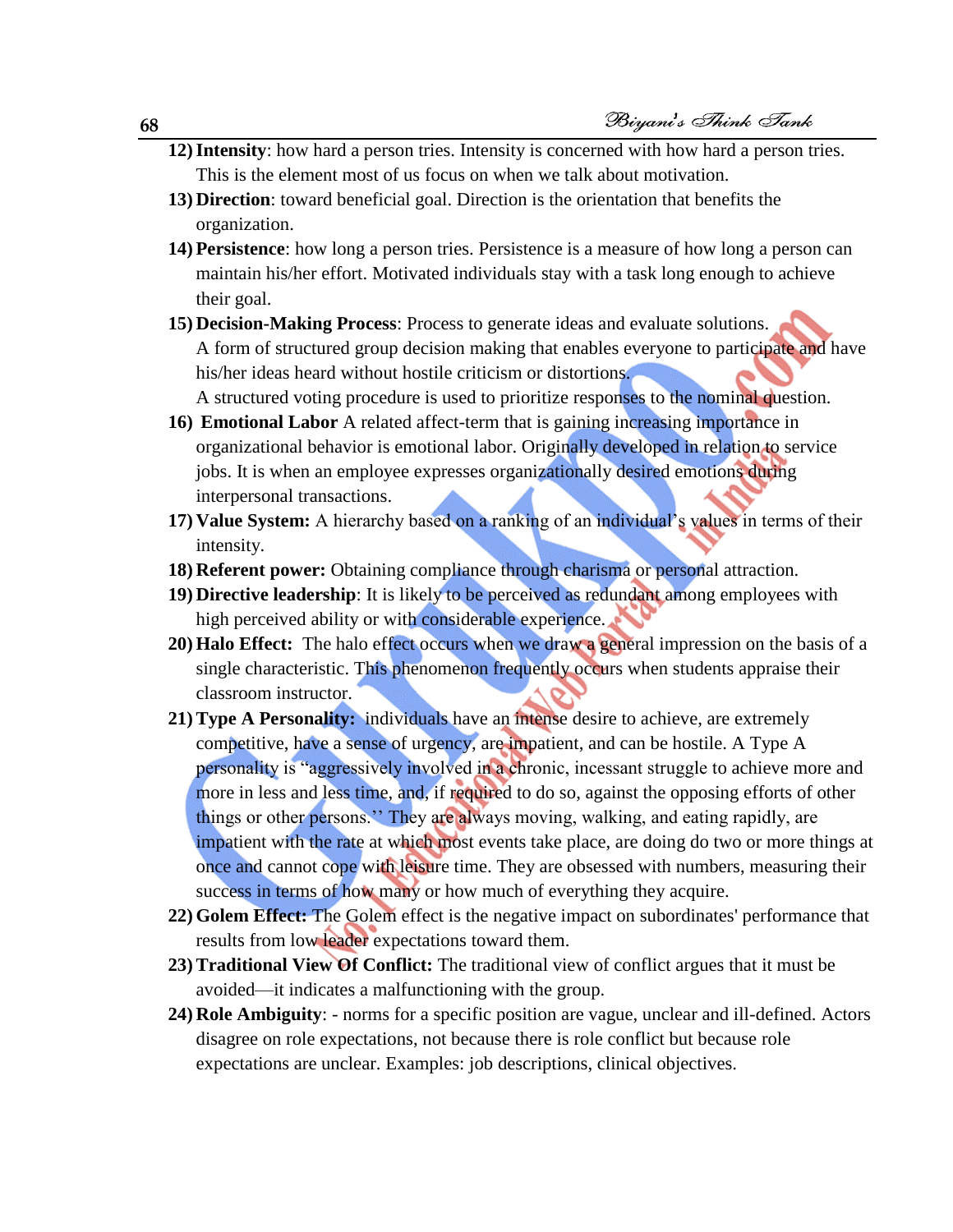12) **Intensity**: how hard a person tries. Intensity is concerned with how hard a person tries. This is the element most of us focus on when we talk about motivation.

13) **Direction**: toward beneficial goal. Direction is the orientation that benefits the organization.

14) **Persistence**: how long a person tries. Persistence is a measure of how long a person can maintain his/her effort. Motivated individuals stay with a task long enough to achieve their goal.

15) **Decision-Making Process**: Process to generate ideas and evaluate solutions. A form of structured group decision making that enables everyone to participate and have his/her ideas heard without hostile criticism or distortions. A structured voting procedure is used to prioritize responses to the nominal question.

16) **Emotional Labor** A related affect-term that is gaining increasing importance in organizational behavior is emotional labor. Originally developed in relation to service jobs. It is when an employee expresses organizationally desired emotions during interpersonal transactions.

17) **Value System:** A hierarchy based on a ranking of an individual's values in terms of their intensity.

18) **Referent power:** Obtaining compliance through charisma or personal attraction.

19) **Directive leadership**: It is likely to be perceived as redundant among employees with high perceived ability or with considerable experience.

20) **Halo Effect:** The halo effect occurs when we draw a general impression on the basis of a single characteristic. This phenomenon frequently occurs when students appraise their classroom instructor.

21) **Type A Personality:** individuals have an intense desire to achieve, are extremely competitive, have a sense of urgency, are impatient, and can be hostile. A Type A personality is "aggressively involved in a chronic, incessant struggle to achieve more and more in less and less time, and, if required to do so, against the opposing efforts of other things or other persons.'' They are always moving, walking, and eating rapidly, are impatient with the rate at which most events take place, are doing do two or more things at once and cannot cope with leisure time. They are obsessed with numbers, measuring their success in terms of how many or how much of everything they acquire.

22) **Golem Effect:** The Golem effect is the negative impact on subordinates' performance that results from low leader expectations toward them.

23) **Traditional View Of Conflict:** The traditional view of conflict argues that it must be avoided—it indicates a malfunctioning with the group.

24) **Role Ambiguity**: - norms for a specific position are vague, unclear and ill-defined. Actors disagree on role expectations, not because there is role conflict but because role expectations are unclear. Examples: job descriptions, clinical objectives.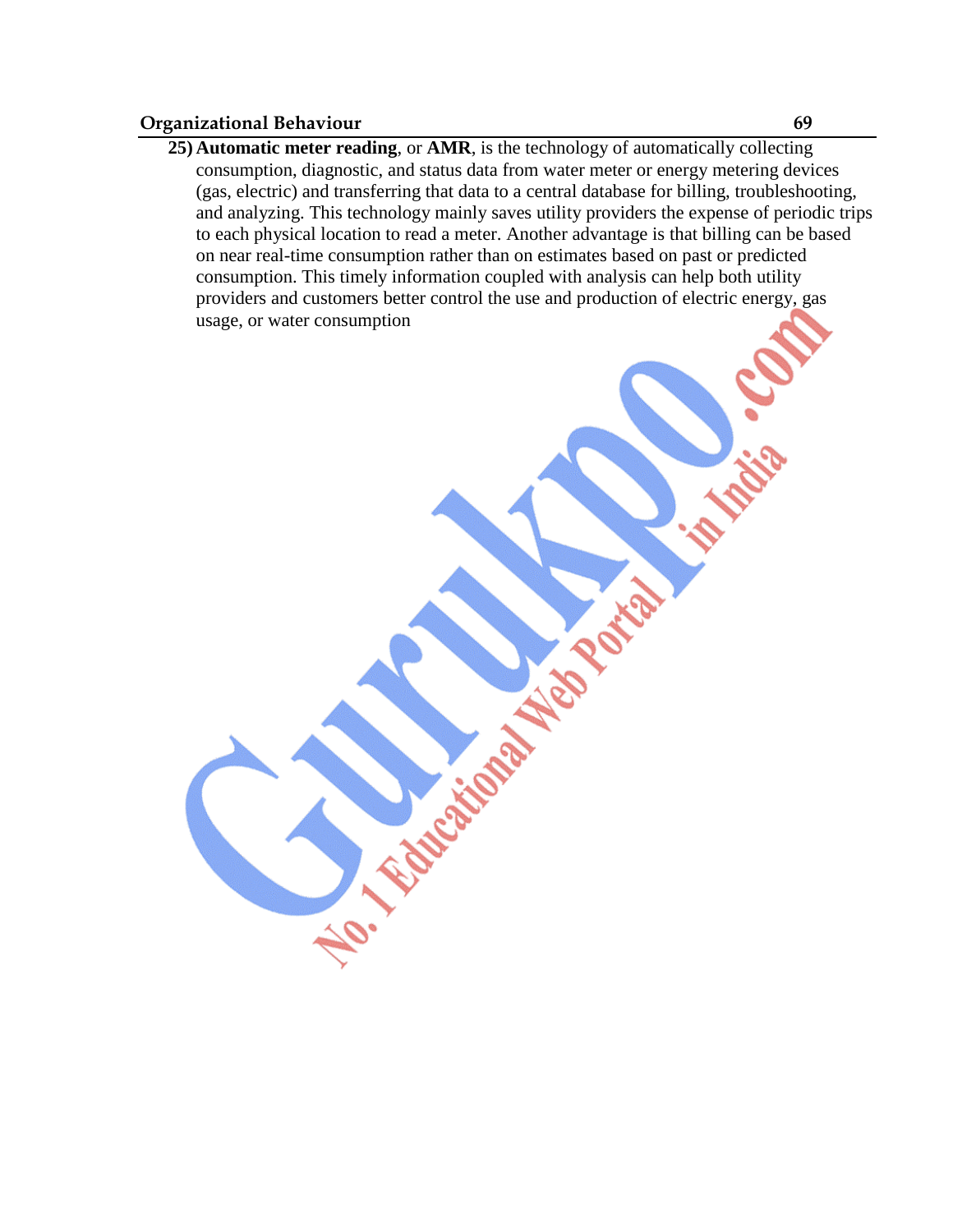25) **Automatic meter reading**, or **AMR**, is the technology of automatically collecting consumption, diagnostic, and status data from water meter or energy metering devices (gas, electric) and transferring that data to a central database for billing, troubleshooting, and analyzing. This technology mainly saves utility providers the expense of periodic trips to each physical location to read a meter. Another advantage is that billing can be based on near real-time consumption rather than on estimates based on past or predicted consumption. This timely information coupled with analysis can help both utility providers and customers better control the use and production of electric energy, gas usage, or water consumption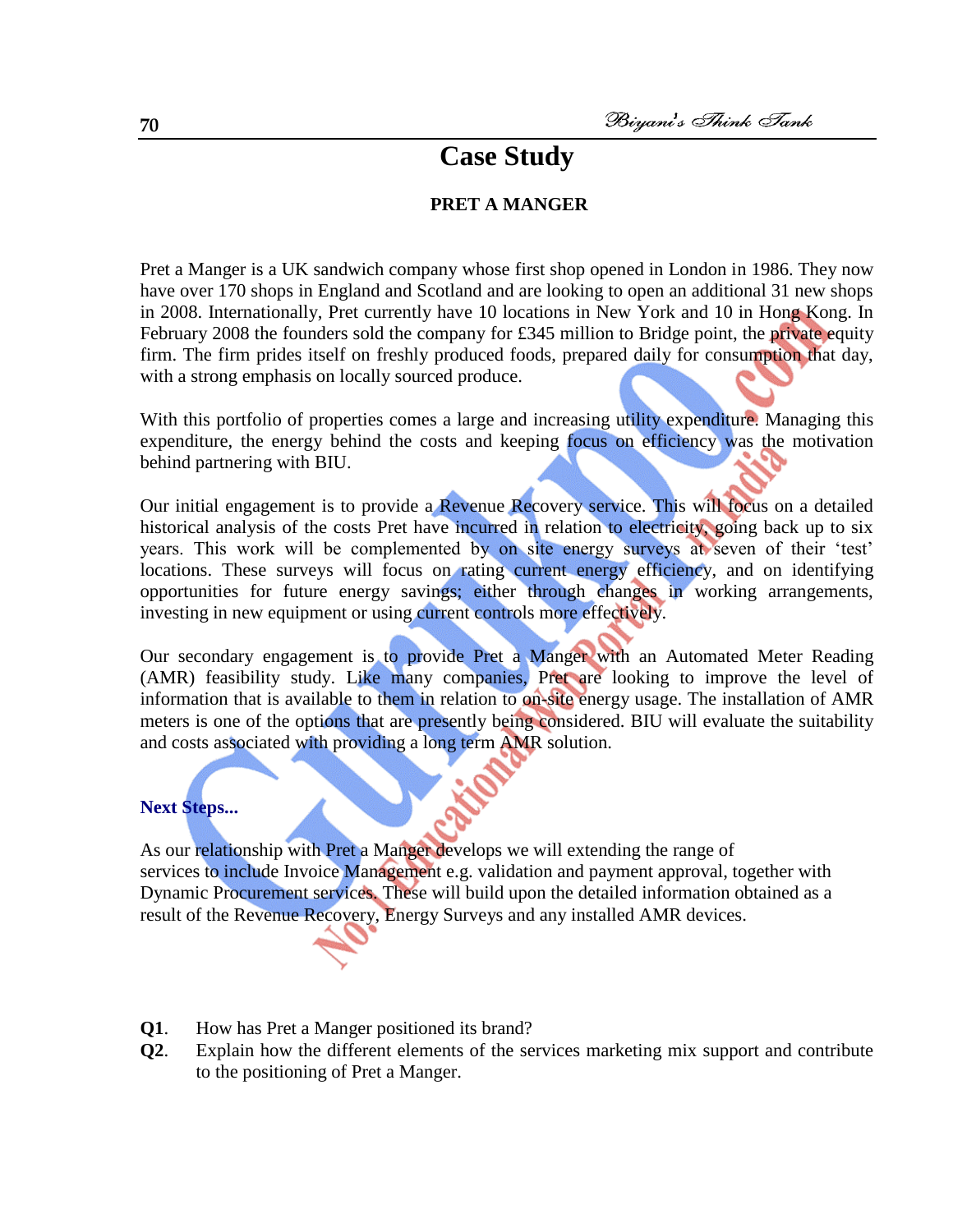# Case Study

## PRET A MANGER

Pret a Manger is a UK sandwich company whose first shop opened in London in 1986. They now have over 170 shops in England and Scotland and are looking to open an additional 31 new shops in 2008. Internationally, Pret currently have 10 locations in New York and 10 in Hong Kong. In February 2008 the founders sold the company for £345 million to Bridge point, the private equity firm. The firm prides itself on freshly produced foods, prepared daily for consumption that day, with a strong emphasis on locally sourced produce.

With this portfolio of properties comes a large and increasing utility expenditure. Managing this expenditure, the energy behind the costs and keeping focus on efficiency was the motivation behind partnering with BIU.

Our initial engagement is to provide a Revenue Recovery service. This will focus on a detailed historical analysis of the costs Pret have incurred in relation to electricity, going back up to six years. This work will be complemented by on site energy surveys at seven of their 'test' locations. These surveys will focus on rating current energy efficiency, and on identifying opportunities for future energy savings; either through changes in working arrangements, investing in new equipment or using current controls more effectively.

Our secondary engagement is to provide Pret a Manger with an Automated Meter Reading (AMR) feasibility study. Like many companies, Pret are looking to improve the level of information that is available to them in relation to on-site energy usage. The installation of AMR meters is one of the options that are presently being considered. BIU will evaluate the suitability and costs associated with providing a long term AMR solution.

### Next Steps...

As our relationship with Pret a Manger develops we will extending the range of services to include Invoice Management e.g. validation and payment approval, together with Dynamic Procurement services. These will build upon the detailed information obtained as a result of the Revenue Recovery, Energy Surveys and any installed AMR devices.

**Q1**. How has Pret a Manger positioned its brand?

**Q2**. Explain how the different elements of the services marketing mix support and contribute to the positioning of Pret a Manger.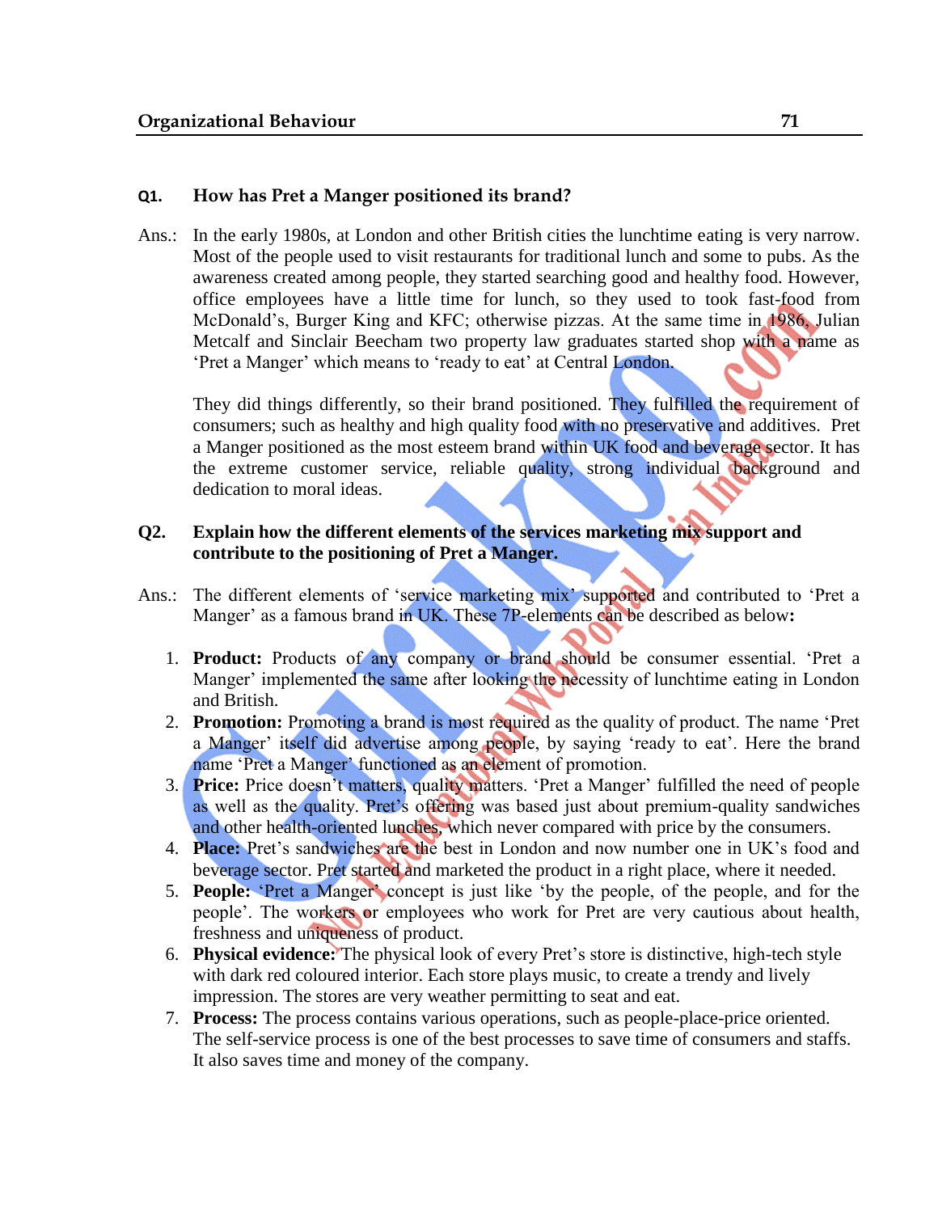**Q1. How has Pret a Manger positioned its brand?**

Ans.: In the early 1980s, at London and other British cities the lunchtime eating is very narrow. Most of the people used to visit restaurants for traditional lunch and some to pubs. As the awareness created among people, they started searching good and healthy food. However, office employees have a little time for lunch, so they used to took fast-food from McDonald's, Burger King and KFC; otherwise pizzas. At the same time in 1986, Julian Metcalf and Sinclair Beecham two property law graduates started shop with a name as 'Pret a Manger' which means to 'ready to eat' at Central London.

They did things differently, so their brand positioned. They fulfilled the requirement of consumers; such as healthy and high quality food with no preservative and additives. Pret a Manger positioned as the most esteem brand within UK food and beverage sector. It has the extreme customer service, reliable quality, strong individual background and dedication to moral ideas.

**Q2. Explain how the different elements of the services marketing mix support and contribute to the positioning of Pret a Manger.**

Ans.: The different elements of 'service marketing mix' supported and contributed to 'Pret a Manger' as a famous brand in UK. These 7P-elements can be described as below**:**

1. **Product:** Products of any company or brand should be consumer essential. 'Pret a Manger' implemented the same after looking the necessity of lunchtime eating in London and British.
2. **Promotion:** Promoting a brand is most required as the quality of product. The name 'Pret a Manger' itself did advertise among people, by saying 'ready to eat'. Here the brand name 'Pret a Manger' functioned as an element of promotion.
3. **Price:** Price doesn't matters, quality matters. 'Pret a Manger' fulfilled the need of people as well as the quality. Pret's offering was based just about premium-quality sandwiches and other health-oriented lunches, which never compared with price by the consumers.
4. **Place:** Pret's sandwiches are the best in London and now number one in UK's food and beverage sector. Pret started and marketed the product in a right place, where it needed.
5. **People:** 'Pret a Manger' concept is just like 'by the people, of the people, and for the people'. The workers or employees who work for Pret are very cautious about health, freshness and uniqueness of product.
6. **Physical evidence:** The physical look of every Pret's store is distinctive, high-tech style with dark red coloured interior. Each store plays music, to create a trendy and lively impression. The stores are very weather permitting to seat and eat.
7. **Process:** The process contains various operations, such as people-place-price oriented. The self-service process is one of the best processes to save time of consumers and staffs. It also saves time and money of the company.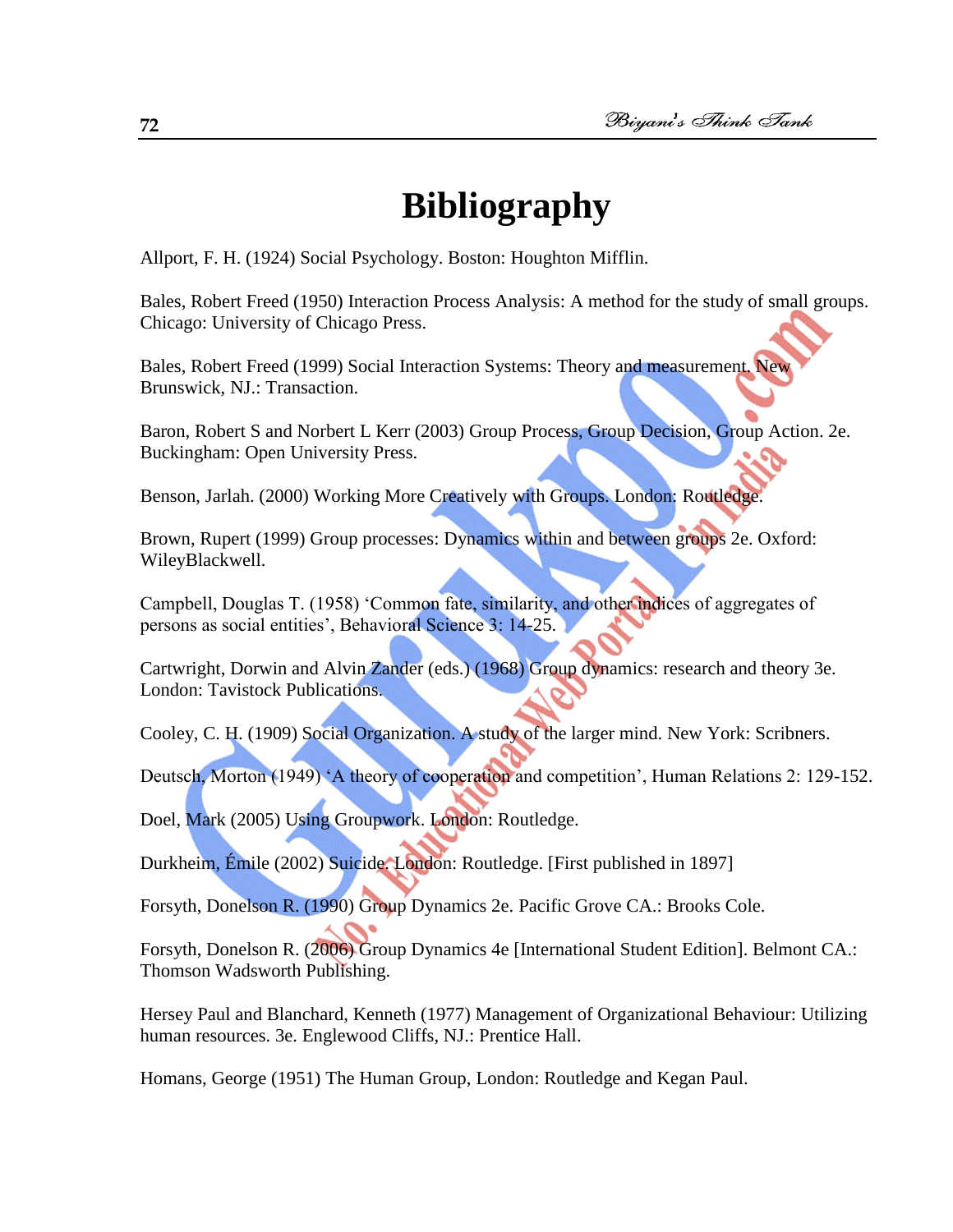# Bibliography

Allport, F. H. (1924) Social Psychology. Boston: Houghton Mifflin.

Bales, Robert Freed (1950) Interaction Process Analysis: A method for the study of small groups. Chicago: University of Chicago Press.

Bales, Robert Freed (1999) Social Interaction Systems: Theory and measurement. New Brunswick, NJ.: Transaction.

Baron, Robert S and Norbert L Kerr (2003) Group Process, Group Decision, Group Action. 2e. Buckingham: Open University Press.

Benson, Jarlah. (2000) Working More Creatively with Groups. London: Routledge.

Brown, Rupert (1999) Group processes: Dynamics within and between groups 2e. Oxford: WileyBlackwell.

Campbell, Douglas T. (1958) 'Common fate, similarity, and other indices of aggregates of persons as social entities', Behavioral Science 3: 14-25.

Cartwright, Dorwin and Alvin Zander (eds.) (1968) Group dynamics: research and theory 3e. London: Tavistock Publications.

Cooley, C. H. (1909) Social Organization. A study of the larger mind. New York: Scribners.

Deutsch, Morton (1949) 'A theory of cooperation and competition', Human Relations 2: 129-152.

Doel, Mark (2005) Using Groupwork. London: Routledge.

Durkheim, Émile (2002) Suicide. London: Routledge. [First published in 1897]

Forsyth, Donelson R. (1990) Group Dynamics 2e. Pacific Grove CA.: Brooks Cole.

Forsyth, Donelson R. (2006) Group Dynamics 4e [International Student Edition]. Belmont CA.: Thomson Wadsworth Publishing.

Hersey Paul and Blanchard, Kenneth (1977) Management of Organizational Behaviour: Utilizing human resources. 3e. Englewood Cliffs, NJ.: Prentice Hall.

Homans, George (1951) The Human Group, London: Routledge and Kegan Paul.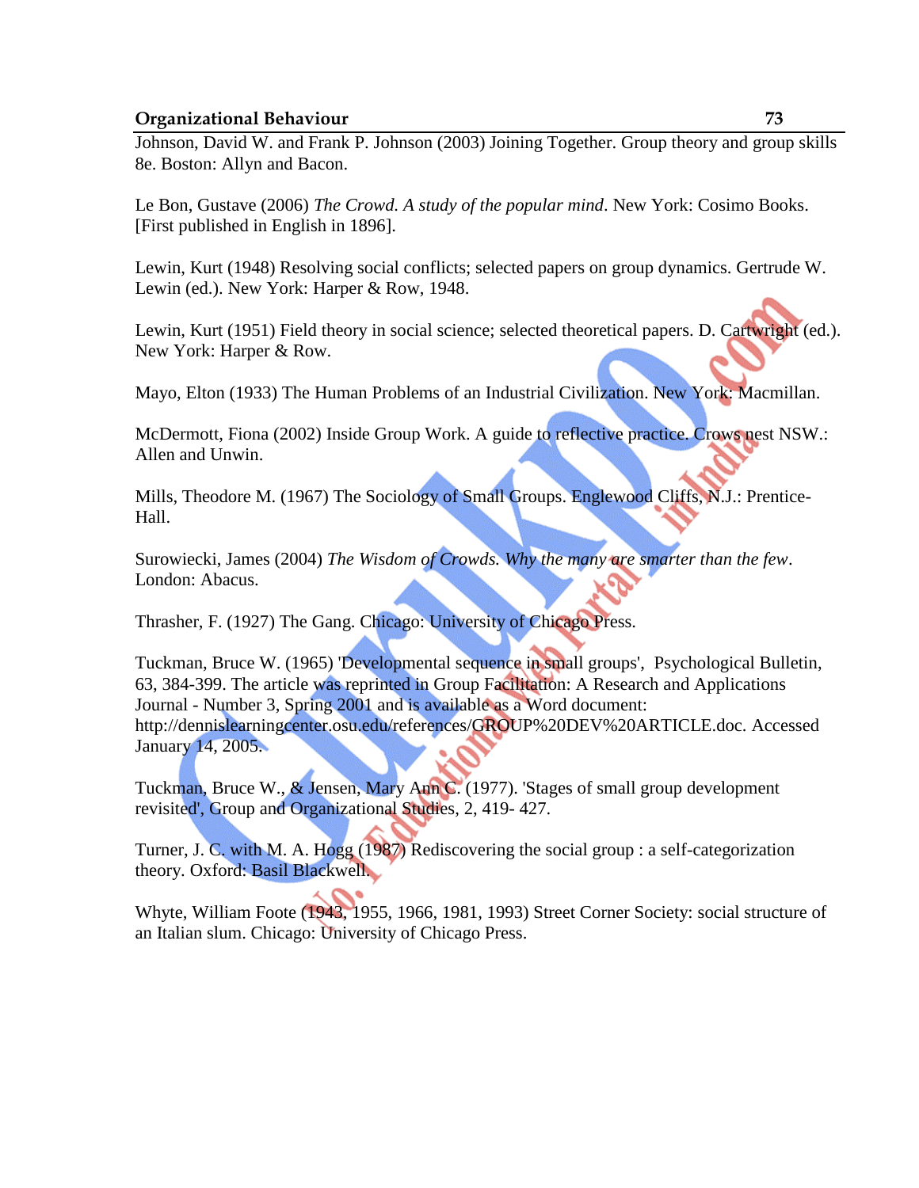Johnson, David W. and Frank P. Johnson (2003) Joining Together. Group theory and group skills 8e. Boston: Allyn and Bacon.

Le Bon, Gustave (2006) *The Crowd. A study of the popular mind*. New York: Cosimo Books. [First published in English in 1896].

Lewin, Kurt (1948) Resolving social conflicts; selected papers on group dynamics. Gertrude W. Lewin (ed.). New York: Harper & Row, 1948.

Lewin, Kurt (1951) Field theory in social science; selected theoretical papers. D. Cartwright (ed.). New York: Harper & Row.

Mayo, Elton (1933) The Human Problems of an Industrial Civilization. New York: Macmillan.

McDermott, Fiona (2002) Inside Group Work. A guide to reflective practice. Crows nest NSW.: Allen and Unwin.

Mills, Theodore M. (1967) The Sociology of Small Groups. Englewood Cliffs, N.J.: Prentice-Hall.

Surowiecki, James (2004) *The Wisdom of Crowds. Why the many are smarter than the few*. London: Abacus.

Thrasher, F. (1927) The Gang. Chicago: University of Chicago Press.

Tuckman, Bruce W. (1965) 'Developmental sequence in small groups', Psychological Bulletin, 63, 384-399. The article was reprinted in Group Facilitation: A Research and Applications Journal - Number 3, Spring 2001 and is available as a Word document: http://dennislearningcenter.osu.edu/references/GROUP%20DEV%20ARTICLE.doc. Accessed January 14, 2005.

Tuckman, Bruce W., & Jensen, Mary Ann C. (1977). 'Stages of small group development revisited', Group and Organizational Studies, 2, 419- 427.

Turner, J. C. with M. A. Hogg (1987) Rediscovering the social group : a self-categorization theory. Oxford: Basil Blackwell.

Whyte, William Foote (1943, 1955, 1966, 1981, 1993) Street Corner Society: social structure of an Italian slum. Chicago: University of Chicago Press.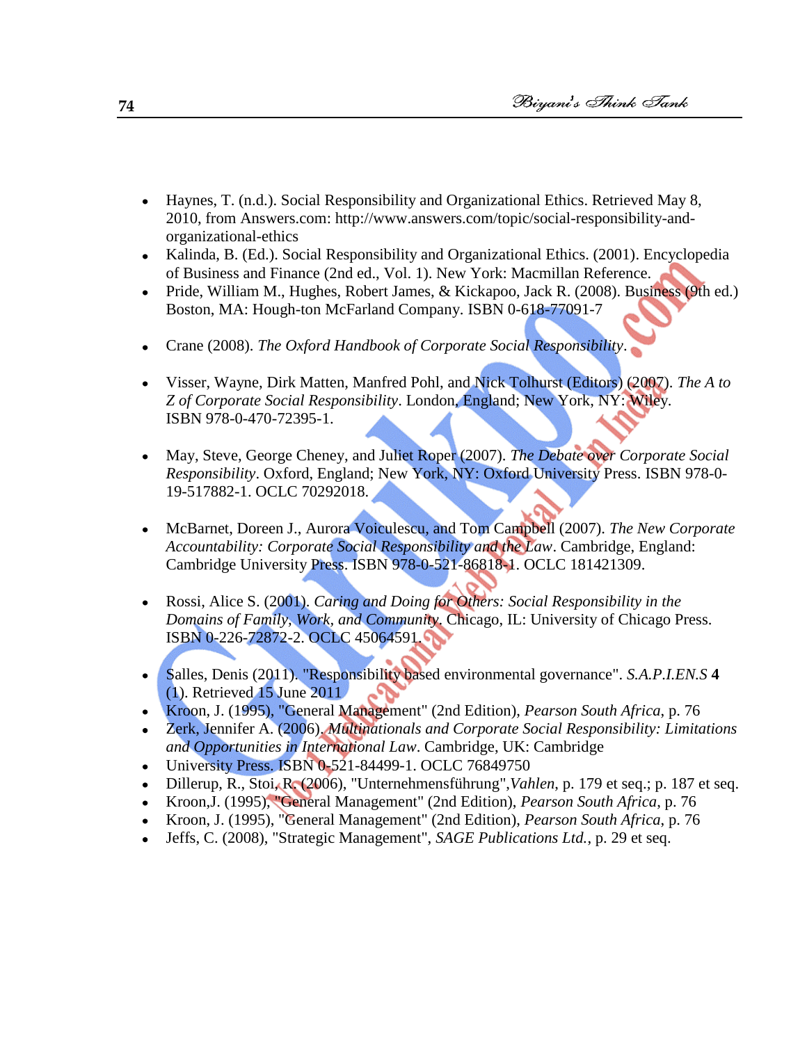- Haynes, T. (n.d.). Social Responsibility and Organizational Ethics. Retrieved May 8, 2010, from Answers.com: http://www.answers.com/topic/social-responsibility-and-organizational-ethics
- Kalinda, B. (Ed.). Social Responsibility and Organizational Ethics. (2001). Encyclopedia of Business and Finance (2nd ed., Vol. 1). New York: Macmillan Reference.
- Pride, William M., Hughes, Robert James, & Kickapoo, Jack R. (2008). Business (9th ed.) Boston, MA: Hough-ton McFarland Company. ISBN 0-618-77091-7
- Crane (2008). *The Oxford Handbook of Corporate Social Responsibility*.
- Visser, Wayne, Dirk Matten, Manfred Pohl, and Nick Tolhurst (Editors) (2007). *The A to Z of Corporate Social Responsibility*. London, England; New York, NY: Wiley. ISBN 978-0-470-72395-1.
- May, Steve, George Cheney, and Juliet Roper (2007). *The Debate over Corporate Social Responsibility*. Oxford, England; New York, NY: Oxford University Press. ISBN 978-0-19-517882-1. OCLC 70292018.
- McBarnet, Doreen J., Aurora Voiculescu, and Tom Campbell (2007). *The New Corporate Accountability: Corporate Social Responsibility and the Law*. Cambridge, England: Cambridge University Press. ISBN 978-0-521-86818-1. OCLC 181421309.
- Rossi, Alice S. (2001). *Caring and Doing for Others: Social Responsibility in the Domains of Family, Work, and Community*. Chicago, IL: University of Chicago Press. ISBN 0-226-72872-2. OCLC 45064591.
- Salles, Denis (2011). "Responsibility based environmental governance". *S.A.P.I.EN.S* **4** (1). Retrieved 15 June 2011
- Kroon, J. (1995), "General Management" (2nd Edition), *Pearson South Africa*, p. 76
- Zerk, Jennifer A. (2006). *Multinationals and Corporate Social Responsibility: Limitations and Opportunities in International Law*. Cambridge, UK: Cambridge
- University Press. ISBN 0-521-84499-1. OCLC 76849750
- Dillerup, R., Stoi, R. (2006), "Unternehmensführung",*Vahlen*, p. 179 et seq.; p. 187 et seq.
- Kroon,J. (1995), "General Management" (2nd Edition), *Pearson South Africa*, p. 76
- Kroon, J. (1995), "General Management" (2nd Edition), *Pearson South Africa*, p. 76
- Jeffs, C. (2008), "Strategic Management", *SAGE Publications Ltd.*, p. 29 et seq.